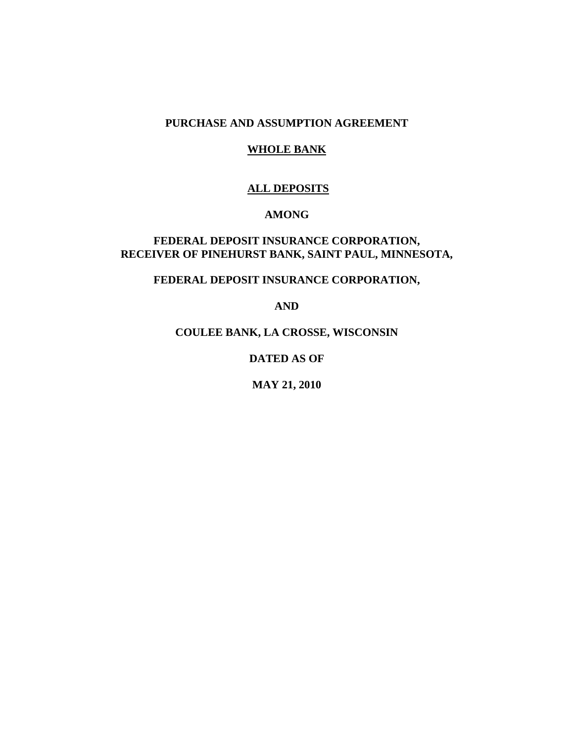**PURCHASE AND ASSUMPTION AGREEMENT**

**WHOLE BANK**

**ALL DEPOSITS**

**AMONG**

**FEDERAL DEPOSIT INSURANCE CORPORATION,**
**RECEIVER OF PINEHURST BANK, SAINT PAUL, MINNESOTA,**

**FEDERAL DEPOSIT INSURANCE CORPORATION,**

**AND**

**COULEE BANK, LA CROSSE, WISCONSIN**

**DATED AS OF**

**MAY 21, 2010**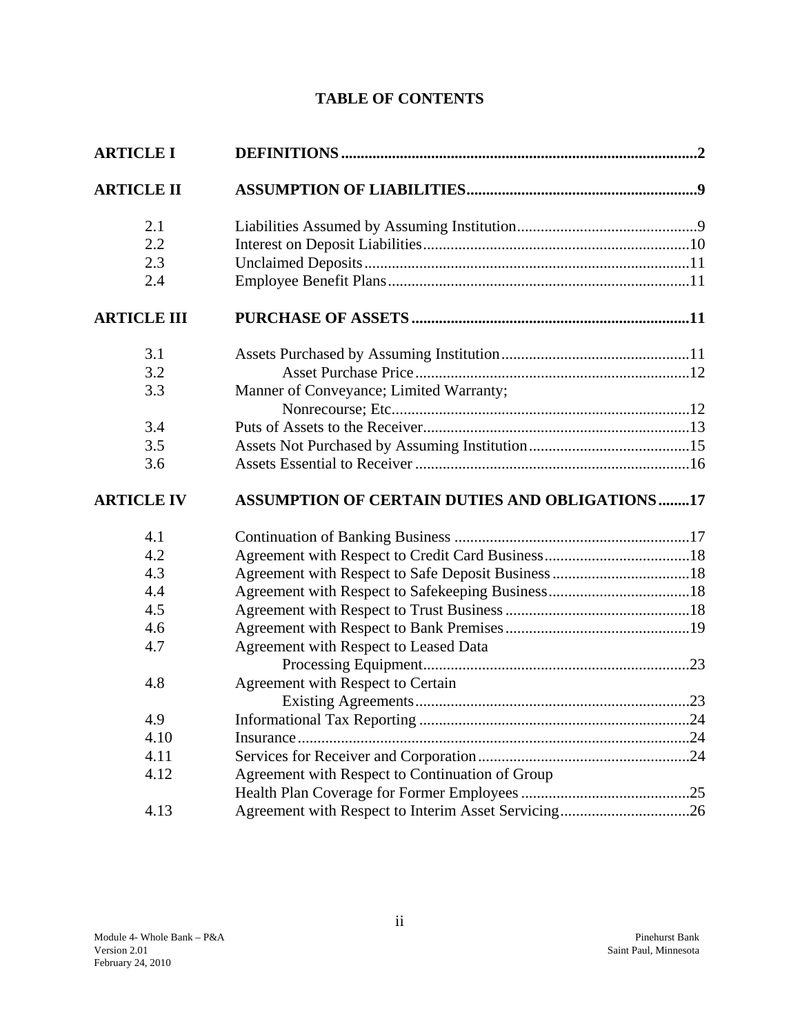# TABLE OF CONTENTS

| | | |
|---|---|---|
| **ARTICLE I** | **DEFINITIONS** | **2** |
| **ARTICLE II** | **ASSUMPTION OF LIABILITIES** | **9** |
| 2.1 | Liabilities Assumed by Assuming Institution | 9 |
| 2.2 | Interest on Deposit Liabilities | 10 |
| 2.3 | Unclaimed Deposits | 11 |
| 2.4 | Employee Benefit Plans | 11 |
| **ARTICLE III** | **PURCHASE OF ASSETS** | **11** |
| 3.1 | Assets Purchased by Assuming Institution | 11 |
| 3.2 | Asset Purchase Price | 12 |
| 3.3 | Manner of Conveyance; Limited Warranty; Nonrecourse; Etc. | 12 |
| 3.4 | Puts of Assets to the Receiver | 13 |
| 3.5 | Assets Not Purchased by Assuming Institution | 15 |
| 3.6 | Assets Essential to Receiver | 16 |
| **ARTICLE IV** | **ASSUMPTION OF CERTAIN DUTIES AND OBLIGATIONS** | **17** |
| 4.1 | Continuation of Banking Business | 17 |
| 4.2 | Agreement with Respect to Credit Card Business | 18 |
| 4.3 | Agreement with Respect to Safe Deposit Business | 18 |
| 4.4 | Agreement with Respect to Safekeeping Business | 18 |
| 4.5 | Agreement with Respect to Trust Business | 18 |
| 4.6 | Agreement with Respect to Bank Premises | 19 |
| 4.7 | Agreement with Respect to Leased Data Processing Equipment | 23 |
| 4.8 | Agreement with Respect to Certain Existing Agreements | 23 |
| 4.9 | Informational Tax Reporting | 24 |
| 4.10 | Insurance | 24 |
| 4.11 | Services for Receiver and Corporation | 24 |
| 4.12 | Agreement with Respect to Continuation of Group Health Plan Coverage for Former Employees | 25 |
| 4.13 | Agreement with Respect to Interim Asset Servicing | 26 |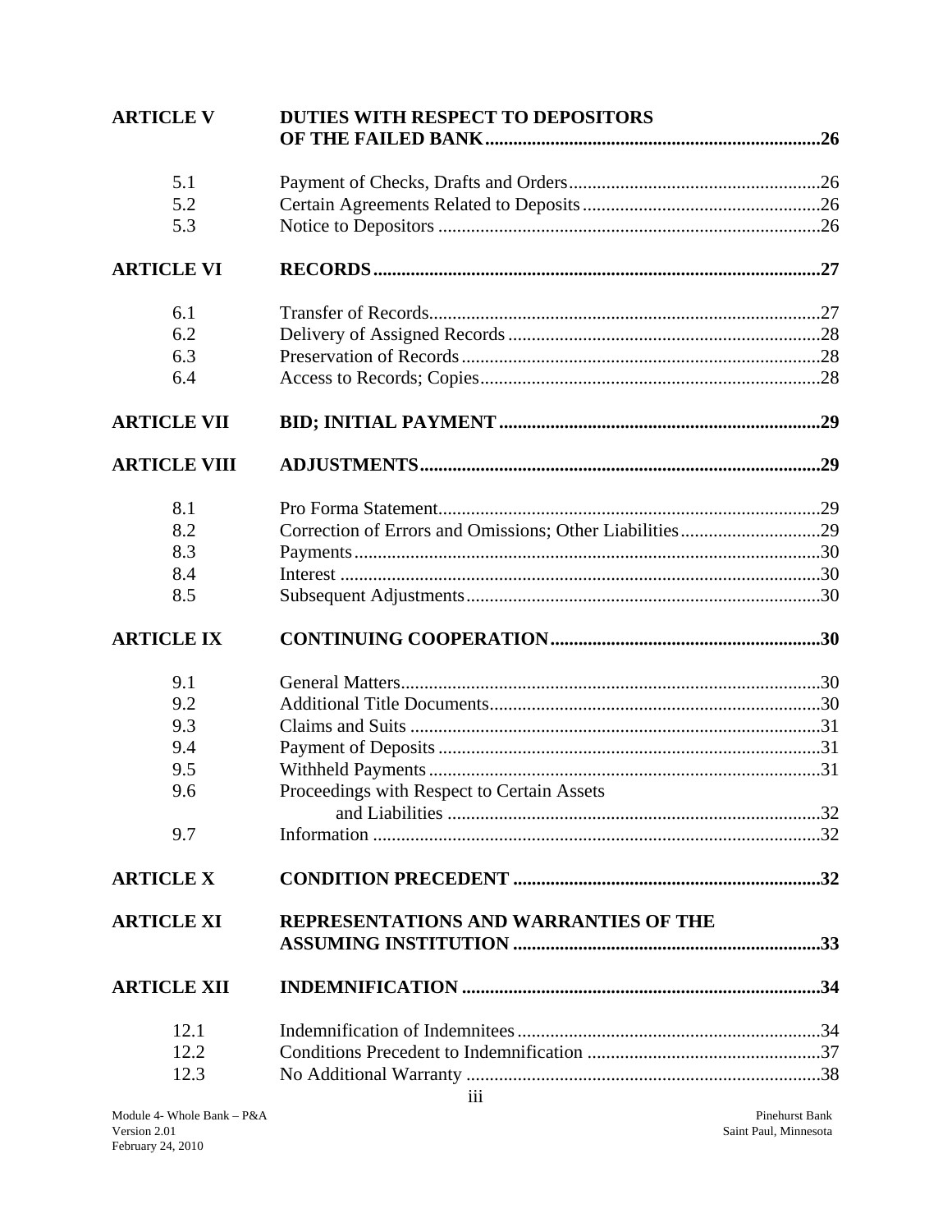| | | |
|---|---|---|
| **ARTICLE V** | **DUTIES WITH RESPECT TO DEPOSITORS OF THE FAILED BANK** | **26** |
| 5.1 | Payment of Checks, Drafts and Orders | 26 |
| 5.2 | Certain Agreements Related to Deposits | 26 |
| 5.3 | Notice to Depositors | 26 |
| **ARTICLE VI** | **RECORDS** | **27** |
| 6.1 | Transfer of Records | 27 |
| 6.2 | Delivery of Assigned Records | 28 |
| 6.3 | Preservation of Records | 28 |
| 6.4 | Access to Records; Copies | 28 |
| **ARTICLE VII** | **BID; INITIAL PAYMENT** | **29** |
| **ARTICLE VIII** | **ADJUSTMENTS** | **29** |
| 8.1 | Pro Forma Statement | 29 |
| 8.2 | Correction of Errors and Omissions; Other Liabilities | 29 |
| 8.3 | Payments | 30 |
| 8.4 | Interest | 30 |
| 8.5 | Subsequent Adjustments | 30 |
| **ARTICLE IX** | **CONTINUING COOPERATION** | **30** |
| 9.1 | General Matters | 30 |
| 9.2 | Additional Title Documents | 30 |
| 9.3 | Claims and Suits | 31 |
| 9.4 | Payment of Deposits | 31 |
| 9.5 | Withheld Payments | 31 |
| 9.6 | Proceedings with Respect to Certain Assets and Liabilities | 32 |
| 9.7 | Information | 32 |
| **ARTICLE X** | **CONDITION PRECEDENT** | **32** |
| **ARTICLE XI** | **REPRESENTATIONS AND WARRANTIES OF THE ASSUMING INSTITUTION** | **33** |
| **ARTICLE XII** | **INDEMNIFICATION** | **34** |
| 12.1 | Indemnification of Indemnitees | 34 |
| 12.2 | Conditions Precedent to Indemnification | 37 |
| 12.3 | No Additional Warranty | 38 |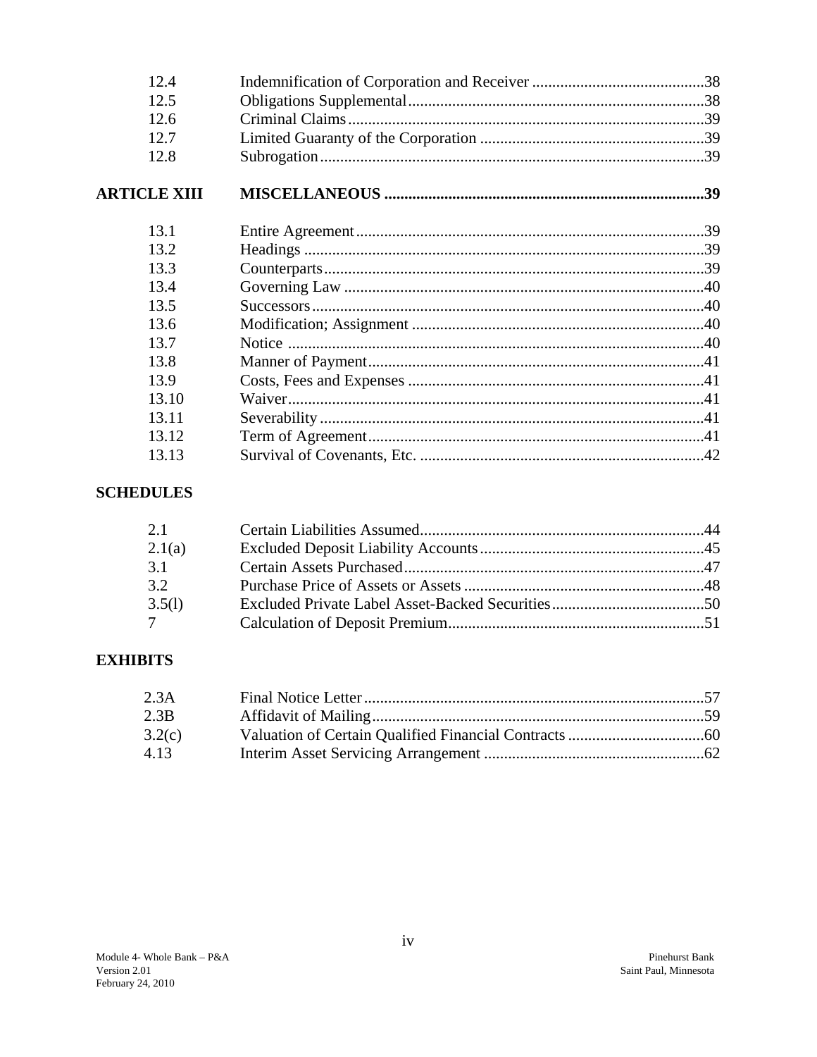| | | |
|---|---|---|
| 12.4 | Indemnification of Corporation and Receiver | 38 |
| 12.5 | Obligations Supplemental | 38 |
| 12.6 | Criminal Claims | 39 |
| 12.7 | Limited Guaranty of the Corporation | 39 |
| 12.8 | Subrogation | 39 |
| **ARTICLE XIII** | **MISCELLANEOUS** | **39** |
| 13.1 | Entire Agreement | 39 |
| 13.2 | Headings | 39 |
| 13.3 | Counterparts | 39 |
| 13.4 | Governing Law | 40 |
| 13.5 | Successors | 40 |
| 13.6 | Modification; Assignment | 40 |
| 13.7 | Notice | 40 |
| 13.8 | Manner of Payment | 41 |
| 13.9 | Costs, Fees and Expenses | 41 |
| 13.10 | Waiver | 41 |
| 13.11 | Severability | 41 |
| 13.12 | Term of Agreement | 41 |
| 13.13 | Survival of Covenants, Etc. | 42 |

**SCHEDULES**

| | | |
|---|---|---|
| 2.1 | Certain Liabilities Assumed | 44 |
| 2.1(a) | Excluded Deposit Liability Accounts | 45 |
| 3.1 | Certain Assets Purchased | 47 |
| 3.2 | Purchase Price of Assets or Assets | 48 |
| 3.5(l) | Excluded Private Label Asset-Backed Securities | 50 |
| 7 | Calculation of Deposit Premium | 51 |

**EXHIBITS**

| | | |
|---|---|---|
| 2.3A | Final Notice Letter | 57 |
| 2.3B | Affidavit of Mailing | 59 |
| 3.2(c) | Valuation of Certain Qualified Financial Contracts | 60 |
| 4.13 | Interim Asset Servicing Arrangement | 62 |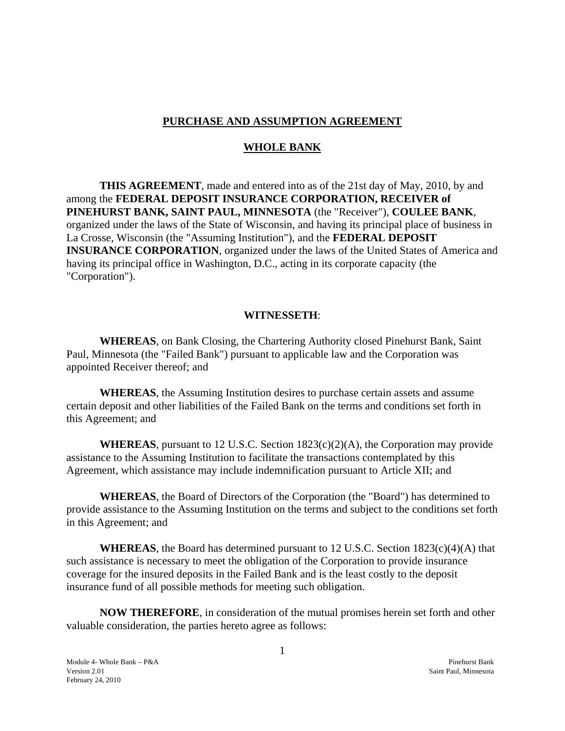# PURCHASE AND ASSUMPTION AGREEMENT

## WHOLE BANK

**THIS AGREEMENT**, made and entered into as of the 21st day of May, 2010, by and among the **FEDERAL DEPOSIT INSURANCE CORPORATION, RECEIVER of PINEHURST BANK, SAINT PAUL, MINNESOTA** (the "Receiver"), **COULEE BANK**, organized under the laws of the State of Wisconsin, and having its principal place of business in La Crosse, Wisconsin (the "Assuming Institution"), and the **FEDERAL DEPOSIT INSURANCE CORPORATION**, organized under the laws of the United States of America and having its principal office in Washington, D.C., acting in its corporate capacity (the "Corporation").

**WITNESSETH**:

**WHEREAS**, on Bank Closing, the Chartering Authority closed Pinehurst Bank, Saint Paul, Minnesota (the "Failed Bank") pursuant to applicable law and the Corporation was appointed Receiver thereof; and

**WHEREAS**, the Assuming Institution desires to purchase certain assets and assume certain deposit and other liabilities of the Failed Bank on the terms and conditions set forth in this Agreement; and

**WHEREAS**, pursuant to 12 U.S.C. Section 1823(c)(2)(A), the Corporation may provide assistance to the Assuming Institution to facilitate the transactions contemplated by this Agreement, which assistance may include indemnification pursuant to Article XII; and

**WHEREAS**, the Board of Directors of the Corporation (the "Board") has determined to provide assistance to the Assuming Institution on the terms and subject to the conditions set forth in this Agreement; and

**WHEREAS**, the Board has determined pursuant to 12 U.S.C. Section 1823(c)(4)(A) that such assistance is necessary to meet the obligation of the Corporation to provide insurance coverage for the insured deposits in the Failed Bank and is the least costly to the deposit insurance fund of all possible methods for meeting such obligation.

**NOW THEREFORE**, in consideration of the mutual promises herein set forth and other valuable consideration, the parties hereto agree as follows: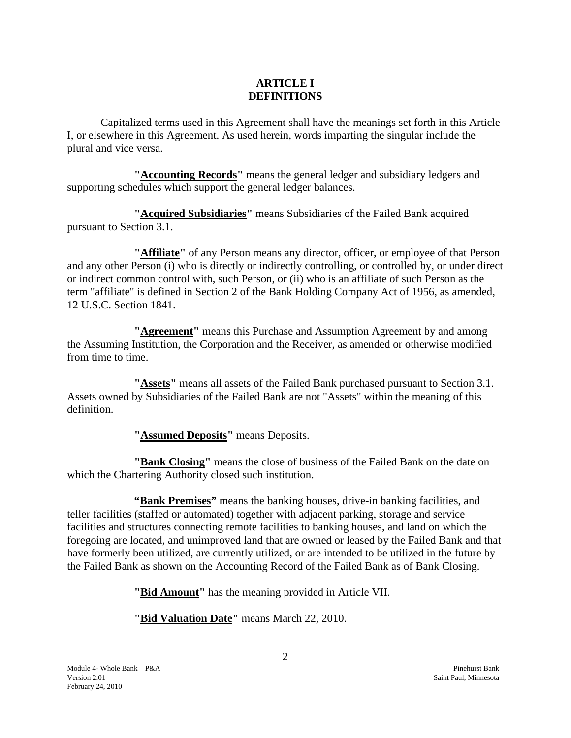# ARTICLE I
# DEFINITIONS

Capitalized terms used in this Agreement shall have the meanings set forth in this Article I, or elsewhere in this Agreement. As used herein, words imparting the singular include the plural and vice versa.

**"Accounting Records"** means the general ledger and subsidiary ledgers and supporting schedules which support the general ledger balances.

**"Acquired Subsidiaries"** means Subsidiaries of the Failed Bank acquired pursuant to Section 3.1.

**"Affiliate"** of any Person means any director, officer, or employee of that Person and any other Person (i) who is directly or indirectly controlling, or controlled by, or under direct or indirect common control with, such Person, or (ii) who is an affiliate of such Person as the term "affiliate" is defined in Section 2 of the Bank Holding Company Act of 1956, as amended, 12 U.S.C. Section 1841.

**"Agreement"** means this Purchase and Assumption Agreement by and among the Assuming Institution, the Corporation and the Receiver, as amended or otherwise modified from time to time.

**"Assets"** means all assets of the Failed Bank purchased pursuant to Section 3.1. Assets owned by Subsidiaries of the Failed Bank are not "Assets" within the meaning of this definition.

**"Assumed Deposits"** means Deposits.

**"Bank Closing"** means the close of business of the Failed Bank on the date on which the Chartering Authority closed such institution.

**"Bank Premises"** means the banking houses, drive-in banking facilities, and teller facilities (staffed or automated) together with adjacent parking, storage and service facilities and structures connecting remote facilities to banking houses, and land on which the foregoing are located, and unimproved land that are owned or leased by the Failed Bank and that have formerly been utilized, are currently utilized, or are intended to be utilized in the future by the Failed Bank as shown on the Accounting Record of the Failed Bank as of Bank Closing.

**"Bid Amount"** has the meaning provided in Article VII.

**"Bid Valuation Date"** means March 22, 2010.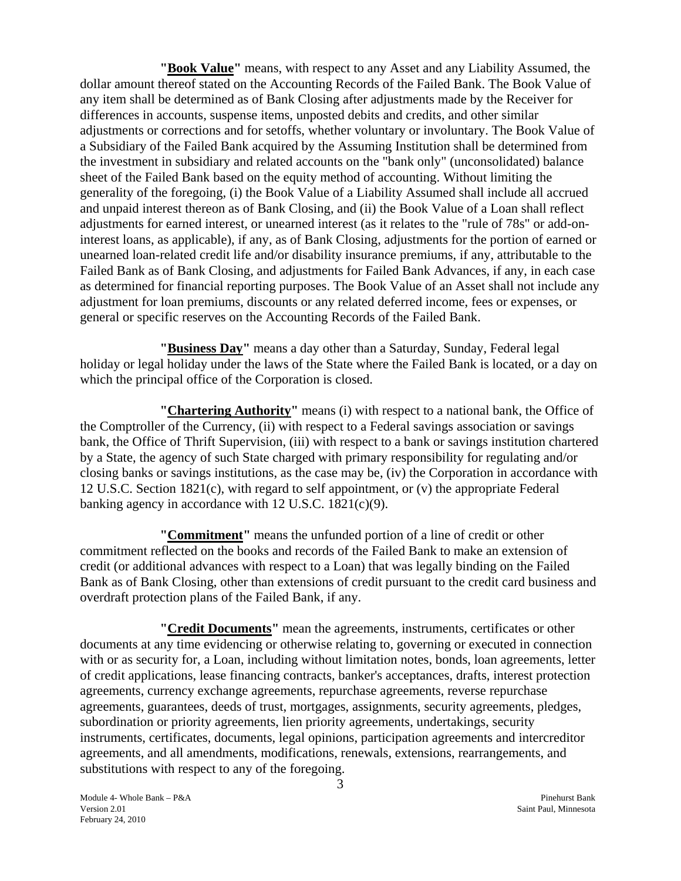**"Book Value"** means, with respect to any Asset and any Liability Assumed, the dollar amount thereof stated on the Accounting Records of the Failed Bank. The Book Value of any item shall be determined as of Bank Closing after adjustments made by the Receiver for differences in accounts, suspense items, unposted debits and credits, and other similar adjustments or corrections and for setoffs, whether voluntary or involuntary. The Book Value of a Subsidiary of the Failed Bank acquired by the Assuming Institution shall be determined from the investment in subsidiary and related accounts on the "bank only" (unconsolidated) balance sheet of the Failed Bank based on the equity method of accounting. Without limiting the generality of the foregoing, (i) the Book Value of a Liability Assumed shall include all accrued and unpaid interest thereon as of Bank Closing, and (ii) the Book Value of a Loan shall reflect adjustments for earned interest, or unearned interest (as it relates to the "rule of 78s" or add-on-interest loans, as applicable), if any, as of Bank Closing, adjustments for the portion of earned or unearned loan-related credit life and/or disability insurance premiums, if any, attributable to the Failed Bank as of Bank Closing, and adjustments for Failed Bank Advances, if any, in each case as determined for financial reporting purposes. The Book Value of an Asset shall not include any adjustment for loan premiums, discounts or any related deferred income, fees or expenses, or general or specific reserves on the Accounting Records of the Failed Bank.

**"Business Day"** means a day other than a Saturday, Sunday, Federal legal holiday or legal holiday under the laws of the State where the Failed Bank is located, or a day on which the principal office of the Corporation is closed.

**"Chartering Authority"** means (i) with respect to a national bank, the Office of the Comptroller of the Currency, (ii) with respect to a Federal savings association or savings bank, the Office of Thrift Supervision, (iii) with respect to a bank or savings institution chartered by a State, the agency of such State charged with primary responsibility for regulating and/or closing banks or savings institutions, as the case may be, (iv) the Corporation in accordance with 12 U.S.C. Section 1821(c), with regard to self appointment, or (v) the appropriate Federal banking agency in accordance with 12 U.S.C. 1821(c)(9).

**"Commitment"** means the unfunded portion of a line of credit or other commitment reflected on the books and records of the Failed Bank to make an extension of credit (or additional advances with respect to a Loan) that was legally binding on the Failed Bank as of Bank Closing, other than extensions of credit pursuant to the credit card business and overdraft protection plans of the Failed Bank, if any.

**"Credit Documents"** mean the agreements, instruments, certificates or other documents at any time evidencing or otherwise relating to, governing or executed in connection with or as security for, a Loan, including without limitation notes, bonds, loan agreements, letter of credit applications, lease financing contracts, banker's acceptances, drafts, interest protection agreements, currency exchange agreements, repurchase agreements, reverse repurchase agreements, guarantees, deeds of trust, mortgages, assignments, security agreements, pledges, subordination or priority agreements, lien priority agreements, undertakings, security instruments, certificates, documents, legal opinions, participation agreements and intercreditor agreements, and all amendments, modifications, renewals, extensions, rearrangements, and substitutions with respect to any of the foregoing.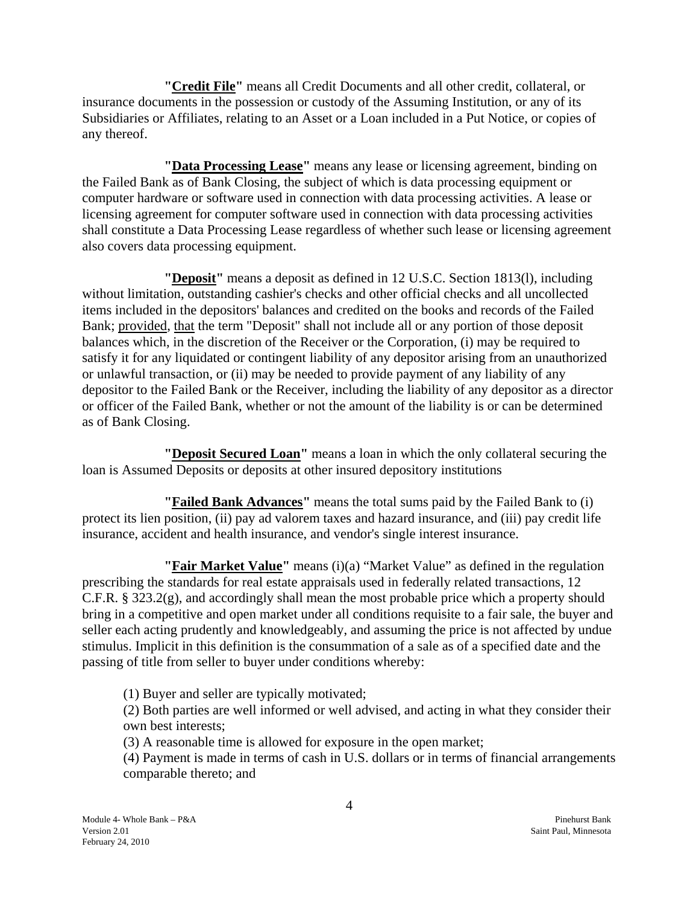**"Credit File"** means all Credit Documents and all other credit, collateral, or insurance documents in the possession or custody of the Assuming Institution, or any of its Subsidiaries or Affiliates, relating to an Asset or a Loan included in a Put Notice, or copies of any thereof.

**"Data Processing Lease"** means any lease or licensing agreement, binding on the Failed Bank as of Bank Closing, the subject of which is data processing equipment or computer hardware or software used in connection with data processing activities. A lease or licensing agreement for computer software used in connection with data processing activities shall constitute a Data Processing Lease regardless of whether such lease or licensing agreement also covers data processing equipment.

**"Deposit"** means a deposit as defined in 12 U.S.C. Section 1813(l), including without limitation, outstanding cashier's checks and other official checks and all uncollected items included in the depositors' balances and credited on the books and records of the Failed Bank; provided, that the term "Deposit" shall not include all or any portion of those deposit balances which, in the discretion of the Receiver or the Corporation, (i) may be required to satisfy it for any liquidated or contingent liability of any depositor arising from an unauthorized or unlawful transaction, or (ii) may be needed to provide payment of any liability of any depositor to the Failed Bank or the Receiver, including the liability of any depositor as a director or officer of the Failed Bank, whether or not the amount of the liability is or can be determined as of Bank Closing.

**"Deposit Secured Loan"** means a loan in which the only collateral securing the loan is Assumed Deposits or deposits at other insured depository institutions

**"Failed Bank Advances"** means the total sums paid by the Failed Bank to (i) protect its lien position, (ii) pay ad valorem taxes and hazard insurance, and (iii) pay credit life insurance, accident and health insurance, and vendor's single interest insurance.

**"Fair Market Value"** means (i)(a) "Market Value" as defined in the regulation prescribing the standards for real estate appraisals used in federally related transactions, 12 C.F.R. § 323.2(g), and accordingly shall mean the most probable price which a property should bring in a competitive and open market under all conditions requisite to a fair sale, the buyer and seller each acting prudently and knowledgeably, and assuming the price is not affected by undue stimulus. Implicit in this definition is the consummation of a sale as of a specified date and the passing of title from seller to buyer under conditions whereby:

(1) Buyer and seller are typically motivated;
(2) Both parties are well informed or well advised, and acting in what they consider their own best interests;
(3) A reasonable time is allowed for exposure in the open market;
(4) Payment is made in terms of cash in U.S. dollars or in terms of financial arrangements comparable thereto; and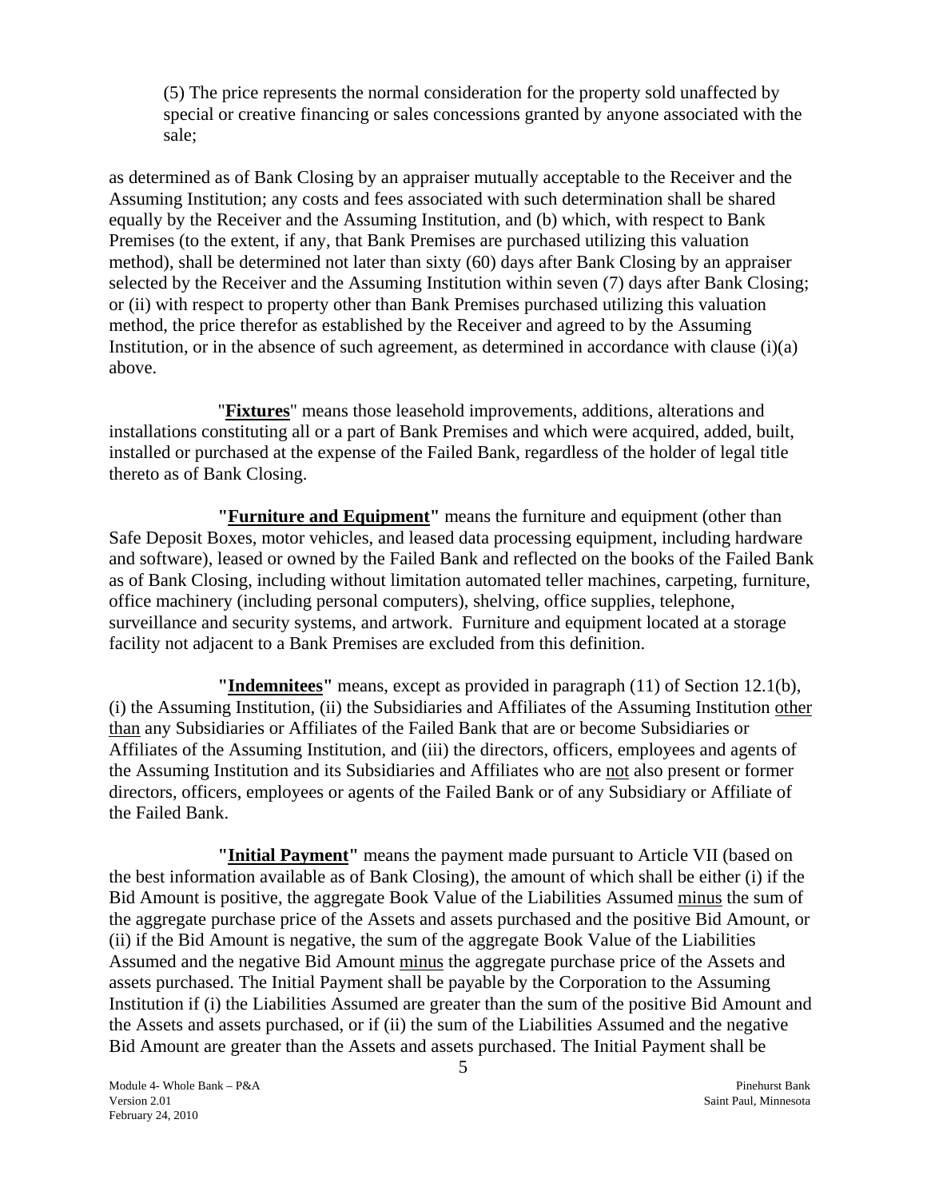(5) The price represents the normal consideration for the property sold unaffected by special or creative financing or sales concessions granted by anyone associated with the sale;

as determined as of Bank Closing by an appraiser mutually acceptable to the Receiver and the Assuming Institution; any costs and fees associated with such determination shall be shared equally by the Receiver and the Assuming Institution, and (b) which, with respect to Bank Premises (to the extent, if any, that Bank Premises are purchased utilizing this valuation method), shall be determined not later than sixty (60) days after Bank Closing by an appraiser selected by the Receiver and the Assuming Institution within seven (7) days after Bank Closing; or (ii) with respect to property other than Bank Premises purchased utilizing this valuation method, the price therefor as established by the Receiver and agreed to by the Assuming Institution, or in the absence of such agreement, as determined in accordance with clause (i)(a) above.

"**<u>Fixtures</u>**" means those leasehold improvements, additions, alterations and installations constituting all or a part of Bank Premises and which were acquired, added, built, installed or purchased at the expense of the Failed Bank, regardless of the holder of legal title thereto as of Bank Closing.

**"<u>Furniture and Equipment</u>"** means the furniture and equipment (other than Safe Deposit Boxes, motor vehicles, and leased data processing equipment, including hardware and software), leased or owned by the Failed Bank and reflected on the books of the Failed Bank as of Bank Closing, including without limitation automated teller machines, carpeting, furniture, office machinery (including personal computers), shelving, office supplies, telephone, surveillance and security systems, and artwork. Furniture and equipment located at a storage facility not adjacent to a Bank Premises are excluded from this definition.

**"<u>Indemnitees</u>"** means, except as provided in paragraph (11) of Section 12.1(b), (i) the Assuming Institution, (ii) the Subsidiaries and Affiliates of the Assuming Institution <u>other than</u> any Subsidiaries or Affiliates of the Failed Bank that are or become Subsidiaries or Affiliates of the Assuming Institution, and (iii) the directors, officers, employees and agents of the Assuming Institution and its Subsidiaries and Affiliates who are <u>not</u> also present or former directors, officers, employees or agents of the Failed Bank or of any Subsidiary or Affiliate of the Failed Bank.

**"<u>Initial Payment</u>"** means the payment made pursuant to Article VII (based on the best information available as of Bank Closing), the amount of which shall be either (i) if the Bid Amount is positive, the aggregate Book Value of the Liabilities Assumed <u>minus</u> the sum of the aggregate purchase price of the Assets and assets purchased and the positive Bid Amount, or (ii) if the Bid Amount is negative, the sum of the aggregate Book Value of the Liabilities Assumed and the negative Bid Amount <u>minus</u> the aggregate purchase price of the Assets and assets purchased. The Initial Payment shall be payable by the Corporation to the Assuming Institution if (i) the Liabilities Assumed are greater than the sum of the positive Bid Amount and the Assets and assets purchased, or if (ii) the sum of the Liabilities Assumed and the negative Bid Amount are greater than the Assets and assets purchased. The Initial Payment shall be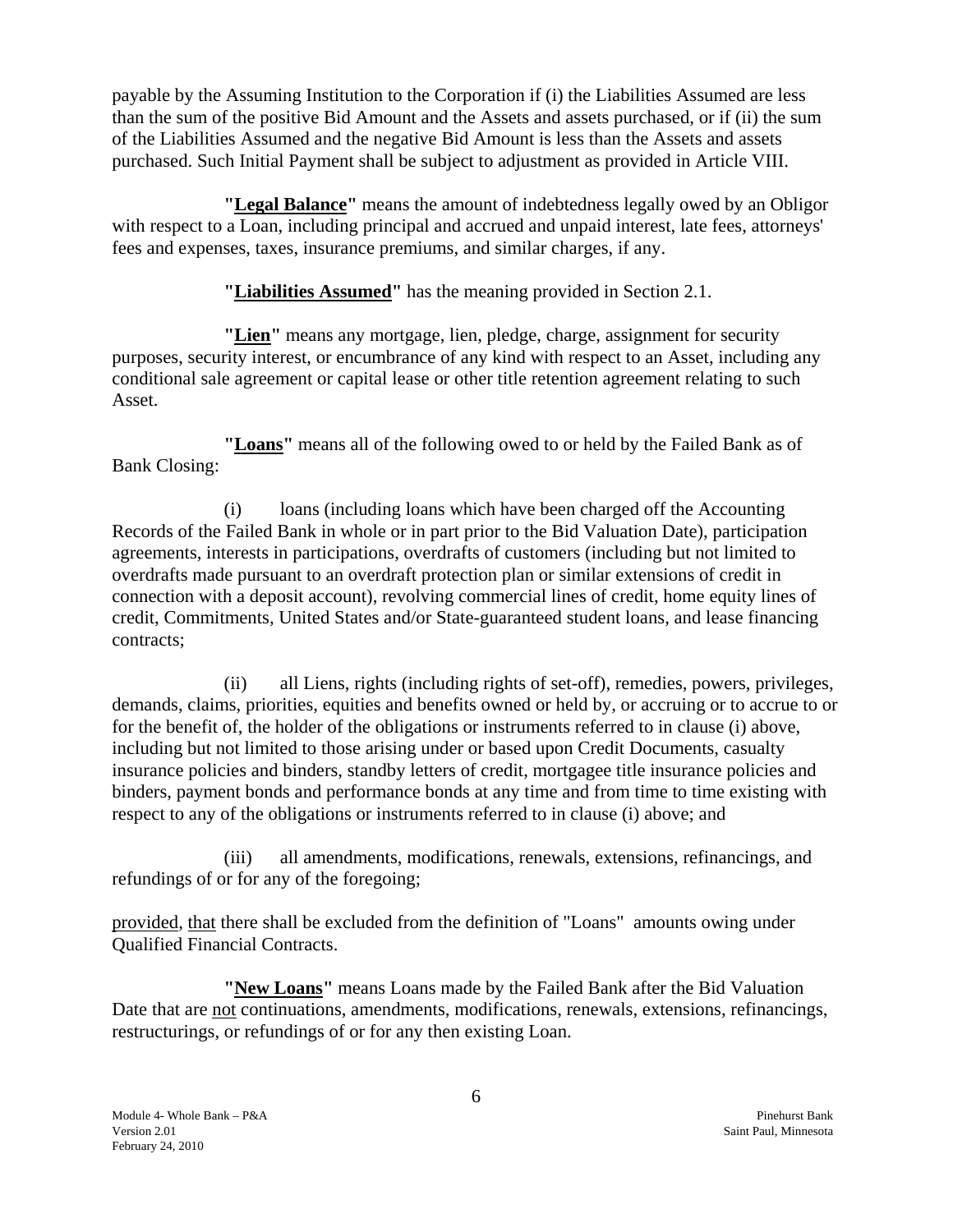payable by the Assuming Institution to the Corporation if (i) the Liabilities Assumed are less than the sum of the positive Bid Amount and the Assets and assets purchased, or if (ii) the sum of the Liabilities Assumed and the negative Bid Amount is less than the Assets and assets purchased. Such Initial Payment shall be subject to adjustment as provided in Article VIII.

**"Legal Balance"** means the amount of indebtedness legally owed by an Obligor with respect to a Loan, including principal and accrued and unpaid interest, late fees, attorneys' fees and expenses, taxes, insurance premiums, and similar charges, if any.

**"Liabilities Assumed"** has the meaning provided in Section 2.1.

**"Lien"** means any mortgage, lien, pledge, charge, assignment for security purposes, security interest, or encumbrance of any kind with respect to an Asset, including any conditional sale agreement or capital lease or other title retention agreement relating to such Asset.

**"Loans"** means all of the following owed to or held by the Failed Bank as of Bank Closing:

(i) loans (including loans which have been charged off the Accounting Records of the Failed Bank in whole or in part prior to the Bid Valuation Date), participation agreements, interests in participations, overdrafts of customers (including but not limited to overdrafts made pursuant to an overdraft protection plan or similar extensions of credit in connection with a deposit account), revolving commercial lines of credit, home equity lines of credit, Commitments, United States and/or State-guaranteed student loans, and lease financing contracts;

(ii) all Liens, rights (including rights of set-off), remedies, powers, privileges, demands, claims, priorities, equities and benefits owned or held by, or accruing or to accrue to or for the benefit of, the holder of the obligations or instruments referred to in clause (i) above, including but not limited to those arising under or based upon Credit Documents, casualty insurance policies and binders, standby letters of credit, mortgagee title insurance policies and binders, payment bonds and performance bonds at any time and from time to time existing with respect to any of the obligations or instruments referred to in clause (i) above; and

(iii) all amendments, modifications, renewals, extensions, refinancings, and refundings of or for any of the foregoing;

provided, that there shall be excluded from the definition of "Loans" amounts owing under Qualified Financial Contracts.

**"New Loans"** means Loans made by the Failed Bank after the Bid Valuation Date that are not continuations, amendments, modifications, renewals, extensions, refinancings, restructurings, or refundings of or for any then existing Loan.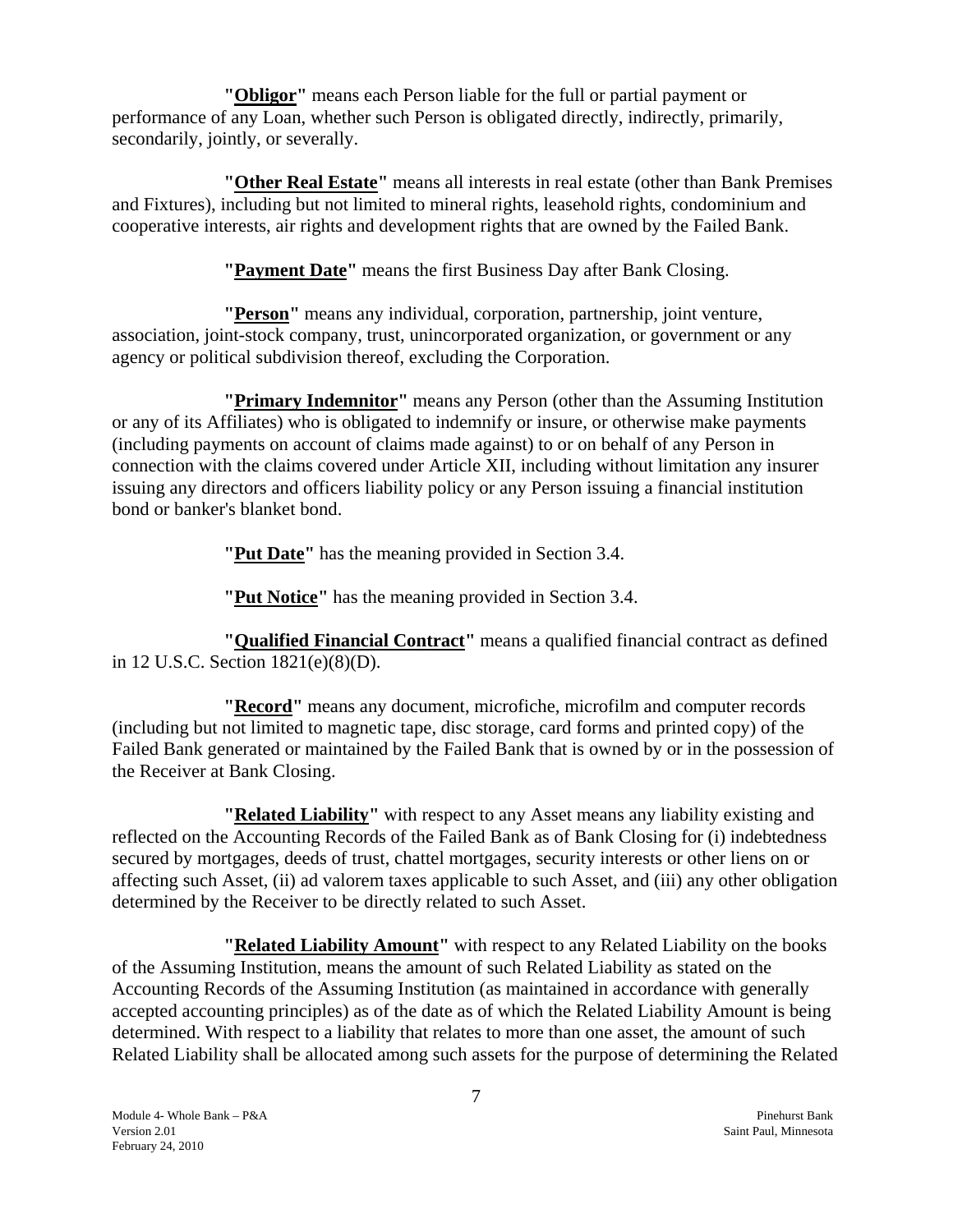**"Obligor"** means each Person liable for the full or partial payment or performance of any Loan, whether such Person is obligated directly, indirectly, primarily, secondarily, jointly, or severally.

**"Other Real Estate"** means all interests in real estate (other than Bank Premises and Fixtures), including but not limited to mineral rights, leasehold rights, condominium and cooperative interests, air rights and development rights that are owned by the Failed Bank.

**"Payment Date"** means the first Business Day after Bank Closing.

**"Person"** means any individual, corporation, partnership, joint venture, association, joint-stock company, trust, unincorporated organization, or government or any agency or political subdivision thereof, excluding the Corporation.

**"Primary Indemnitor"** means any Person (other than the Assuming Institution or any of its Affiliates) who is obligated to indemnify or insure, or otherwise make payments (including payments on account of claims made against) to or on behalf of any Person in connection with the claims covered under Article XII, including without limitation any insurer issuing any directors and officers liability policy or any Person issuing a financial institution bond or banker's blanket bond.

**"Put Date"** has the meaning provided in Section 3.4.

**"Put Notice"** has the meaning provided in Section 3.4.

**"Qualified Financial Contract"** means a qualified financial contract as defined in 12 U.S.C. Section 1821(e)(8)(D).

**"Record"** means any document, microfiche, microfilm and computer records (including but not limited to magnetic tape, disc storage, card forms and printed copy) of the Failed Bank generated or maintained by the Failed Bank that is owned by or in the possession of the Receiver at Bank Closing.

**"Related Liability"** with respect to any Asset means any liability existing and reflected on the Accounting Records of the Failed Bank as of Bank Closing for (i) indebtedness secured by mortgages, deeds of trust, chattel mortgages, security interests or other liens on or affecting such Asset, (ii) ad valorem taxes applicable to such Asset, and (iii) any other obligation determined by the Receiver to be directly related to such Asset.

**"Related Liability Amount"** with respect to any Related Liability on the books of the Assuming Institution, means the amount of such Related Liability as stated on the Accounting Records of the Assuming Institution (as maintained in accordance with generally accepted accounting principles) as of the date as of which the Related Liability Amount is being determined. With respect to a liability that relates to more than one asset, the amount of such Related Liability shall be allocated among such assets for the purpose of determining the Related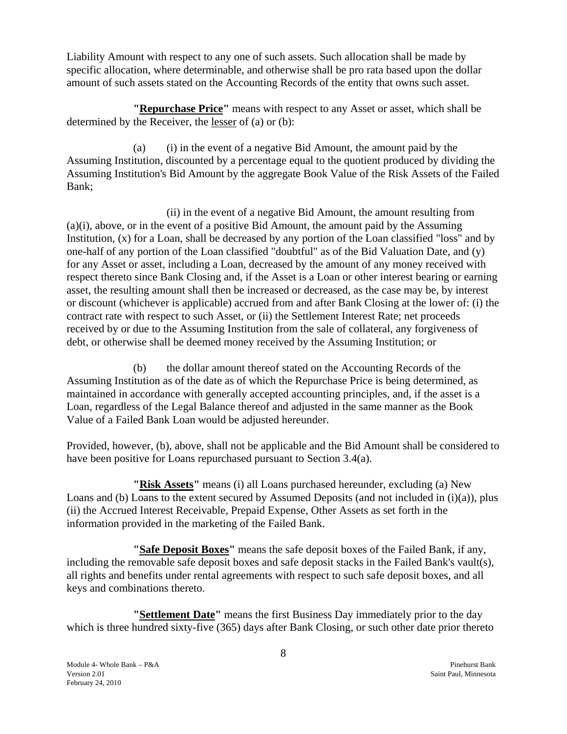Liability Amount with respect to any one of such assets. Such allocation shall be made by specific allocation, where determinable, and otherwise shall be pro rata based upon the dollar amount of such assets stated on the Accounting Records of the entity that owns such asset.

**"Repurchase Price"** means with respect to any Asset or asset, which shall be determined by the Receiver, the lesser of (a) or (b):

(a) (i) in the event of a negative Bid Amount, the amount paid by the Assuming Institution, discounted by a percentage equal to the quotient produced by dividing the Assuming Institution's Bid Amount by the aggregate Book Value of the Risk Assets of the Failed Bank;

(ii) in the event of a negative Bid Amount, the amount resulting from (a)(i), above, or in the event of a positive Bid Amount, the amount paid by the Assuming Institution, (x) for a Loan, shall be decreased by any portion of the Loan classified "loss" and by one-half of any portion of the Loan classified "doubtful" as of the Bid Valuation Date, and (y) for any Asset or asset, including a Loan, decreased by the amount of any money received with respect thereto since Bank Closing and, if the Asset is a Loan or other interest bearing or earning asset, the resulting amount shall then be increased or decreased, as the case may be, by interest or discount (whichever is applicable) accrued from and after Bank Closing at the lower of: (i) the contract rate with respect to such Asset, or (ii) the Settlement Interest Rate; net proceeds received by or due to the Assuming Institution from the sale of collateral, any forgiveness of debt, or otherwise shall be deemed money received by the Assuming Institution; or

(b) the dollar amount thereof stated on the Accounting Records of the Assuming Institution as of the date as of which the Repurchase Price is being determined, as maintained in accordance with generally accepted accounting principles, and, if the asset is a Loan, regardless of the Legal Balance thereof and adjusted in the same manner as the Book Value of a Failed Bank Loan would be adjusted hereunder.

Provided, however, (b), above, shall not be applicable and the Bid Amount shall be considered to have been positive for Loans repurchased pursuant to Section 3.4(a).

**"Risk Assets"** means (i) all Loans purchased hereunder, excluding (a) New Loans and (b) Loans to the extent secured by Assumed Deposits (and not included in (i)(a)), plus (ii) the Accrued Interest Receivable, Prepaid Expense, Other Assets as set forth in the information provided in the marketing of the Failed Bank.

**"Safe Deposit Boxes"** means the safe deposit boxes of the Failed Bank, if any, including the removable safe deposit boxes and safe deposit stacks in the Failed Bank's vault(s), all rights and benefits under rental agreements with respect to such safe deposit boxes, and all keys and combinations thereto.

**"Settlement Date"** means the first Business Day immediately prior to the day which is three hundred sixty-five (365) days after Bank Closing, or such other date prior thereto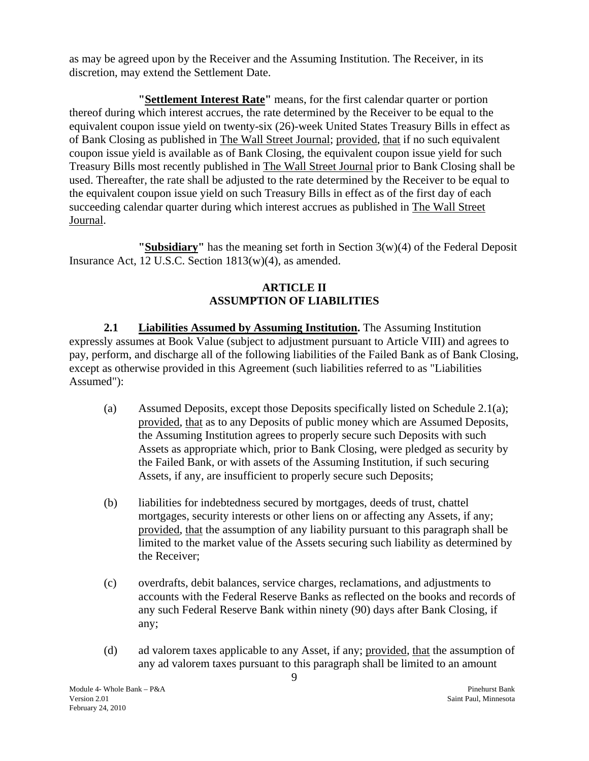as may be agreed upon by the Receiver and the Assuming Institution. The Receiver, in its discretion, may extend the Settlement Date.

**"Settlement Interest Rate"** means, for the first calendar quarter or portion thereof during which interest accrues, the rate determined by the Receiver to be equal to the equivalent coupon issue yield on twenty-six (26)-week United States Treasury Bills in effect as of Bank Closing as published in The Wall Street Journal; provided, that if no such equivalent coupon issue yield is available as of Bank Closing, the equivalent coupon issue yield for such Treasury Bills most recently published in The Wall Street Journal prior to Bank Closing shall be used. Thereafter, the rate shall be adjusted to the rate determined by the Receiver to be equal to the equivalent coupon issue yield on such Treasury Bills in effect as of the first day of each succeeding calendar quarter during which interest accrues as published in The Wall Street Journal.

**"Subsidiary"** has the meaning set forth in Section 3(w)(4) of the Federal Deposit Insurance Act, 12 U.S.C. Section 1813(w)(4), as amended.

## ARTICLE II
## ASSUMPTION OF LIABILITIES

**2.1 Liabilities Assumed by Assuming Institution.** The Assuming Institution expressly assumes at Book Value (subject to adjustment pursuant to Article VIII) and agrees to pay, perform, and discharge all of the following liabilities of the Failed Bank as of Bank Closing, except as otherwise provided in this Agreement (such liabilities referred to as "Liabilities Assumed"):

(a) Assumed Deposits, except those Deposits specifically listed on Schedule 2.1(a); provided, that as to any Deposits of public money which are Assumed Deposits, the Assuming Institution agrees to properly secure such Deposits with such Assets as appropriate which, prior to Bank Closing, were pledged as security by the Failed Bank, or with assets of the Assuming Institution, if such securing Assets, if any, are insufficient to properly secure such Deposits;

(b) liabilities for indebtedness secured by mortgages, deeds of trust, chattel mortgages, security interests or other liens on or affecting any Assets, if any; provided, that the assumption of any liability pursuant to this paragraph shall be limited to the market value of the Assets securing such liability as determined by the Receiver;

(c) overdrafts, debit balances, service charges, reclamations, and adjustments to accounts with the Federal Reserve Banks as reflected on the books and records of any such Federal Reserve Bank within ninety (90) days after Bank Closing, if any;

(d) ad valorem taxes applicable to any Asset, if any; provided, that the assumption of any ad valorem taxes pursuant to this paragraph shall be limited to an amount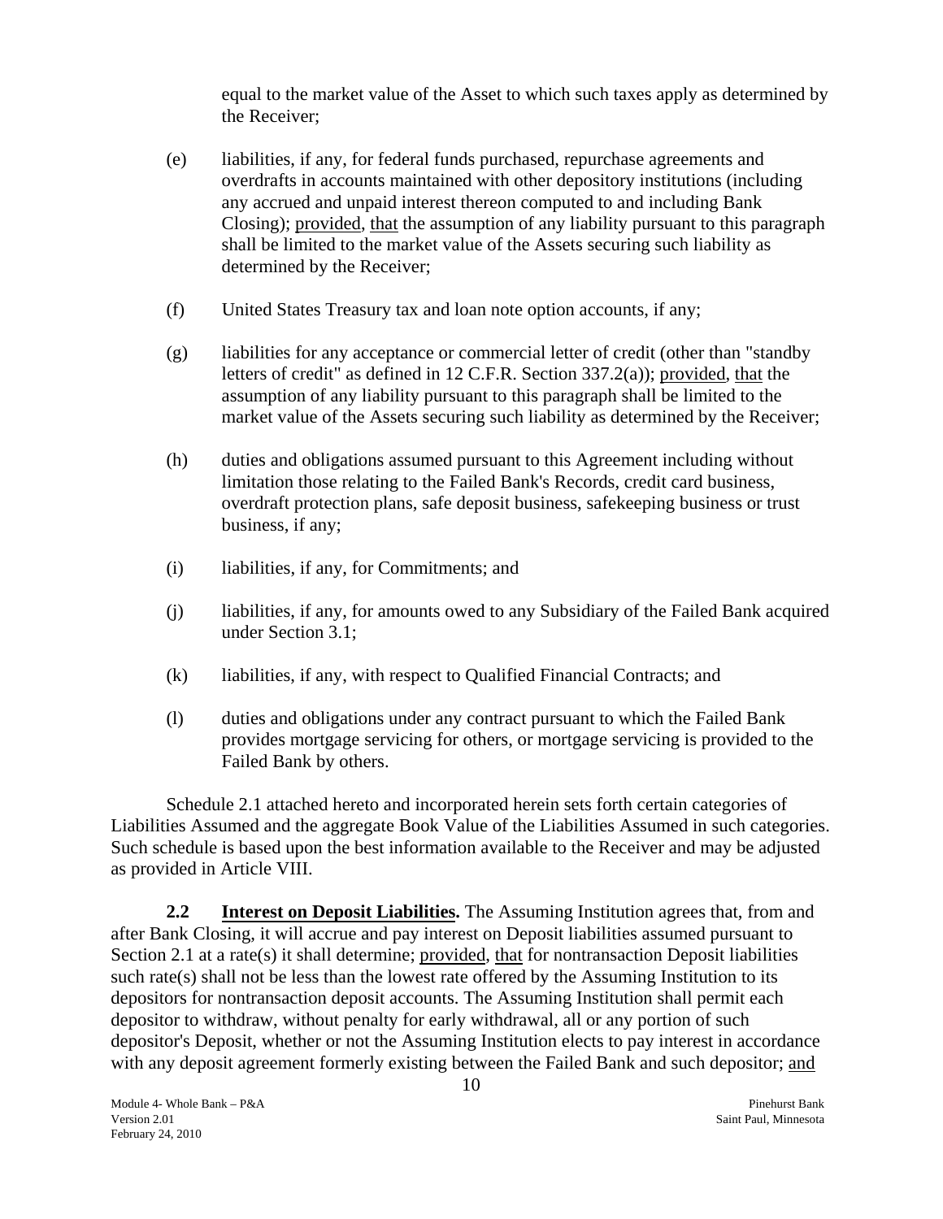equal to the market value of the Asset to which such taxes apply as determined by the Receiver;

(e) liabilities, if any, for federal funds purchased, repurchase agreements and overdrafts in accounts maintained with other depository institutions (including any accrued and unpaid interest thereon computed to and including Bank Closing); provided, that the assumption of any liability pursuant to this paragraph shall be limited to the market value of the Assets securing such liability as determined by the Receiver;

(f) United States Treasury tax and loan note option accounts, if any;

(g) liabilities for any acceptance or commercial letter of credit (other than "standby letters of credit" as defined in 12 C.F.R. Section 337.2(a)); provided, that the assumption of any liability pursuant to this paragraph shall be limited to the market value of the Assets securing such liability as determined by the Receiver;

(h) duties and obligations assumed pursuant to this Agreement including without limitation those relating to the Failed Bank's Records, credit card business, overdraft protection plans, safe deposit business, safekeeping business or trust business, if any;

(i) liabilities, if any, for Commitments; and

(j) liabilities, if any, for amounts owed to any Subsidiary of the Failed Bank acquired under Section 3.1;

(k) liabilities, if any, with respect to Qualified Financial Contracts; and

(l) duties and obligations under any contract pursuant to which the Failed Bank provides mortgage servicing for others, or mortgage servicing is provided to the Failed Bank by others.

Schedule 2.1 attached hereto and incorporated herein sets forth certain categories of Liabilities Assumed and the aggregate Book Value of the Liabilities Assumed in such categories. Such schedule is based upon the best information available to the Receiver and may be adjusted as provided in Article VIII.

**2.2 Interest on Deposit Liabilities.** The Assuming Institution agrees that, from and after Bank Closing, it will accrue and pay interest on Deposit liabilities assumed pursuant to Section 2.1 at a rate(s) it shall determine; provided, that for nontransaction Deposit liabilities such rate(s) shall not be less than the lowest rate offered by the Assuming Institution to its depositors for nontransaction deposit accounts. The Assuming Institution shall permit each depositor to withdraw, without penalty for early withdrawal, all or any portion of such depositor's Deposit, whether or not the Assuming Institution elects to pay interest in accordance with any deposit agreement formerly existing between the Failed Bank and such depositor; and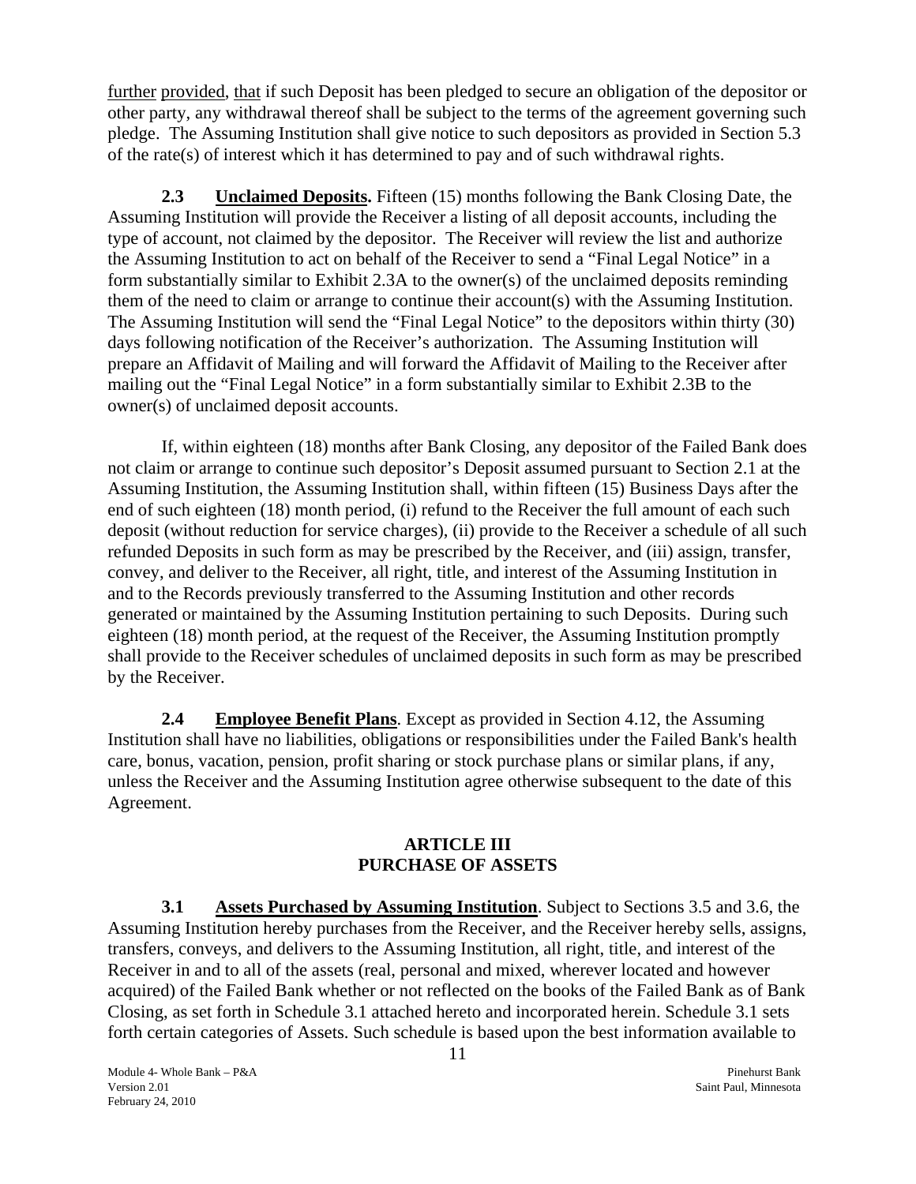further provided, that if such Deposit has been pledged to secure an obligation of the depositor or other party, any withdrawal thereof shall be subject to the terms of the agreement governing such pledge. The Assuming Institution shall give notice to such depositors as provided in Section 5.3 of the rate(s) of interest which it has determined to pay and of such withdrawal rights.

**2.3 Unclaimed Deposits.** Fifteen (15) months following the Bank Closing Date, the Assuming Institution will provide the Receiver a listing of all deposit accounts, including the type of account, not claimed by the depositor. The Receiver will review the list and authorize the Assuming Institution to act on behalf of the Receiver to send a "Final Legal Notice" in a form substantially similar to Exhibit 2.3A to the owner(s) of the unclaimed deposits reminding them of the need to claim or arrange to continue their account(s) with the Assuming Institution. The Assuming Institution will send the "Final Legal Notice" to the depositors within thirty (30) days following notification of the Receiver's authorization. The Assuming Institution will prepare an Affidavit of Mailing and will forward the Affidavit of Mailing to the Receiver after mailing out the "Final Legal Notice" in a form substantially similar to Exhibit 2.3B to the owner(s) of unclaimed deposit accounts.

If, within eighteen (18) months after Bank Closing, any depositor of the Failed Bank does not claim or arrange to continue such depositor's Deposit assumed pursuant to Section 2.1 at the Assuming Institution, the Assuming Institution shall, within fifteen (15) Business Days after the end of such eighteen (18) month period, (i) refund to the Receiver the full amount of each such deposit (without reduction for service charges), (ii) provide to the Receiver a schedule of all such refunded Deposits in such form as may be prescribed by the Receiver, and (iii) assign, transfer, convey, and deliver to the Receiver, all right, title, and interest of the Assuming Institution in and to the Records previously transferred to the Assuming Institution and other records generated or maintained by the Assuming Institution pertaining to such Deposits. During such eighteen (18) month period, at the request of the Receiver, the Assuming Institution promptly shall provide to the Receiver schedules of unclaimed deposits in such form as may be prescribed by the Receiver.

**2.4 Employee Benefit Plans**. Except as provided in Section 4.12, the Assuming Institution shall have no liabilities, obligations or responsibilities under the Failed Bank's health care, bonus, vacation, pension, profit sharing or stock purchase plans or similar plans, if any, unless the Receiver and the Assuming Institution agree otherwise subsequent to the date of this Agreement.

## ARTICLE III
## PURCHASE OF ASSETS

**3.1 Assets Purchased by Assuming Institution**. Subject to Sections 3.5 and 3.6, the Assuming Institution hereby purchases from the Receiver, and the Receiver hereby sells, assigns, transfers, conveys, and delivers to the Assuming Institution, all right, title, and interest of the Receiver in and to all of the assets (real, personal and mixed, wherever located and however acquired) of the Failed Bank whether or not reflected on the books of the Failed Bank as of Bank Closing, as set forth in Schedule 3.1 attached hereto and incorporated herein. Schedule 3.1 sets forth certain categories of Assets. Such schedule is based upon the best information available to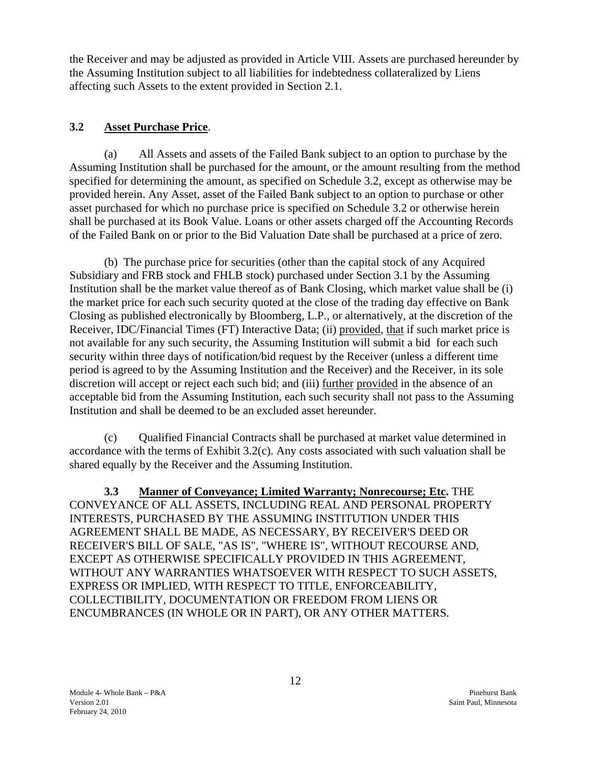the Receiver and may be adjusted as provided in Article VIII. Assets are purchased hereunder by the Assuming Institution subject to all liabilities for indebtedness collateralized by Liens affecting such Assets to the extent provided in Section 2.1.

### 3.2 Asset Purchase Price.

(a) All Assets and assets of the Failed Bank subject to an option to purchase by the Assuming Institution shall be purchased for the amount, or the amount resulting from the method specified for determining the amount, as specified on Schedule 3.2, except as otherwise may be provided herein. Any Asset, asset of the Failed Bank subject to an option to purchase or other asset purchased for which no purchase price is specified on Schedule 3.2 or otherwise herein shall be purchased at its Book Value. Loans or other assets charged off the Accounting Records of the Failed Bank on or prior to the Bid Valuation Date shall be purchased at a price of zero.

(b) The purchase price for securities (other than the capital stock of any Acquired Subsidiary and FRB stock and FHLB stock) purchased under Section 3.1 by the Assuming Institution shall be the market value thereof as of Bank Closing, which market value shall be (i) the market price for each such security quoted at the close of the trading day effective on Bank Closing as published electronically by Bloomberg, L.P., or alternatively, at the discretion of the Receiver, IDC/Financial Times (FT) Interactive Data; (ii) provided, that if such market price is not available for any such security, the Assuming Institution will submit a bid for each such security within three days of notification/bid request by the Receiver (unless a different time period is agreed to by the Assuming Institution and the Receiver) and the Receiver, in its sole discretion will accept or reject each such bid; and (iii) further provided in the absence of an acceptable bid from the Assuming Institution, each such security shall not pass to the Assuming Institution and shall be deemed to be an excluded asset hereunder.

(c) Qualified Financial Contracts shall be purchased at market value determined in accordance with the terms of Exhibit 3.2(c). Any costs associated with such valuation shall be shared equally by the Receiver and the Assuming Institution.

**3.3 Manner of Conveyance; Limited Warranty; Nonrecourse; Etc.** THE CONVEYANCE OF ALL ASSETS, INCLUDING REAL AND PERSONAL PROPERTY INTERESTS, PURCHASED BY THE ASSUMING INSTITUTION UNDER THIS AGREEMENT SHALL BE MADE, AS NECESSARY, BY RECEIVER'S DEED OR RECEIVER'S BILL OF SALE, "AS IS", "WHERE IS", WITHOUT RECOURSE AND, EXCEPT AS OTHERWISE SPECIFICALLY PROVIDED IN THIS AGREEMENT, WITHOUT ANY WARRANTIES WHATSOEVER WITH RESPECT TO SUCH ASSETS, EXPRESS OR IMPLIED, WITH RESPECT TO TITLE, ENFORCEABILITY, COLLECTIBILITY, DOCUMENTATION OR FREEDOM FROM LIENS OR ENCUMBRANCES (IN WHOLE OR IN PART), OR ANY OTHER MATTERS.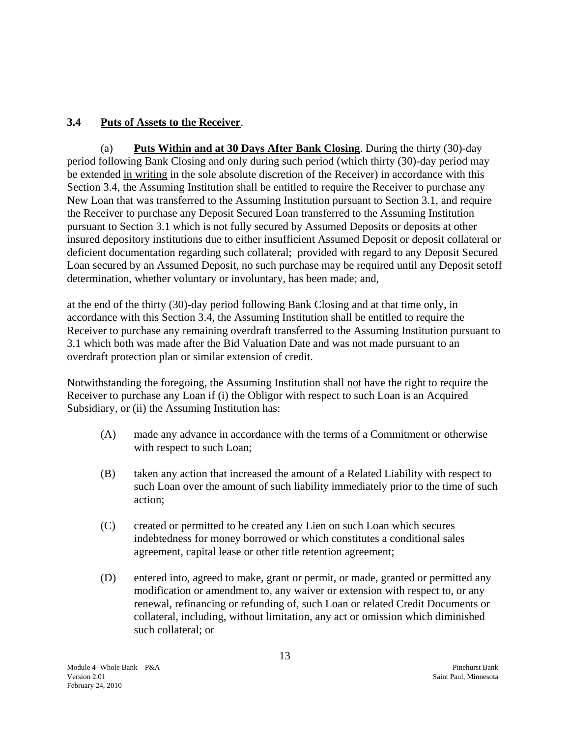### 3.4 **Puts of Assets to the Receiver**.

(a) **Puts Within and at 30 Days After Bank Closing**. During the thirty (30)-day period following Bank Closing and only during such period (which thirty (30)-day period may be extended in writing in the sole absolute discretion of the Receiver) in accordance with this Section 3.4, the Assuming Institution shall be entitled to require the Receiver to purchase any New Loan that was transferred to the Assuming Institution pursuant to Section 3.1, and require the Receiver to purchase any Deposit Secured Loan transferred to the Assuming Institution pursuant to Section 3.1 which is not fully secured by Assumed Deposits or deposits at other insured depository institutions due to either insufficient Assumed Deposit or deposit collateral or deficient documentation regarding such collateral; provided with regard to any Deposit Secured Loan secured by an Assumed Deposit, no such purchase may be required until any Deposit setoff determination, whether voluntary or involuntary, has been made; and,

at the end of the thirty (30)-day period following Bank Closing and at that time only, in accordance with this Section 3.4, the Assuming Institution shall be entitled to require the Receiver to purchase any remaining overdraft transferred to the Assuming Institution pursuant to 3.1 which both was made after the Bid Valuation Date and was not made pursuant to an overdraft protection plan or similar extension of credit.

Notwithstanding the foregoing, the Assuming Institution shall not have the right to require the Receiver to purchase any Loan if (i) the Obligor with respect to such Loan is an Acquired Subsidiary, or (ii) the Assuming Institution has:

(A) made any advance in accordance with the terms of a Commitment or otherwise with respect to such Loan;

(B) taken any action that increased the amount of a Related Liability with respect to such Loan over the amount of such liability immediately prior to the time of such action;

(C) created or permitted to be created any Lien on such Loan which secures indebtedness for money borrowed or which constitutes a conditional sales agreement, capital lease or other title retention agreement;

(D) entered into, agreed to make, grant or permit, or made, granted or permitted any modification or amendment to, any waiver or extension with respect to, or any renewal, refinancing or refunding of, such Loan or related Credit Documents or collateral, including, without limitation, any act or omission which diminished such collateral; or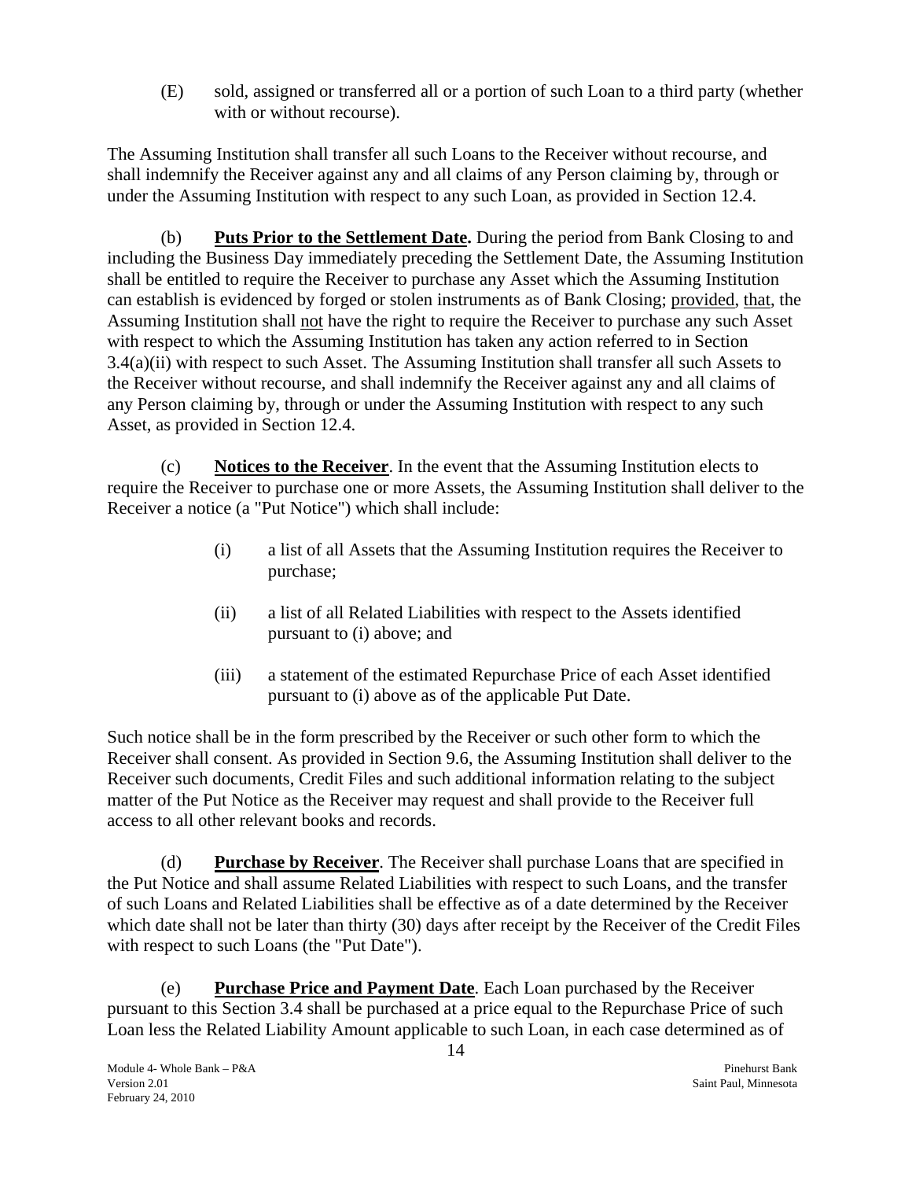(E) sold, assigned or transferred all or a portion of such Loan to a third party (whether with or without recourse).

The Assuming Institution shall transfer all such Loans to the Receiver without recourse, and shall indemnify the Receiver against any and all claims of any Person claiming by, through or under the Assuming Institution with respect to any such Loan, as provided in Section 12.4.

(b) **Puts Prior to the Settlement Date.** During the period from Bank Closing to and including the Business Day immediately preceding the Settlement Date, the Assuming Institution shall be entitled to require the Receiver to purchase any Asset which the Assuming Institution can establish is evidenced by forged or stolen instruments as of Bank Closing; provided, that, the Assuming Institution shall not have the right to require the Receiver to purchase any such Asset with respect to which the Assuming Institution has taken any action referred to in Section 3.4(a)(ii) with respect to such Asset. The Assuming Institution shall transfer all such Assets to the Receiver without recourse, and shall indemnify the Receiver against any and all claims of any Person claiming by, through or under the Assuming Institution with respect to any such Asset, as provided in Section 12.4.

(c) **Notices to the Receiver**. In the event that the Assuming Institution elects to require the Receiver to purchase one or more Assets, the Assuming Institution shall deliver to the Receiver a notice (a "Put Notice") which shall include:

(i) a list of all Assets that the Assuming Institution requires the Receiver to purchase;

(ii) a list of all Related Liabilities with respect to the Assets identified pursuant to (i) above; and

(iii) a statement of the estimated Repurchase Price of each Asset identified pursuant to (i) above as of the applicable Put Date.

Such notice shall be in the form prescribed by the Receiver or such other form to which the Receiver shall consent. As provided in Section 9.6, the Assuming Institution shall deliver to the Receiver such documents, Credit Files and such additional information relating to the subject matter of the Put Notice as the Receiver may request and shall provide to the Receiver full access to all other relevant books and records.

(d) **Purchase by Receiver**. The Receiver shall purchase Loans that are specified in the Put Notice and shall assume Related Liabilities with respect to such Loans, and the transfer of such Loans and Related Liabilities shall be effective as of a date determined by the Receiver which date shall not be later than thirty (30) days after receipt by the Receiver of the Credit Files with respect to such Loans (the "Put Date").

(e) **Purchase Price and Payment Date**. Each Loan purchased by the Receiver pursuant to this Section 3.4 shall be purchased at a price equal to the Repurchase Price of such Loan less the Related Liability Amount applicable to such Loan, in each case determined as of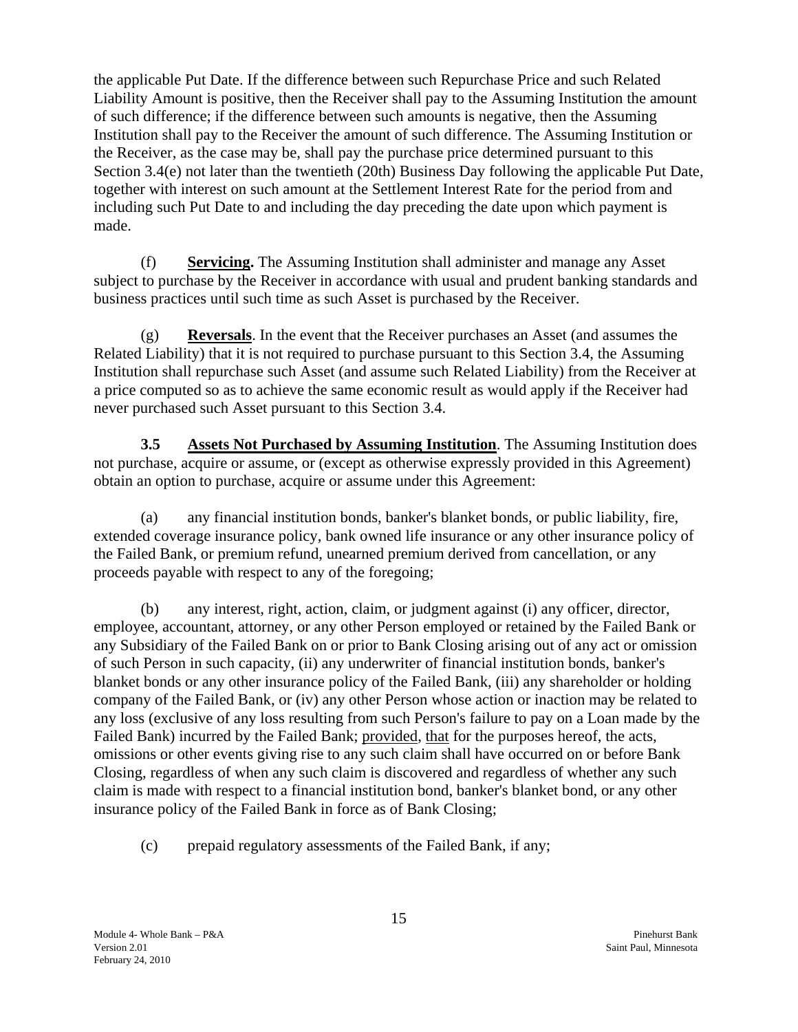the applicable Put Date. If the difference between such Repurchase Price and such Related Liability Amount is positive, then the Receiver shall pay to the Assuming Institution the amount of such difference; if the difference between such amounts is negative, then the Assuming Institution shall pay to the Receiver the amount of such difference. The Assuming Institution or the Receiver, as the case may be, shall pay the purchase price determined pursuant to this Section 3.4(e) not later than the twentieth (20th) Business Day following the applicable Put Date, together with interest on such amount at the Settlement Interest Rate for the period from and including such Put Date to and including the day preceding the date upon which payment is made.

(f) **Servicing.** The Assuming Institution shall administer and manage any Asset subject to purchase by the Receiver in accordance with usual and prudent banking standards and business practices until such time as such Asset is purchased by the Receiver.

(g) **Reversals**. In the event that the Receiver purchases an Asset (and assumes the Related Liability) that it is not required to purchase pursuant to this Section 3.4, the Assuming Institution shall repurchase such Asset (and assume such Related Liability) from the Receiver at a price computed so as to achieve the same economic result as would apply if the Receiver had never purchased such Asset pursuant to this Section 3.4.

**3.5 Assets Not Purchased by Assuming Institution**. The Assuming Institution does not purchase, acquire or assume, or (except as otherwise expressly provided in this Agreement) obtain an option to purchase, acquire or assume under this Agreement:

(a) any financial institution bonds, banker's blanket bonds, or public liability, fire, extended coverage insurance policy, bank owned life insurance or any other insurance policy of the Failed Bank, or premium refund, unearned premium derived from cancellation, or any proceeds payable with respect to any of the foregoing;

(b) any interest, right, action, claim, or judgment against (i) any officer, director, employee, accountant, attorney, or any other Person employed or retained by the Failed Bank or any Subsidiary of the Failed Bank on or prior to Bank Closing arising out of any act or omission of such Person in such capacity, (ii) any underwriter of financial institution bonds, banker's blanket bonds or any other insurance policy of the Failed Bank, (iii) any shareholder or holding company of the Failed Bank, or (iv) any other Person whose action or inaction may be related to any loss (exclusive of any loss resulting from such Person's failure to pay on a Loan made by the Failed Bank) incurred by the Failed Bank; provided, that for the purposes hereof, the acts, omissions or other events giving rise to any such claim shall have occurred on or before Bank Closing, regardless of when any such claim is discovered and regardless of whether any such claim is made with respect to a financial institution bond, banker's blanket bond, or any other insurance policy of the Failed Bank in force as of Bank Closing;

(c) prepaid regulatory assessments of the Failed Bank, if any;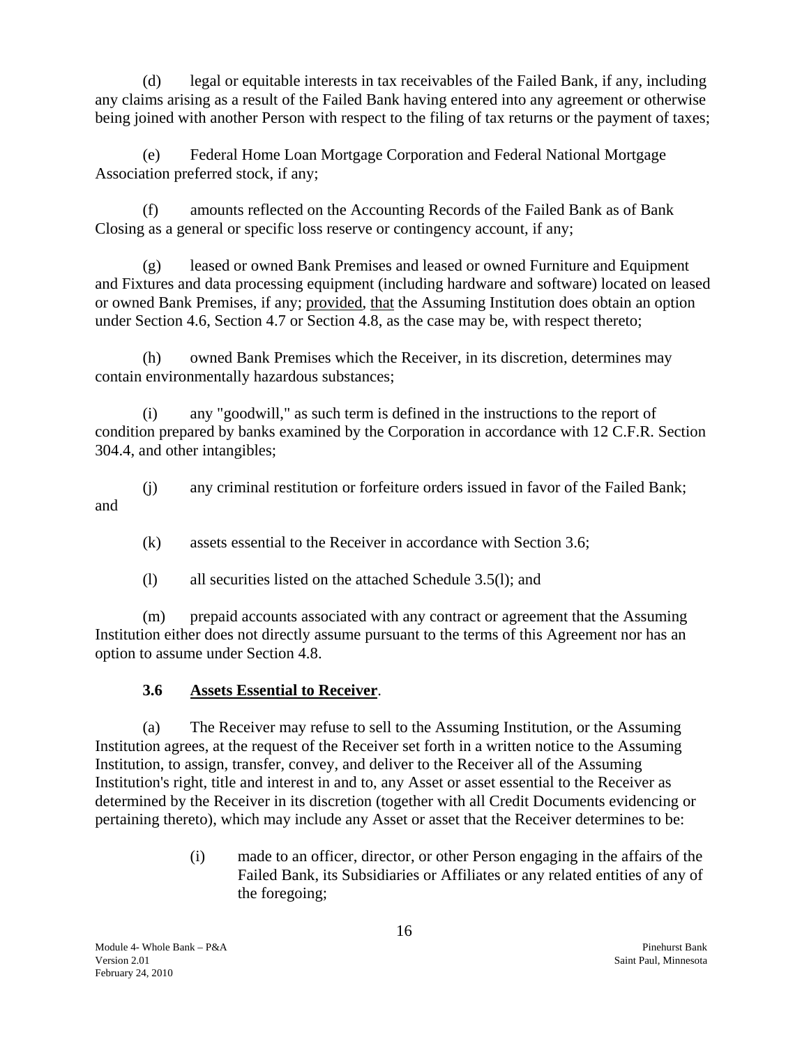(d) legal or equitable interests in tax receivables of the Failed Bank, if any, including any claims arising as a result of the Failed Bank having entered into any agreement or otherwise being joined with another Person with respect to the filing of tax returns or the payment of taxes;

(e) Federal Home Loan Mortgage Corporation and Federal National Mortgage Association preferred stock, if any;

(f) amounts reflected on the Accounting Records of the Failed Bank as of Bank Closing as a general or specific loss reserve or contingency account, if any;

(g) leased or owned Bank Premises and leased or owned Furniture and Equipment and Fixtures and data processing equipment (including hardware and software) located on leased or owned Bank Premises, if any; provided, that the Assuming Institution does obtain an option under Section 4.6, Section 4.7 or Section 4.8, as the case may be, with respect thereto;

(h) owned Bank Premises which the Receiver, in its discretion, determines may contain environmentally hazardous substances;

(i) any "goodwill," as such term is defined in the instructions to the report of condition prepared by banks examined by the Corporation in accordance with 12 C.F.R. Section 304.4, and other intangibles;

(j) any criminal restitution or forfeiture orders issued in favor of the Failed Bank; and

(k) assets essential to the Receiver in accordance with Section 3.6;

(l) all securities listed on the attached Schedule 3.5(l); and

(m) prepaid accounts associated with any contract or agreement that the Assuming Institution either does not directly assume pursuant to the terms of this Agreement nor has an option to assume under Section 4.8.

### 3.6 Assets Essential to Receiver.

(a) The Receiver may refuse to sell to the Assuming Institution, or the Assuming Institution agrees, at the request of the Receiver set forth in a written notice to the Assuming Institution, to assign, transfer, convey, and deliver to the Receiver all of the Assuming Institution's right, title and interest in and to, any Asset or asset essential to the Receiver as determined by the Receiver in its discretion (together with all Credit Documents evidencing or pertaining thereto), which may include any Asset or asset that the Receiver determines to be:

> (i) made to an officer, director, or other Person engaging in the affairs of the Failed Bank, its Subsidiaries or Affiliates or any related entities of any of the foregoing;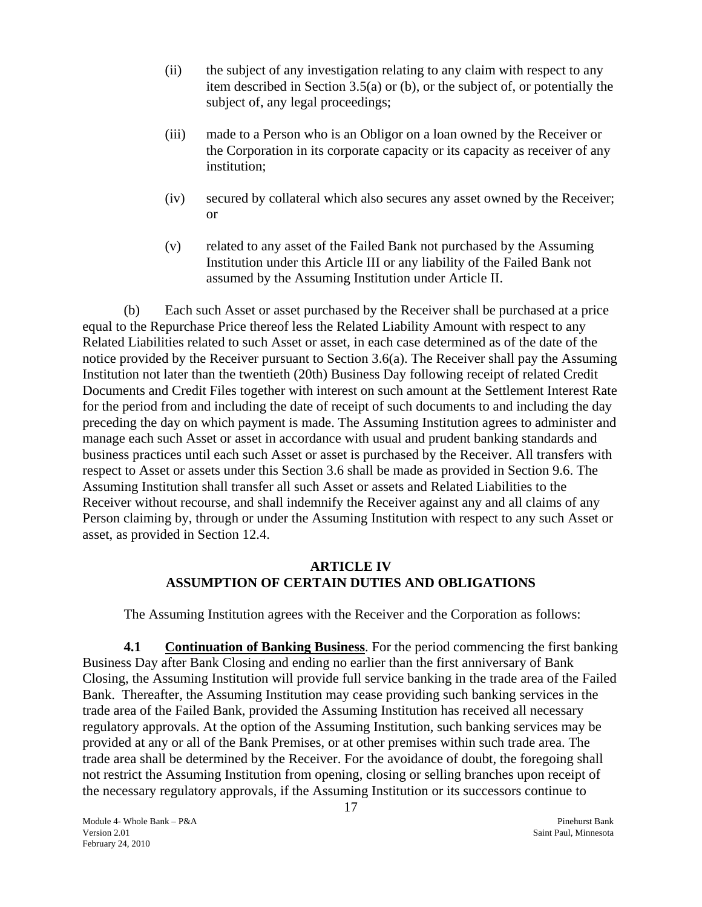(ii) the subject of any investigation relating to any claim with respect to any item described in Section 3.5(a) or (b), or the subject of, or potentially the subject of, any legal proceedings;

(iii) made to a Person who is an Obligor on a loan owned by the Receiver or the Corporation in its corporate capacity or its capacity as receiver of any institution;

(iv) secured by collateral which also secures any asset owned by the Receiver; or

(v) related to any asset of the Failed Bank not purchased by the Assuming Institution under this Article III or any liability of the Failed Bank not assumed by the Assuming Institution under Article II.

(b) Each such Asset or asset purchased by the Receiver shall be purchased at a price equal to the Repurchase Price thereof less the Related Liability Amount with respect to any Related Liabilities related to such Asset or asset, in each case determined as of the date of the notice provided by the Receiver pursuant to Section 3.6(a). The Receiver shall pay the Assuming Institution not later than the twentieth (20th) Business Day following receipt of related Credit Documents and Credit Files together with interest on such amount at the Settlement Interest Rate for the period from and including the date of receipt of such documents to and including the day preceding the day on which payment is made. The Assuming Institution agrees to administer and manage each such Asset or asset in accordance with usual and prudent banking standards and business practices until each such Asset or asset is purchased by the Receiver. All transfers with respect to Asset or assets under this Section 3.6 shall be made as provided in Section 9.6. The Assuming Institution shall transfer all such Asset or assets and Related Liabilities to the Receiver without recourse, and shall indemnify the Receiver against any and all claims of any Person claiming by, through or under the Assuming Institution with respect to any such Asset or asset, as provided in Section 12.4.

## ARTICLE IV
## ASSUMPTION OF CERTAIN DUTIES AND OBLIGATIONS

The Assuming Institution agrees with the Receiver and the Corporation as follows:

**4.1 Continuation of Banking Business**. For the period commencing the first banking Business Day after Bank Closing and ending no earlier than the first anniversary of Bank Closing, the Assuming Institution will provide full service banking in the trade area of the Failed Bank. Thereafter, the Assuming Institution may cease providing such banking services in the trade area of the Failed Bank, provided the Assuming Institution has received all necessary regulatory approvals. At the option of the Assuming Institution, such banking services may be provided at any or all of the Bank Premises, or at other premises within such trade area. The trade area shall be determined by the Receiver. For the avoidance of doubt, the foregoing shall not restrict the Assuming Institution from opening, closing or selling branches upon receipt of the necessary regulatory approvals, if the Assuming Institution or its successors continue to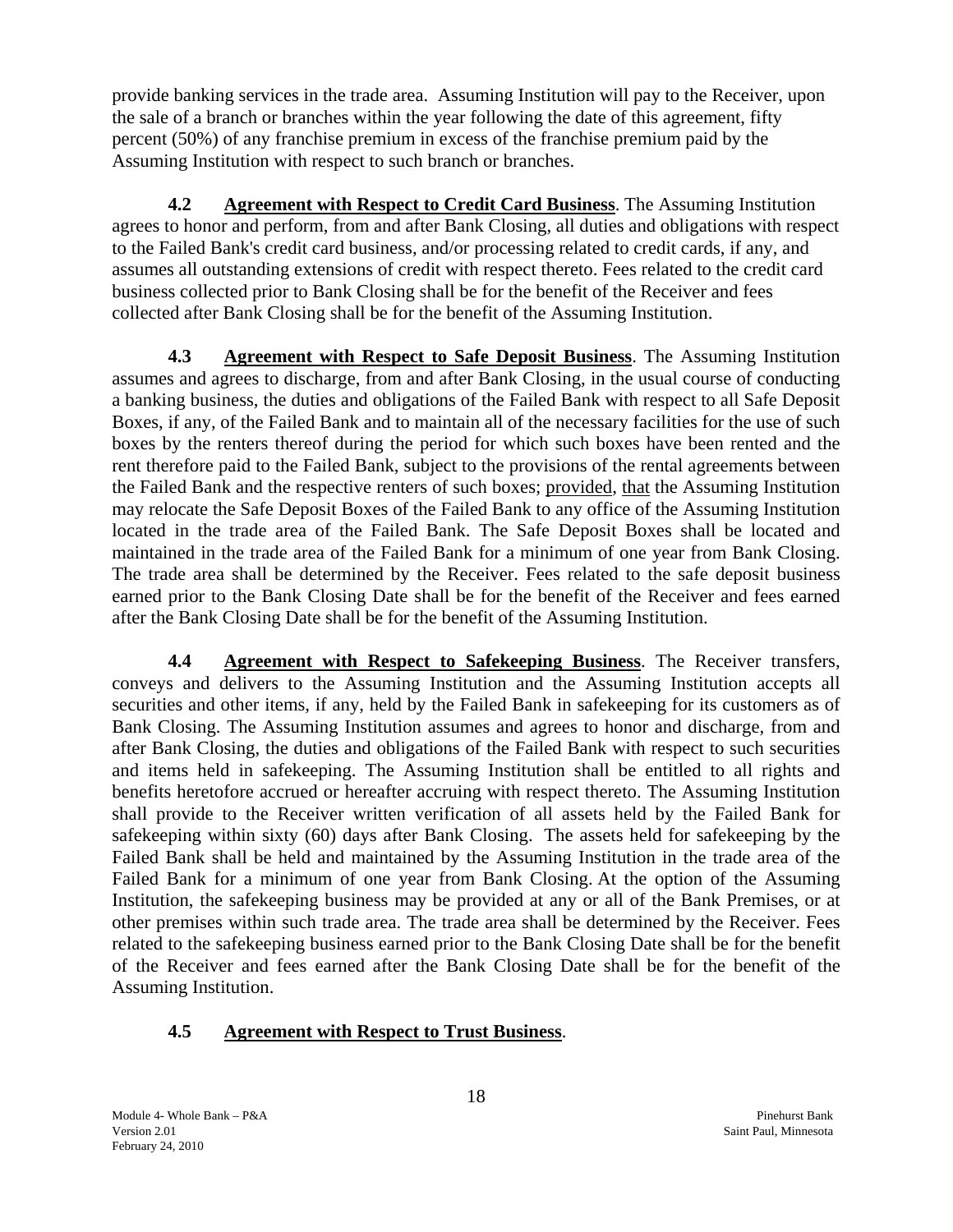provide banking services in the trade area. Assuming Institution will pay to the Receiver, upon the sale of a branch or branches within the year following the date of this agreement, fifty percent (50%) of any franchise premium in excess of the franchise premium paid by the Assuming Institution with respect to such branch or branches.

**4.2 Agreement with Respect to Credit Card Business**. The Assuming Institution agrees to honor and perform, from and after Bank Closing, all duties and obligations with respect to the Failed Bank's credit card business, and/or processing related to credit cards, if any, and assumes all outstanding extensions of credit with respect thereto. Fees related to the credit card business collected prior to Bank Closing shall be for the benefit of the Receiver and fees collected after Bank Closing shall be for the benefit of the Assuming Institution.

**4.3 Agreement with Respect to Safe Deposit Business**. The Assuming Institution assumes and agrees to discharge, from and after Bank Closing, in the usual course of conducting a banking business, the duties and obligations of the Failed Bank with respect to all Safe Deposit Boxes, if any, of the Failed Bank and to maintain all of the necessary facilities for the use of such boxes by the renters thereof during the period for which such boxes have been rented and the rent therefore paid to the Failed Bank, subject to the provisions of the rental agreements between the Failed Bank and the respective renters of such boxes; provided, that the Assuming Institution may relocate the Safe Deposit Boxes of the Failed Bank to any office of the Assuming Institution located in the trade area of the Failed Bank. The Safe Deposit Boxes shall be located and maintained in the trade area of the Failed Bank for a minimum of one year from Bank Closing. The trade area shall be determined by the Receiver. Fees related to the safe deposit business earned prior to the Bank Closing Date shall be for the benefit of the Receiver and fees earned after the Bank Closing Date shall be for the benefit of the Assuming Institution.

**4.4 Agreement with Respect to Safekeeping Business**. The Receiver transfers, conveys and delivers to the Assuming Institution and the Assuming Institution accepts all securities and other items, if any, held by the Failed Bank in safekeeping for its customers as of Bank Closing. The Assuming Institution assumes and agrees to honor and discharge, from and after Bank Closing, the duties and obligations of the Failed Bank with respect to such securities and items held in safekeeping. The Assuming Institution shall be entitled to all rights and benefits heretofore accrued or hereafter accruing with respect thereto. The Assuming Institution shall provide to the Receiver written verification of all assets held by the Failed Bank for safekeeping within sixty (60) days after Bank Closing. The assets held for safekeeping by the Failed Bank shall be held and maintained by the Assuming Institution in the trade area of the Failed Bank for a minimum of one year from Bank Closing. At the option of the Assuming Institution, the safekeeping business may be provided at any or all of the Bank Premises, or at other premises within such trade area. The trade area shall be determined by the Receiver. Fees related to the safekeeping business earned prior to the Bank Closing Date shall be for the benefit of the Receiver and fees earned after the Bank Closing Date shall be for the benefit of the Assuming Institution.

**4.5 Agreement with Respect to Trust Business**.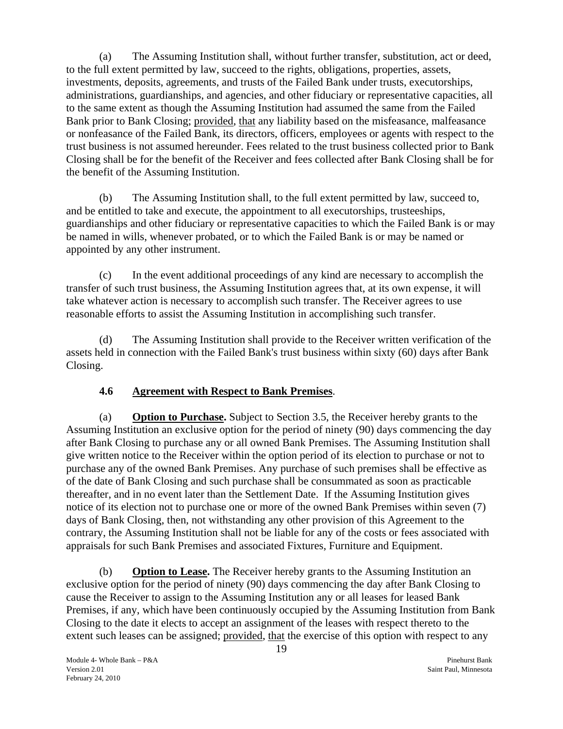(a) The Assuming Institution shall, without further transfer, substitution, act or deed, to the full extent permitted by law, succeed to the rights, obligations, properties, assets, investments, deposits, agreements, and trusts of the Failed Bank under trusts, executorships, administrations, guardianships, and agencies, and other fiduciary or representative capacities, all to the same extent as though the Assuming Institution had assumed the same from the Failed Bank prior to Bank Closing; provided, that any liability based on the misfeasance, malfeasance or nonfeasance of the Failed Bank, its directors, officers, employees or agents with respect to the trust business is not assumed hereunder. Fees related to the trust business collected prior to Bank Closing shall be for the benefit of the Receiver and fees collected after Bank Closing shall be for the benefit of the Assuming Institution.

(b) The Assuming Institution shall, to the full extent permitted by law, succeed to, and be entitled to take and execute, the appointment to all executorships, trusteeships, guardianships and other fiduciary or representative capacities to which the Failed Bank is or may be named in wills, whenever probated, or to which the Failed Bank is or may be named or appointed by any other instrument.

(c) In the event additional proceedings of any kind are necessary to accomplish the transfer of such trust business, the Assuming Institution agrees that, at its own expense, it will take whatever action is necessary to accomplish such transfer. The Receiver agrees to use reasonable efforts to assist the Assuming Institution in accomplishing such transfer.

(d) The Assuming Institution shall provide to the Receiver written verification of the assets held in connection with the Failed Bank's trust business within sixty (60) days after Bank Closing.

### 4.6 Agreement with Respect to Bank Premises.

(a) **Option to Purchase.** Subject to Section 3.5, the Receiver hereby grants to the Assuming Institution an exclusive option for the period of ninety (90) days commencing the day after Bank Closing to purchase any or all owned Bank Premises. The Assuming Institution shall give written notice to the Receiver within the option period of its election to purchase or not to purchase any of the owned Bank Premises. Any purchase of such premises shall be effective as of the date of Bank Closing and such purchase shall be consummated as soon as practicable thereafter, and in no event later than the Settlement Date. If the Assuming Institution gives notice of its election not to purchase one or more of the owned Bank Premises within seven (7) days of Bank Closing, then, not withstanding any other provision of this Agreement to the contrary, the Assuming Institution shall not be liable for any of the costs or fees associated with appraisals for such Bank Premises and associated Fixtures, Furniture and Equipment.

(b) **Option to Lease.** The Receiver hereby grants to the Assuming Institution an exclusive option for the period of ninety (90) days commencing the day after Bank Closing to cause the Receiver to assign to the Assuming Institution any or all leases for leased Bank Premises, if any, which have been continuously occupied by the Assuming Institution from Bank Closing to the date it elects to accept an assignment of the leases with respect thereto to the extent such leases can be assigned; provided, that the exercise of this option with respect to any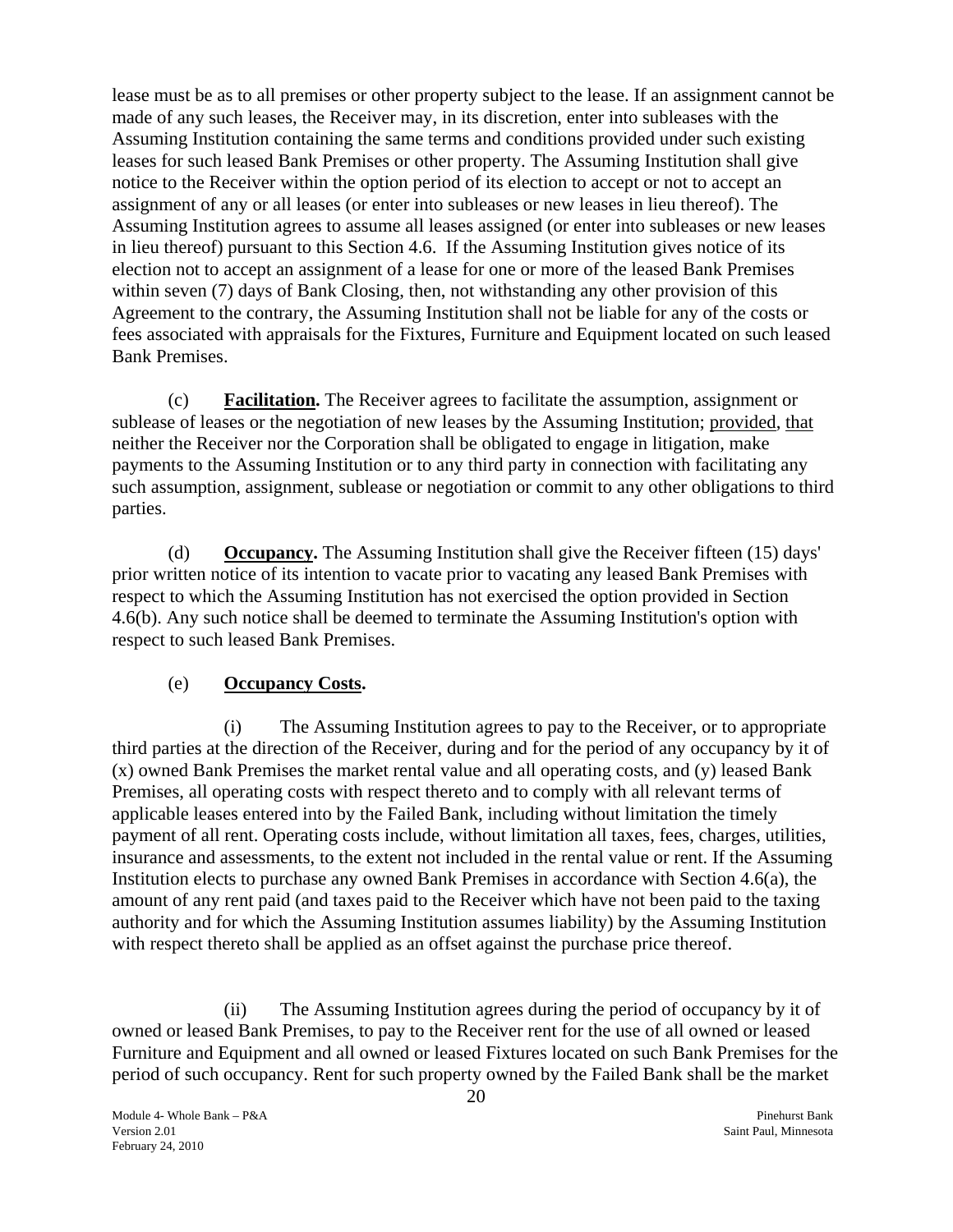lease must be as to all premises or other property subject to the lease. If an assignment cannot be made of any such leases, the Receiver may, in its discretion, enter into subleases with the Assuming Institution containing the same terms and conditions provided under such existing leases for such leased Bank Premises or other property. The Assuming Institution shall give notice to the Receiver within the option period of its election to accept or not to accept an assignment of any or all leases (or enter into subleases or new leases in lieu thereof). The Assuming Institution agrees to assume all leases assigned (or enter into subleases or new leases in lieu thereof) pursuant to this Section 4.6. If the Assuming Institution gives notice of its election not to accept an assignment of a lease for one or more of the leased Bank Premises within seven (7) days of Bank Closing, then, not withstanding any other provision of this Agreement to the contrary, the Assuming Institution shall not be liable for any of the costs or fees associated with appraisals for the Fixtures, Furniture and Equipment located on such leased Bank Premises.

(c) **Facilitation.** The Receiver agrees to facilitate the assumption, assignment or sublease of leases or the negotiation of new leases by the Assuming Institution; provided, that neither the Receiver nor the Corporation shall be obligated to engage in litigation, make payments to the Assuming Institution or to any third party in connection with facilitating any such assumption, assignment, sublease or negotiation or commit to any other obligations to third parties.

(d) **Occupancy.** The Assuming Institution shall give the Receiver fifteen (15) days' prior written notice of its intention to vacate prior to vacating any leased Bank Premises with respect to which the Assuming Institution has not exercised the option provided in Section 4.6(b). Any such notice shall be deemed to terminate the Assuming Institution's option with respect to such leased Bank Premises.

(e) **Occupancy Costs.**

(i) The Assuming Institution agrees to pay to the Receiver, or to appropriate third parties at the direction of the Receiver, during and for the period of any occupancy by it of (x) owned Bank Premises the market rental value and all operating costs, and (y) leased Bank Premises, all operating costs with respect thereto and to comply with all relevant terms of applicable leases entered into by the Failed Bank, including without limitation the timely payment of all rent. Operating costs include, without limitation all taxes, fees, charges, utilities, insurance and assessments, to the extent not included in the rental value or rent. If the Assuming Institution elects to purchase any owned Bank Premises in accordance with Section 4.6(a), the amount of any rent paid (and taxes paid to the Receiver which have not been paid to the taxing authority and for which the Assuming Institution assumes liability) by the Assuming Institution with respect thereto shall be applied as an offset against the purchase price thereof.

(ii) The Assuming Institution agrees during the period of occupancy by it of owned or leased Bank Premises, to pay to the Receiver rent for the use of all owned or leased Furniture and Equipment and all owned or leased Fixtures located on such Bank Premises for the period of such occupancy. Rent for such property owned by the Failed Bank shall be the market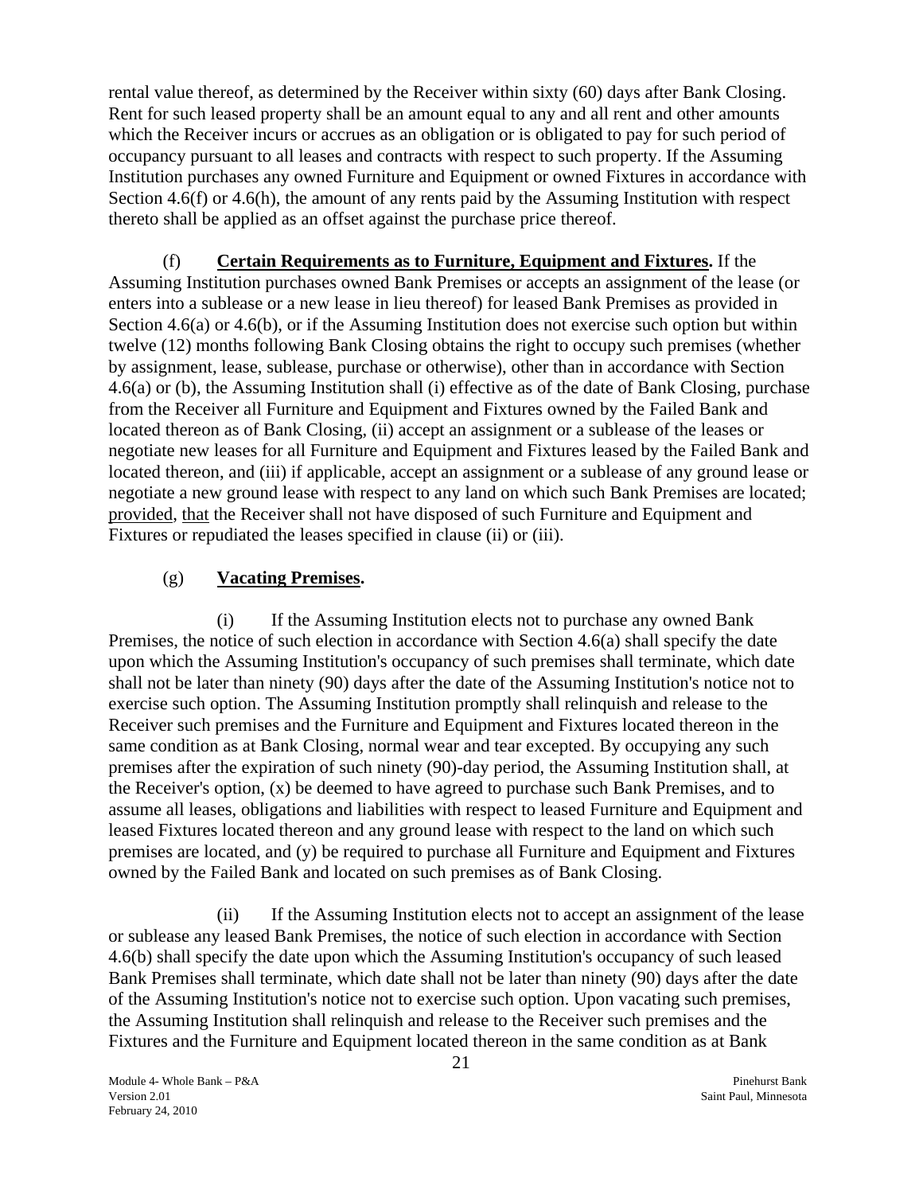rental value thereof, as determined by the Receiver within sixty (60) days after Bank Closing. Rent for such leased property shall be an amount equal to any and all rent and other amounts which the Receiver incurs or accrues as an obligation or is obligated to pay for such period of occupancy pursuant to all leases and contracts with respect to such property. If the Assuming Institution purchases any owned Furniture and Equipment or owned Fixtures in accordance with Section 4.6(f) or 4.6(h), the amount of any rents paid by the Assuming Institution with respect thereto shall be applied as an offset against the purchase price thereof.

(f) **Certain Requirements as to Furniture, Equipment and Fixtures.** If the Assuming Institution purchases owned Bank Premises or accepts an assignment of the lease (or enters into a sublease or a new lease in lieu thereof) for leased Bank Premises as provided in Section 4.6(a) or 4.6(b), or if the Assuming Institution does not exercise such option but within twelve (12) months following Bank Closing obtains the right to occupy such premises (whether by assignment, lease, sublease, purchase or otherwise), other than in accordance with Section 4.6(a) or (b), the Assuming Institution shall (i) effective as of the date of Bank Closing, purchase from the Receiver all Furniture and Equipment and Fixtures owned by the Failed Bank and located thereon as of Bank Closing, (ii) accept an assignment or a sublease of the leases or negotiate new leases for all Furniture and Equipment and Fixtures leased by the Failed Bank and located thereon, and (iii) if applicable, accept an assignment or a sublease of any ground lease or negotiate a new ground lease with respect to any land on which such Bank Premises are located; provided, that the Receiver shall not have disposed of such Furniture and Equipment and Fixtures or repudiated the leases specified in clause (ii) or (iii).

(g) **Vacating Premises.**

(i) If the Assuming Institution elects not to purchase any owned Bank Premises, the notice of such election in accordance with Section 4.6(a) shall specify the date upon which the Assuming Institution's occupancy of such premises shall terminate, which date shall not be later than ninety (90) days after the date of the Assuming Institution's notice not to exercise such option. The Assuming Institution promptly shall relinquish and release to the Receiver such premises and the Furniture and Equipment and Fixtures located thereon in the same condition as at Bank Closing, normal wear and tear excepted. By occupying any such premises after the expiration of such ninety (90)-day period, the Assuming Institution shall, at the Receiver's option, (x) be deemed to have agreed to purchase such Bank Premises, and to assume all leases, obligations and liabilities with respect to leased Furniture and Equipment and leased Fixtures located thereon and any ground lease with respect to the land on which such premises are located, and (y) be required to purchase all Furniture and Equipment and Fixtures owned by the Failed Bank and located on such premises as of Bank Closing.

(ii) If the Assuming Institution elects not to accept an assignment of the lease or sublease any leased Bank Premises, the notice of such election in accordance with Section 4.6(b) shall specify the date upon which the Assuming Institution's occupancy of such leased Bank Premises shall terminate, which date shall not be later than ninety (90) days after the date of the Assuming Institution's notice not to exercise such option. Upon vacating such premises, the Assuming Institution shall relinquish and release to the Receiver such premises and the Fixtures and the Furniture and Equipment located thereon in the same condition as at Bank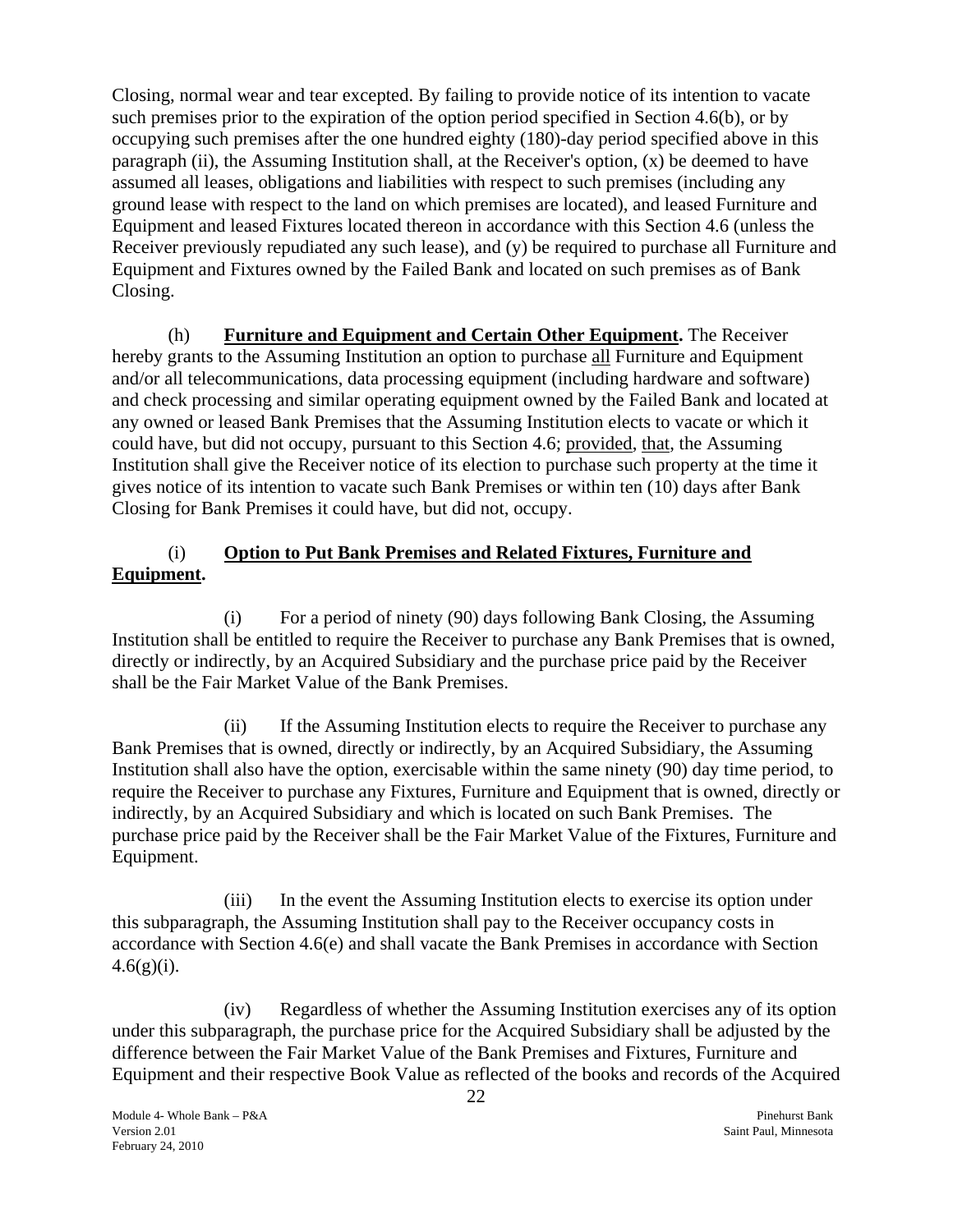Closing, normal wear and tear excepted. By failing to provide notice of its intention to vacate such premises prior to the expiration of the option period specified in Section 4.6(b), or by occupying such premises after the one hundred eighty (180)-day period specified above in this paragraph (ii), the Assuming Institution shall, at the Receiver's option, (x) be deemed to have assumed all leases, obligations and liabilities with respect to such premises (including any ground lease with respect to the land on which premises are located), and leased Furniture and Equipment and leased Fixtures located thereon in accordance with this Section 4.6 (unless the Receiver previously repudiated any such lease), and (y) be required to purchase all Furniture and Equipment and Fixtures owned by the Failed Bank and located on such premises as of Bank Closing.

(h) **Furniture and Equipment and Certain Other Equipment.** The Receiver hereby grants to the Assuming Institution an option to purchase all Furniture and Equipment and/or all telecommunications, data processing equipment (including hardware and software) and check processing and similar operating equipment owned by the Failed Bank and located at any owned or leased Bank Premises that the Assuming Institution elects to vacate or which it could have, but did not occupy, pursuant to this Section 4.6; provided, that, the Assuming Institution shall give the Receiver notice of its election to purchase such property at the time it gives notice of its intention to vacate such Bank Premises or within ten (10) days after Bank Closing for Bank Premises it could have, but did not, occupy.

(i) **Option to Put Bank Premises and Related Fixtures, Furniture and Equipment.**

(i) For a period of ninety (90) days following Bank Closing, the Assuming Institution shall be entitled to require the Receiver to purchase any Bank Premises that is owned, directly or indirectly, by an Acquired Subsidiary and the purchase price paid by the Receiver shall be the Fair Market Value of the Bank Premises.

(ii) If the Assuming Institution elects to require the Receiver to purchase any Bank Premises that is owned, directly or indirectly, by an Acquired Subsidiary, the Assuming Institution shall also have the option, exercisable within the same ninety (90) day time period, to require the Receiver to purchase any Fixtures, Furniture and Equipment that is owned, directly or indirectly, by an Acquired Subsidiary and which is located on such Bank Premises. The purchase price paid by the Receiver shall be the Fair Market Value of the Fixtures, Furniture and Equipment.

(iii) In the event the Assuming Institution elects to exercise its option under this subparagraph, the Assuming Institution shall pay to the Receiver occupancy costs in accordance with Section 4.6(e) and shall vacate the Bank Premises in accordance with Section 4.6(g)(i).

(iv) Regardless of whether the Assuming Institution exercises any of its option under this subparagraph, the purchase price for the Acquired Subsidiary shall be adjusted by the difference between the Fair Market Value of the Bank Premises and Fixtures, Furniture and Equipment and their respective Book Value as reflected of the books and records of the Acquired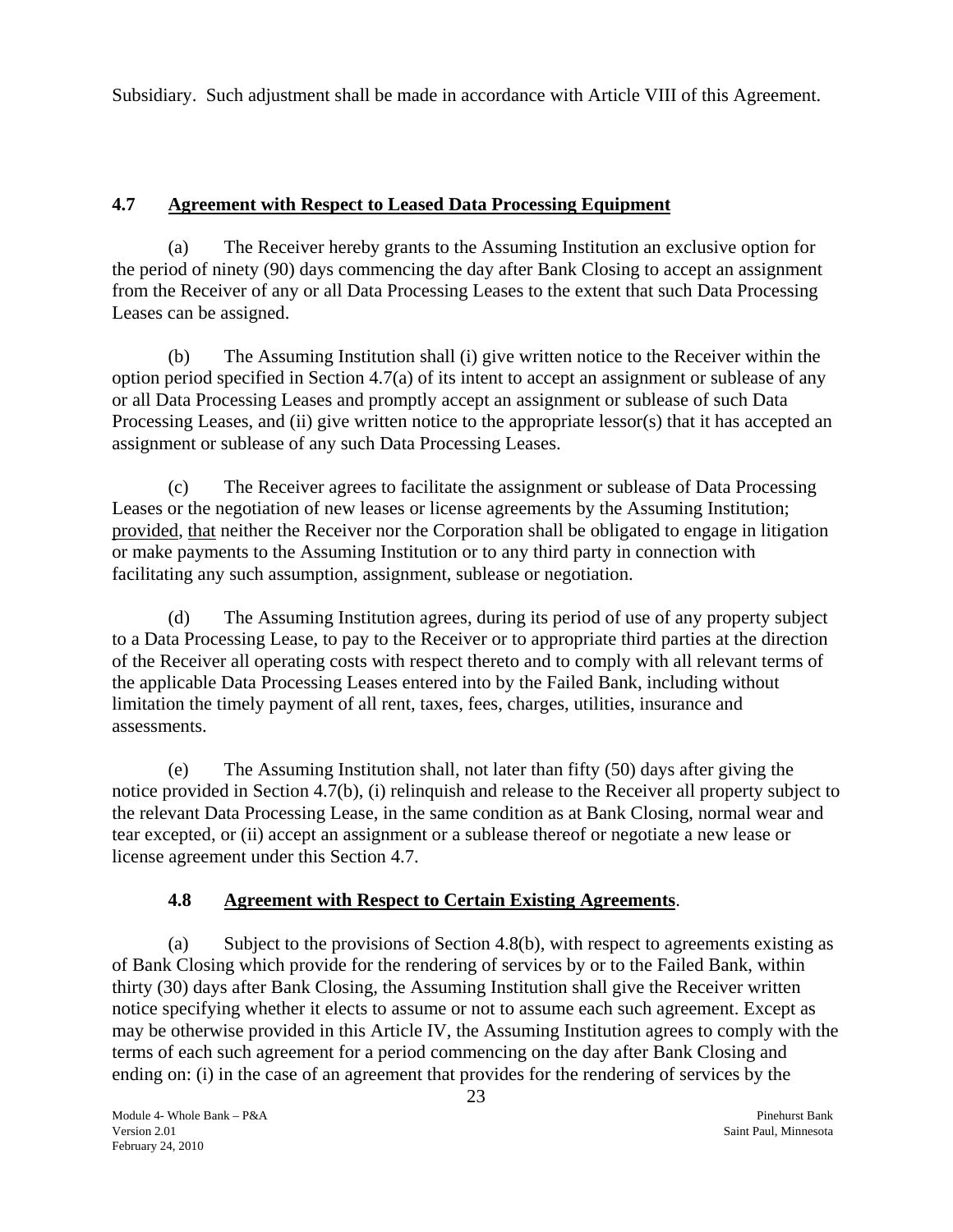Subsidiary. Such adjustment shall be made in accordance with Article VIII of this Agreement.

### 4.7 Agreement with Respect to Leased Data Processing Equipment

(a) The Receiver hereby grants to the Assuming Institution an exclusive option for the period of ninety (90) days commencing the day after Bank Closing to accept an assignment from the Receiver of any or all Data Processing Leases to the extent that such Data Processing Leases can be assigned.

(b) The Assuming Institution shall (i) give written notice to the Receiver within the option period specified in Section 4.7(a) of its intent to accept an assignment or sublease of any or all Data Processing Leases and promptly accept an assignment or sublease of such Data Processing Leases, and (ii) give written notice to the appropriate lessor(s) that it has accepted an assignment or sublease of any such Data Processing Leases.

(c) The Receiver agrees to facilitate the assignment or sublease of Data Processing Leases or the negotiation of new leases or license agreements by the Assuming Institution; provided, that neither the Receiver nor the Corporation shall be obligated to engage in litigation or make payments to the Assuming Institution or to any third party in connection with facilitating any such assumption, assignment, sublease or negotiation.

(d) The Assuming Institution agrees, during its period of use of any property subject to a Data Processing Lease, to pay to the Receiver or to appropriate third parties at the direction of the Receiver all operating costs with respect thereto and to comply with all relevant terms of the applicable Data Processing Leases entered into by the Failed Bank, including without limitation the timely payment of all rent, taxes, fees, charges, utilities, insurance and assessments.

(e) The Assuming Institution shall, not later than fifty (50) days after giving the notice provided in Section 4.7(b), (i) relinquish and release to the Receiver all property subject to the relevant Data Processing Lease, in the same condition as at Bank Closing, normal wear and tear excepted, or (ii) accept an assignment or a sublease thereof or negotiate a new lease or license agreement under this Section 4.7.

### 4.8 Agreement with Respect to Certain Existing Agreements.

(a) Subject to the provisions of Section 4.8(b), with respect to agreements existing as of Bank Closing which provide for the rendering of services by or to the Failed Bank, within thirty (30) days after Bank Closing, the Assuming Institution shall give the Receiver written notice specifying whether it elects to assume or not to assume each such agreement. Except as may be otherwise provided in this Article IV, the Assuming Institution agrees to comply with the terms of each such agreement for a period commencing on the day after Bank Closing and ending on: (i) in the case of an agreement that provides for the rendering of services by the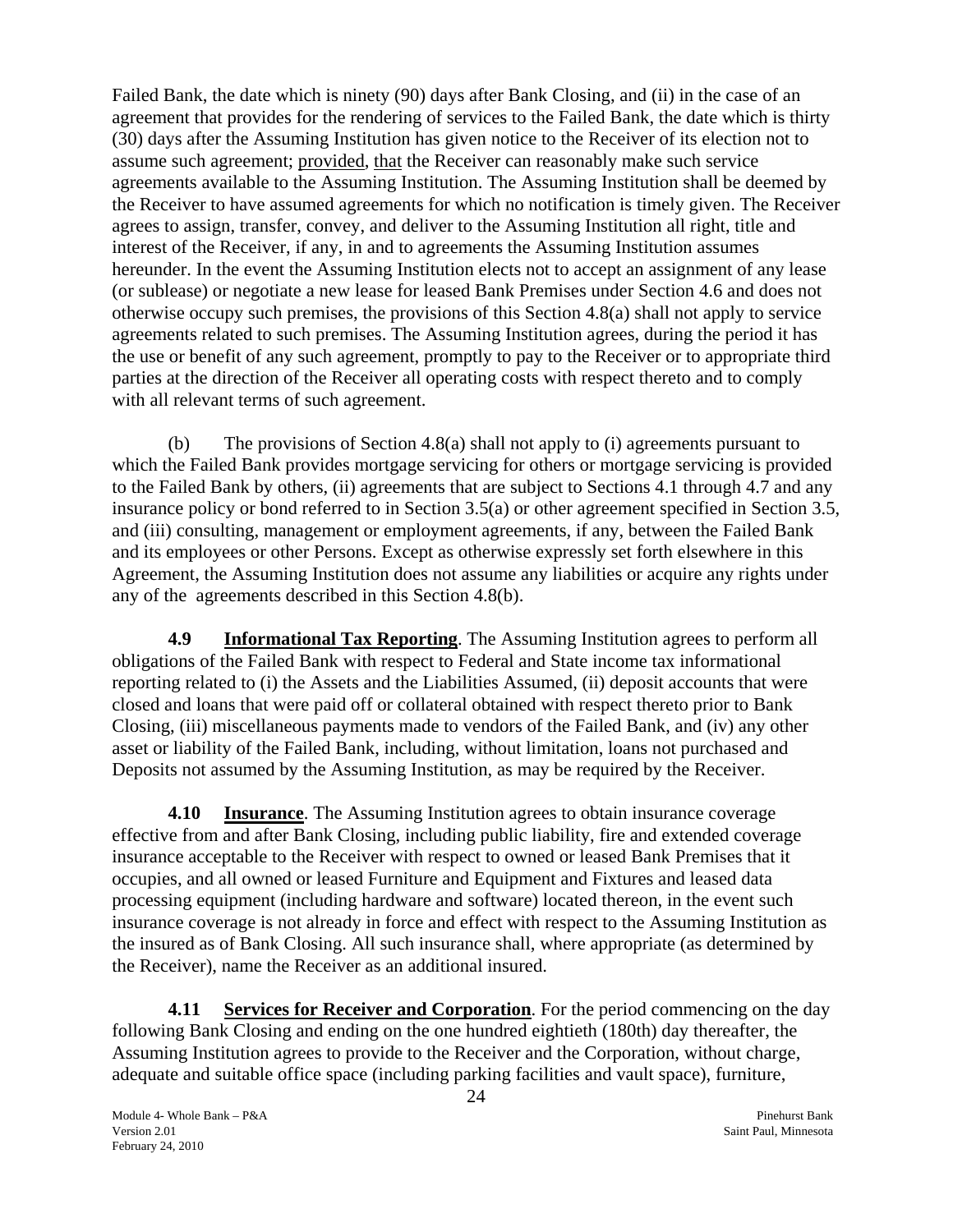Failed Bank, the date which is ninety (90) days after Bank Closing, and (ii) in the case of an agreement that provides for the rendering of services to the Failed Bank, the date which is thirty (30) days after the Assuming Institution has given notice to the Receiver of its election not to assume such agreement; provided, that the Receiver can reasonably make such service agreements available to the Assuming Institution. The Assuming Institution shall be deemed by the Receiver to have assumed agreements for which no notification is timely given. The Receiver agrees to assign, transfer, convey, and deliver to the Assuming Institution all right, title and interest of the Receiver, if any, in and to agreements the Assuming Institution assumes hereunder. In the event the Assuming Institution elects not to accept an assignment of any lease (or sublease) or negotiate a new lease for leased Bank Premises under Section 4.6 and does not otherwise occupy such premises, the provisions of this Section 4.8(a) shall not apply to service agreements related to such premises. The Assuming Institution agrees, during the period it has the use or benefit of any such agreement, promptly to pay to the Receiver or to appropriate third parties at the direction of the Receiver all operating costs with respect thereto and to comply with all relevant terms of such agreement.

(b) The provisions of Section 4.8(a) shall not apply to (i) agreements pursuant to which the Failed Bank provides mortgage servicing for others or mortgage servicing is provided to the Failed Bank by others, (ii) agreements that are subject to Sections 4.1 through 4.7 and any insurance policy or bond referred to in Section 3.5(a) or other agreement specified in Section 3.5, and (iii) consulting, management or employment agreements, if any, between the Failed Bank and its employees or other Persons. Except as otherwise expressly set forth elsewhere in this Agreement, the Assuming Institution does not assume any liabilities or acquire any rights under any of the agreements described in this Section 4.8(b).

**4.9 Informational Tax Reporting**. The Assuming Institution agrees to perform all obligations of the Failed Bank with respect to Federal and State income tax informational reporting related to (i) the Assets and the Liabilities Assumed, (ii) deposit accounts that were closed and loans that were paid off or collateral obtained with respect thereto prior to Bank Closing, (iii) miscellaneous payments made to vendors of the Failed Bank, and (iv) any other asset or liability of the Failed Bank, including, without limitation, loans not purchased and Deposits not assumed by the Assuming Institution, as may be required by the Receiver.

**4.10 Insurance**. The Assuming Institution agrees to obtain insurance coverage effective from and after Bank Closing, including public liability, fire and extended coverage insurance acceptable to the Receiver with respect to owned or leased Bank Premises that it occupies, and all owned or leased Furniture and Equipment and Fixtures and leased data processing equipment (including hardware and software) located thereon, in the event such insurance coverage is not already in force and effect with respect to the Assuming Institution as the insured as of Bank Closing. All such insurance shall, where appropriate (as determined by the Receiver), name the Receiver as an additional insured.

**4.11 Services for Receiver and Corporation**. For the period commencing on the day following Bank Closing and ending on the one hundred eightieth (180th) day thereafter, the Assuming Institution agrees to provide to the Receiver and the Corporation, without charge, adequate and suitable office space (including parking facilities and vault space), furniture,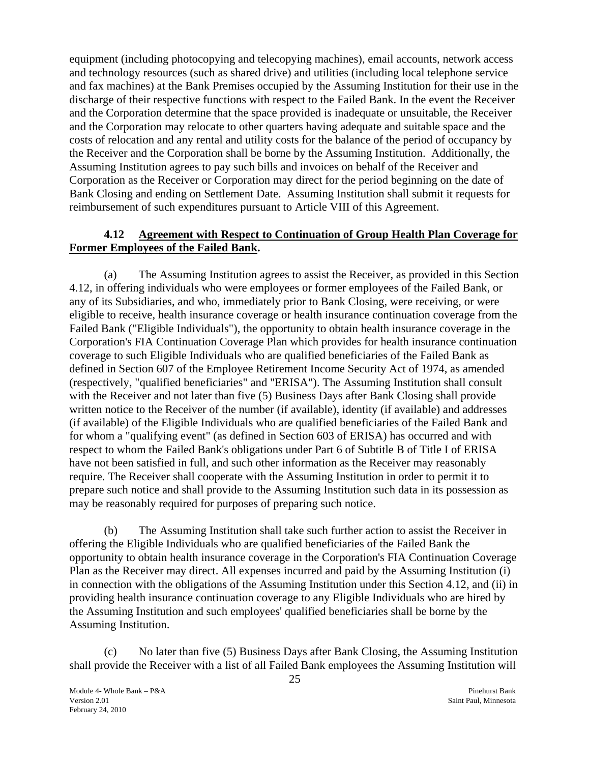equipment (including photocopying and telecopying machines), email accounts, network access and technology resources (such as shared drive) and utilities (including local telephone service and fax machines) at the Bank Premises occupied by the Assuming Institution for their use in the discharge of their respective functions with respect to the Failed Bank. In the event the Receiver and the Corporation determine that the space provided is inadequate or unsuitable, the Receiver and the Corporation may relocate to other quarters having adequate and suitable space and the costs of relocation and any rental and utility costs for the balance of the period of occupancy by the Receiver and the Corporation shall be borne by the Assuming Institution. Additionally, the Assuming Institution agrees to pay such bills and invoices on behalf of the Receiver and Corporation as the Receiver or Corporation may direct for the period beginning on the date of Bank Closing and ending on Settlement Date. Assuming Institution shall submit it requests for reimbursement of such expenditures pursuant to Article VIII of this Agreement.

**4.12 <u>Agreement with Respect to Continuation of Group Health Plan Coverage for Former Employees of the Failed Bank</u>.**

(a) The Assuming Institution agrees to assist the Receiver, as provided in this Section 4.12, in offering individuals who were employees or former employees of the Failed Bank, or any of its Subsidiaries, and who, immediately prior to Bank Closing, were receiving, or were eligible to receive, health insurance coverage or health insurance continuation coverage from the Failed Bank ("Eligible Individuals"), the opportunity to obtain health insurance coverage in the Corporation's FIA Continuation Coverage Plan which provides for health insurance continuation coverage to such Eligible Individuals who are qualified beneficiaries of the Failed Bank as defined in Section 607 of the Employee Retirement Income Security Act of 1974, as amended (respectively, "qualified beneficiaries" and "ERISA"). The Assuming Institution shall consult with the Receiver and not later than five (5) Business Days after Bank Closing shall provide written notice to the Receiver of the number (if available), identity (if available) and addresses (if available) of the Eligible Individuals who are qualified beneficiaries of the Failed Bank and for whom a "qualifying event" (as defined in Section 603 of ERISA) has occurred and with respect to whom the Failed Bank's obligations under Part 6 of Subtitle B of Title I of ERISA have not been satisfied in full, and such other information as the Receiver may reasonably require. The Receiver shall cooperate with the Assuming Institution in order to permit it to prepare such notice and shall provide to the Assuming Institution such data in its possession as may be reasonably required for purposes of preparing such notice.

(b) The Assuming Institution shall take such further action to assist the Receiver in offering the Eligible Individuals who are qualified beneficiaries of the Failed Bank the opportunity to obtain health insurance coverage in the Corporation's FIA Continuation Coverage Plan as the Receiver may direct. All expenses incurred and paid by the Assuming Institution (i) in connection with the obligations of the Assuming Institution under this Section 4.12, and (ii) in providing health insurance continuation coverage to any Eligible Individuals who are hired by the Assuming Institution and such employees' qualified beneficiaries shall be borne by the Assuming Institution.

(c) No later than five (5) Business Days after Bank Closing, the Assuming Institution shall provide the Receiver with a list of all Failed Bank employees the Assuming Institution will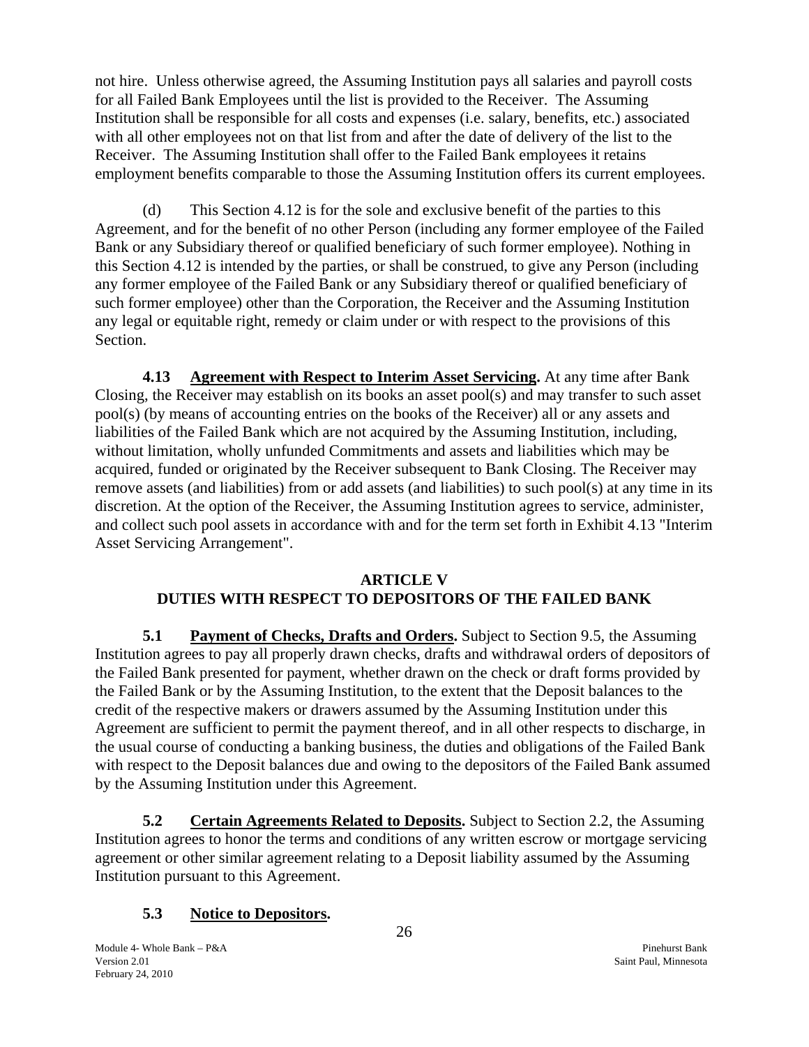not hire. Unless otherwise agreed, the Assuming Institution pays all salaries and payroll costs for all Failed Bank Employees until the list is provided to the Receiver. The Assuming Institution shall be responsible for all costs and expenses (i.e. salary, benefits, etc.) associated with all other employees not on that list from and after the date of delivery of the list to the Receiver. The Assuming Institution shall offer to the Failed Bank employees it retains employment benefits comparable to those the Assuming Institution offers its current employees.

(d) This Section 4.12 is for the sole and exclusive benefit of the parties to this Agreement, and for the benefit of no other Person (including any former employee of the Failed Bank or any Subsidiary thereof or qualified beneficiary of such former employee). Nothing in this Section 4.12 is intended by the parties, or shall be construed, to give any Person (including any former employee of the Failed Bank or any Subsidiary thereof or qualified beneficiary of such former employee) other than the Corporation, the Receiver and the Assuming Institution any legal or equitable right, remedy or claim under or with respect to the provisions of this Section.

**4.13 Agreement with Respect to Interim Asset Servicing.** At any time after Bank Closing, the Receiver may establish on its books an asset pool(s) and may transfer to such asset pool(s) (by means of accounting entries on the books of the Receiver) all or any assets and liabilities of the Failed Bank which are not acquired by the Assuming Institution, including, without limitation, wholly unfunded Commitments and assets and liabilities which may be acquired, funded or originated by the Receiver subsequent to Bank Closing. The Receiver may remove assets (and liabilities) from or add assets (and liabilities) to such pool(s) at any time in its discretion. At the option of the Receiver, the Assuming Institution agrees to service, administer, and collect such pool assets in accordance with and for the term set forth in Exhibit 4.13 "Interim Asset Servicing Arrangement".

## ARTICLE V
## DUTIES WITH RESPECT TO DEPOSITORS OF THE FAILED BANK

**5.1 Payment of Checks, Drafts and Orders.** Subject to Section 9.5, the Assuming Institution agrees to pay all properly drawn checks, drafts and withdrawal orders of depositors of the Failed Bank presented for payment, whether drawn on the check or draft forms provided by the Failed Bank or by the Assuming Institution, to the extent that the Deposit balances to the credit of the respective makers or drawers assumed by the Assuming Institution under this Agreement are sufficient to permit the payment thereof, and in all other respects to discharge, in the usual course of conducting a banking business, the duties and obligations of the Failed Bank with respect to the Deposit balances due and owing to the depositors of the Failed Bank assumed by the Assuming Institution under this Agreement.

**5.2 Certain Agreements Related to Deposits.** Subject to Section 2.2, the Assuming Institution agrees to honor the terms and conditions of any written escrow or mortgage servicing agreement or other similar agreement relating to a Deposit liability assumed by the Assuming Institution pursuant to this Agreement.

**5.3 Notice to Depositors.**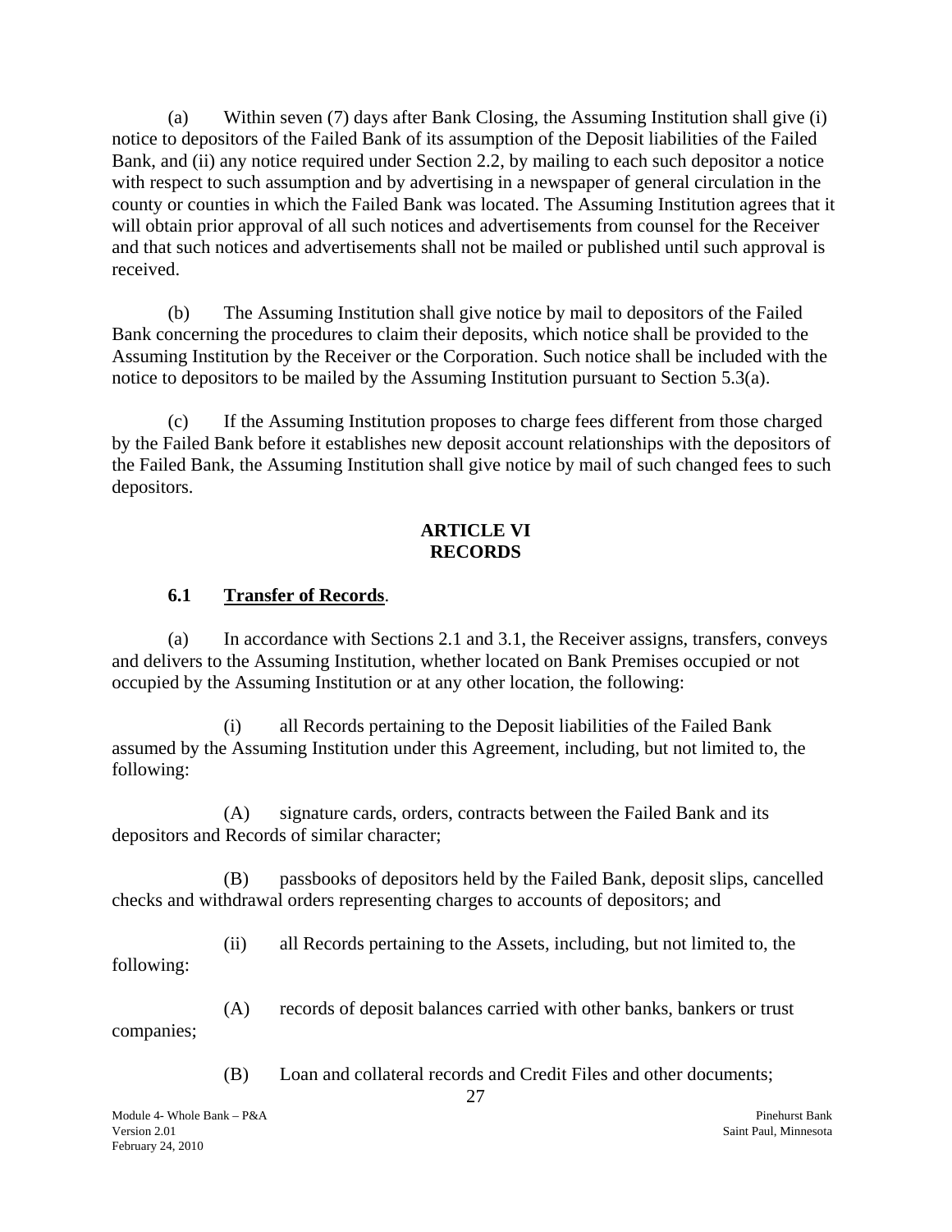(a) Within seven (7) days after Bank Closing, the Assuming Institution shall give (i) notice to depositors of the Failed Bank of its assumption of the Deposit liabilities of the Failed Bank, and (ii) any notice required under Section 2.2, by mailing to each such depositor a notice with respect to such assumption and by advertising in a newspaper of general circulation in the county or counties in which the Failed Bank was located. The Assuming Institution agrees that it will obtain prior approval of all such notices and advertisements from counsel for the Receiver and that such notices and advertisements shall not be mailed or published until such approval is received.

(b) The Assuming Institution shall give notice by mail to depositors of the Failed Bank concerning the procedures to claim their deposits, which notice shall be provided to the Assuming Institution by the Receiver or the Corporation. Such notice shall be included with the notice to depositors to be mailed by the Assuming Institution pursuant to Section 5.3(a).

(c) If the Assuming Institution proposes to charge fees different from those charged by the Failed Bank before it establishes new deposit account relationships with the depositors of the Failed Bank, the Assuming Institution shall give notice by mail of such changed fees to such depositors.

## ARTICLE VI
## RECORDS

### 6.1 Transfer of Records.

(a) In accordance with Sections 2.1 and 3.1, the Receiver assigns, transfers, conveys and delivers to the Assuming Institution, whether located on Bank Premises occupied or not occupied by the Assuming Institution or at any other location, the following:

(i) all Records pertaining to the Deposit liabilities of the Failed Bank assumed by the Assuming Institution under this Agreement, including, but not limited to, the following:

(A) signature cards, orders, contracts between the Failed Bank and its depositors and Records of similar character;

(B) passbooks of depositors held by the Failed Bank, deposit slips, cancelled checks and withdrawal orders representing charges to accounts of depositors; and

(ii) all Records pertaining to the Assets, including, but not limited to, the following:

(A) records of deposit balances carried with other banks, bankers or trust companies;

(B) Loan and collateral records and Credit Files and other documents;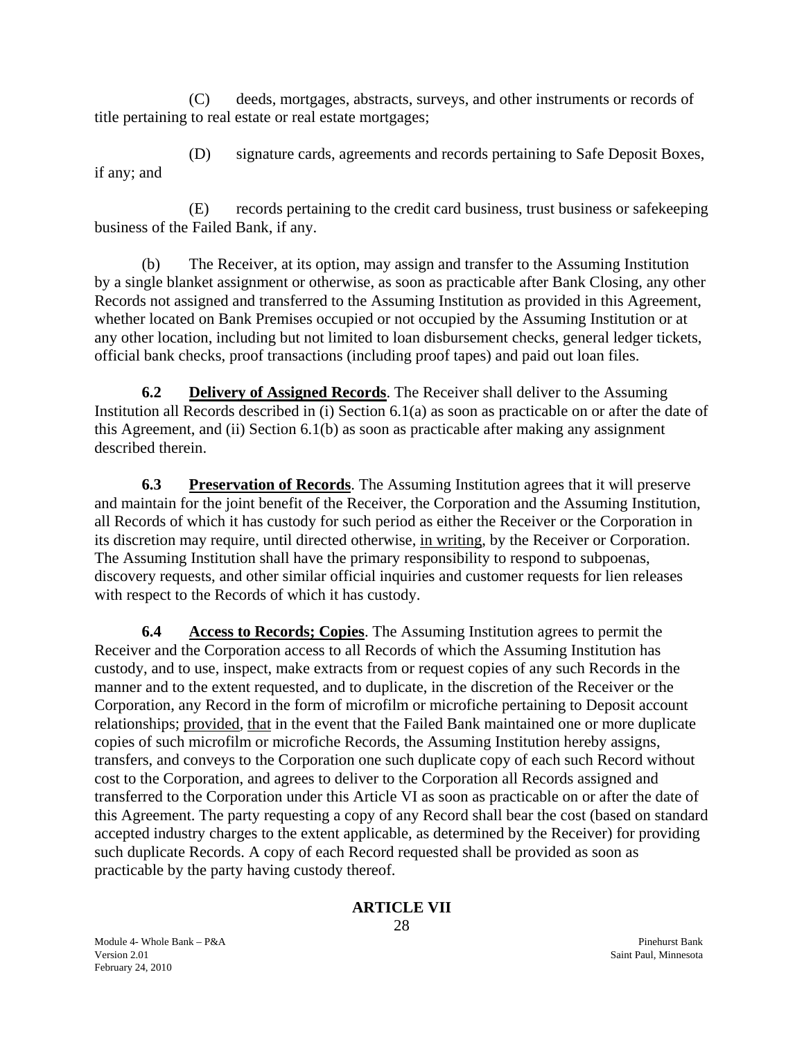(C) deeds, mortgages, abstracts, surveys, and other instruments or records of title pertaining to real estate or real estate mortgages;

(D) signature cards, agreements and records pertaining to Safe Deposit Boxes, if any; and

(E) records pertaining to the credit card business, trust business or safekeeping business of the Failed Bank, if any.

(b) The Receiver, at its option, may assign and transfer to the Assuming Institution by a single blanket assignment or otherwise, as soon as practicable after Bank Closing, any other Records not assigned and transferred to the Assuming Institution as provided in this Agreement, whether located on Bank Premises occupied or not occupied by the Assuming Institution or at any other location, including but not limited to loan disbursement checks, general ledger tickets, official bank checks, proof transactions (including proof tapes) and paid out loan files.

**6.2 Delivery of Assigned Records**. The Receiver shall deliver to the Assuming Institution all Records described in (i) Section 6.1(a) as soon as practicable on or after the date of this Agreement, and (ii) Section 6.1(b) as soon as practicable after making any assignment described therein.

**6.3 Preservation of Records**. The Assuming Institution agrees that it will preserve and maintain for the joint benefit of the Receiver, the Corporation and the Assuming Institution, all Records of which it has custody for such period as either the Receiver or the Corporation in its discretion may require, until directed otherwise, in writing, by the Receiver or Corporation. The Assuming Institution shall have the primary responsibility to respond to subpoenas, discovery requests, and other similar official inquiries and customer requests for lien releases with respect to the Records of which it has custody.

**6.4 Access to Records; Copies**. The Assuming Institution agrees to permit the Receiver and the Corporation access to all Records of which the Assuming Institution has custody, and to use, inspect, make extracts from or request copies of any such Records in the manner and to the extent requested, and to duplicate, in the discretion of the Receiver or the Corporation, any Record in the form of microfilm or microfiche pertaining to Deposit account relationships; provided, that in the event that the Failed Bank maintained one or more duplicate copies of such microfilm or microfiche Records, the Assuming Institution hereby assigns, transfers, and conveys to the Corporation one such duplicate copy of each such Record without cost to the Corporation, and agrees to deliver to the Corporation all Records assigned and transferred to the Corporation under this Article VI as soon as practicable on or after the date of this Agreement. The party requesting a copy of any Record shall bear the cost (based on standard accepted industry charges to the extent applicable, as determined by the Receiver) for providing such duplicate Records. A copy of each Record requested shall be provided as soon as practicable by the party having custody thereof.

## ARTICLE VII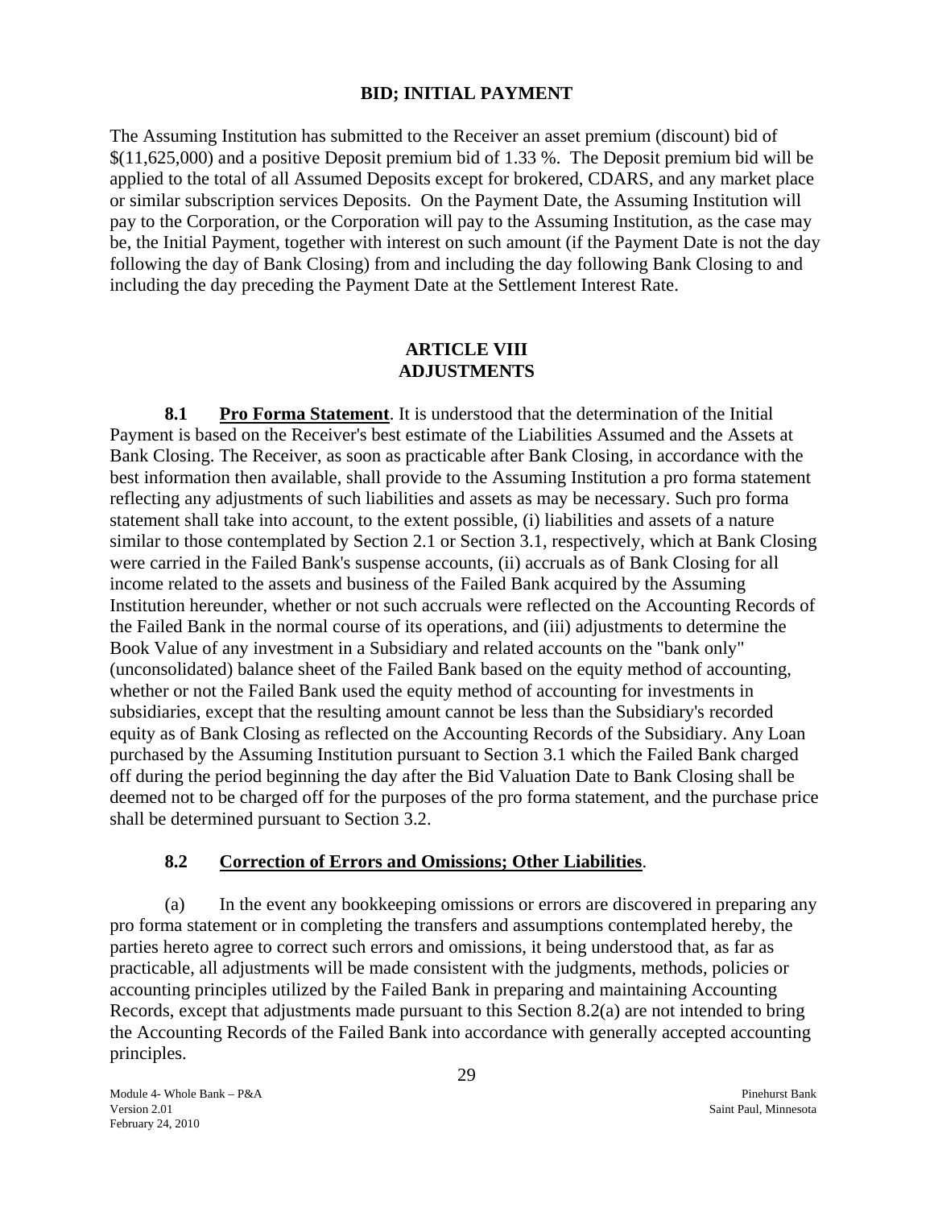**BID; INITIAL PAYMENT**

The Assuming Institution has submitted to the Receiver an asset premium (discount) bid of $(11,625,000) and a positive Deposit premium bid of 1.33 %. The Deposit premium bid will be applied to the total of all Assumed Deposits except for brokered, CDARS, and any market place or similar subscription services Deposits. On the Payment Date, the Assuming Institution will pay to the Corporation, or the Corporation will pay to the Assuming Institution, as the case may be, the Initial Payment, together with interest on such amount (if the Payment Date is not the day following the day of Bank Closing) from and including the day following Bank Closing to and including the day preceding the Payment Date at the Settlement Interest Rate.

## ARTICLE VIII
## ADJUSTMENTS

**8.1 Pro Forma Statement**. It is understood that the determination of the Initial Payment is based on the Receiver's best estimate of the Liabilities Assumed and the Assets at Bank Closing. The Receiver, as soon as practicable after Bank Closing, in accordance with the best information then available, shall provide to the Assuming Institution a pro forma statement reflecting any adjustments of such liabilities and assets as may be necessary. Such pro forma statement shall take into account, to the extent possible, (i) liabilities and assets of a nature similar to those contemplated by Section 2.1 or Section 3.1, respectively, which at Bank Closing were carried in the Failed Bank's suspense accounts, (ii) accruals as of Bank Closing for all income related to the assets and business of the Failed Bank acquired by the Assuming Institution hereunder, whether or not such accruals were reflected on the Accounting Records of the Failed Bank in the normal course of its operations, and (iii) adjustments to determine the Book Value of any investment in a Subsidiary and related accounts on the "bank only" (unconsolidated) balance sheet of the Failed Bank based on the equity method of accounting, whether or not the Failed Bank used the equity method of accounting for investments in subsidiaries, except that the resulting amount cannot be less than the Subsidiary's recorded equity as of Bank Closing as reflected on the Accounting Records of the Subsidiary. Any Loan purchased by the Assuming Institution pursuant to Section 3.1 which the Failed Bank charged off during the period beginning the day after the Bid Valuation Date to Bank Closing shall be deemed not to be charged off for the purposes of the pro forma statement, and the purchase price shall be determined pursuant to Section 3.2.

### 8.2 Correction of Errors and Omissions; Other Liabilities.

(a) In the event any bookkeeping omissions or errors are discovered in preparing any pro forma statement or in completing the transfers and assumptions contemplated hereby, the parties hereto agree to correct such errors and omissions, it being understood that, as far as practicable, all adjustments will be made consistent with the judgments, methods, policies or accounting principles utilized by the Failed Bank in preparing and maintaining Accounting Records, except that adjustments made pursuant to this Section 8.2(a) are not intended to bring the Accounting Records of the Failed Bank into accordance with generally accepted accounting principles.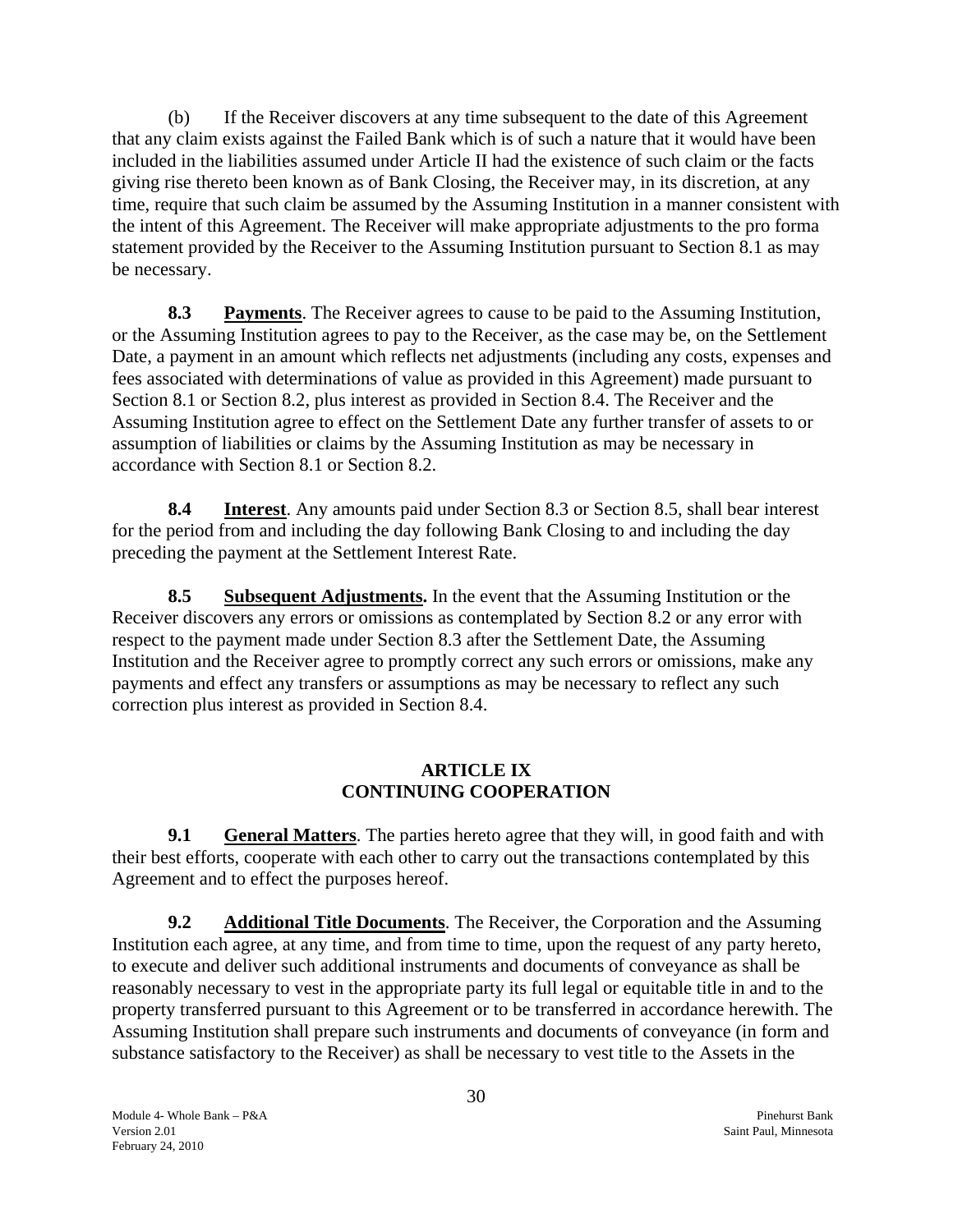(b) If the Receiver discovers at any time subsequent to the date of this Agreement that any claim exists against the Failed Bank which is of such a nature that it would have been included in the liabilities assumed under Article II had the existence of such claim or the facts giving rise thereto been known as of Bank Closing, the Receiver may, in its discretion, at any time, require that such claim be assumed by the Assuming Institution in a manner consistent with the intent of this Agreement. The Receiver will make appropriate adjustments to the pro forma statement provided by the Receiver to the Assuming Institution pursuant to Section 8.1 as may be necessary.

**8.3 Payments**. The Receiver agrees to cause to be paid to the Assuming Institution, or the Assuming Institution agrees to pay to the Receiver, as the case may be, on the Settlement Date, a payment in an amount which reflects net adjustments (including any costs, expenses and fees associated with determinations of value as provided in this Agreement) made pursuant to Section 8.1 or Section 8.2, plus interest as provided in Section 8.4. The Receiver and the Assuming Institution agree to effect on the Settlement Date any further transfer of assets to or assumption of liabilities or claims by the Assuming Institution as may be necessary in accordance with Section 8.1 or Section 8.2.

**8.4 Interest**. Any amounts paid under Section 8.3 or Section 8.5, shall bear interest for the period from and including the day following Bank Closing to and including the day preceding the payment at the Settlement Interest Rate.

**8.5 Subsequent Adjustments.** In the event that the Assuming Institution or the Receiver discovers any errors or omissions as contemplated by Section 8.2 or any error with respect to the payment made under Section 8.3 after the Settlement Date, the Assuming Institution and the Receiver agree to promptly correct any such errors or omissions, make any payments and effect any transfers or assumptions as may be necessary to reflect any such correction plus interest as provided in Section 8.4.

## ARTICLE IX
## CONTINUING COOPERATION

**9.1 General Matters**. The parties hereto agree that they will, in good faith and with their best efforts, cooperate with each other to carry out the transactions contemplated by this Agreement and to effect the purposes hereof.

**9.2 Additional Title Documents**. The Receiver, the Corporation and the Assuming Institution each agree, at any time, and from time to time, upon the request of any party hereto, to execute and deliver such additional instruments and documents of conveyance as shall be reasonably necessary to vest in the appropriate party its full legal or equitable title in and to the property transferred pursuant to this Agreement or to be transferred in accordance herewith. The Assuming Institution shall prepare such instruments and documents of conveyance (in form and substance satisfactory to the Receiver) as shall be necessary to vest title to the Assets in the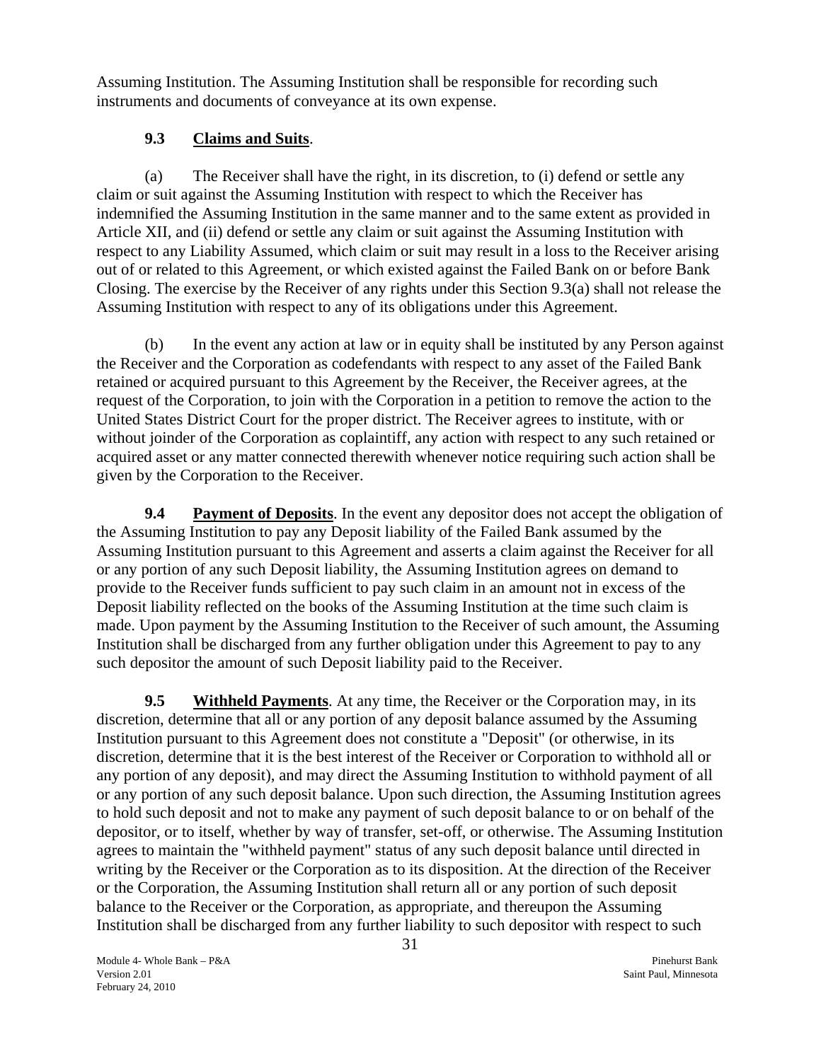Assuming Institution. The Assuming Institution shall be responsible for recording such instruments and documents of conveyance at its own expense.

### 9.3 Claims and Suits.

(a) The Receiver shall have the right, in its discretion, to (i) defend or settle any claim or suit against the Assuming Institution with respect to which the Receiver has indemnified the Assuming Institution in the same manner and to the same extent as provided in Article XII, and (ii) defend or settle any claim or suit against the Assuming Institution with respect to any Liability Assumed, which claim or suit may result in a loss to the Receiver arising out of or related to this Agreement, or which existed against the Failed Bank on or before Bank Closing. The exercise by the Receiver of any rights under this Section 9.3(a) shall not release the Assuming Institution with respect to any of its obligations under this Agreement.

(b) In the event any action at law or in equity shall be instituted by any Person against the Receiver and the Corporation as codefendants with respect to any asset of the Failed Bank retained or acquired pursuant to this Agreement by the Receiver, the Receiver agrees, at the request of the Corporation, to join with the Corporation in a petition to remove the action to the United States District Court for the proper district. The Receiver agrees to institute, with or without joinder of the Corporation as coplaintiff, any action with respect to any such retained or acquired asset or any matter connected therewith whenever notice requiring such action shall be given by the Corporation to the Receiver.

**9.4 Payment of Deposits**. In the event any depositor does not accept the obligation of the Assuming Institution to pay any Deposit liability of the Failed Bank assumed by the Assuming Institution pursuant to this Agreement and asserts a claim against the Receiver for all or any portion of any such Deposit liability, the Assuming Institution agrees on demand to provide to the Receiver funds sufficient to pay such claim in an amount not in excess of the Deposit liability reflected on the books of the Assuming Institution at the time such claim is made. Upon payment by the Assuming Institution to the Receiver of such amount, the Assuming Institution shall be discharged from any further obligation under this Agreement to pay to any such depositor the amount of such Deposit liability paid to the Receiver.

**9.5 Withheld Payments**. At any time, the Receiver or the Corporation may, in its discretion, determine that all or any portion of any deposit balance assumed by the Assuming Institution pursuant to this Agreement does not constitute a "Deposit" (or otherwise, in its discretion, determine that it is the best interest of the Receiver or Corporation to withhold all or any portion of any deposit), and may direct the Assuming Institution to withhold payment of all or any portion of any such deposit balance. Upon such direction, the Assuming Institution agrees to hold such deposit and not to make any payment of such deposit balance to or on behalf of the depositor, or to itself, whether by way of transfer, set-off, or otherwise. The Assuming Institution agrees to maintain the "withheld payment" status of any such deposit balance until directed in writing by the Receiver or the Corporation as to its disposition. At the direction of the Receiver or the Corporation, the Assuming Institution shall return all or any portion of such deposit balance to the Receiver or the Corporation, as appropriate, and thereupon the Assuming Institution shall be discharged from any further liability to such depositor with respect to such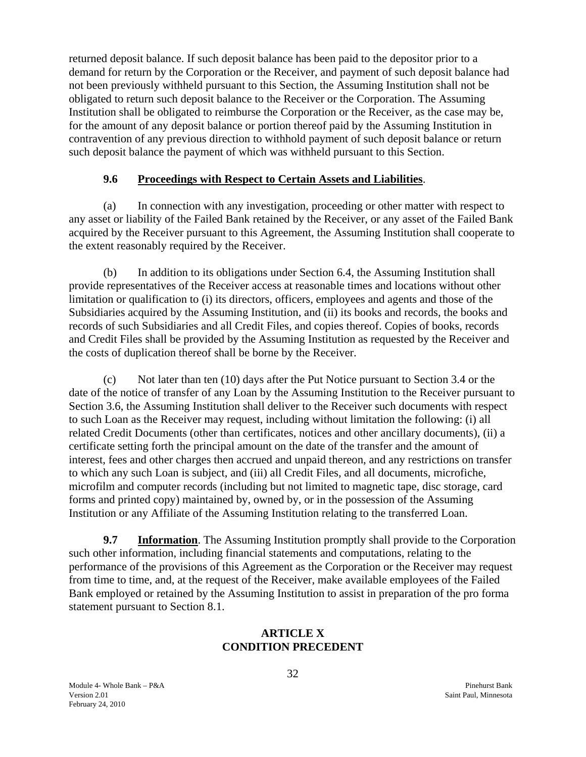returned deposit balance. If such deposit balance has been paid to the depositor prior to a demand for return by the Corporation or the Receiver, and payment of such deposit balance had not been previously withheld pursuant to this Section, the Assuming Institution shall not be obligated to return such deposit balance to the Receiver or the Corporation. The Assuming Institution shall be obligated to reimburse the Corporation or the Receiver, as the case may be, for the amount of any deposit balance or portion thereof paid by the Assuming Institution in contravention of any previous direction to withhold payment of such deposit balance or return such deposit balance the payment of which was withheld pursuant to this Section.

### 9.6 Proceedings with Respect to Certain Assets and Liabilities.

(a) In connection with any investigation, proceeding or other matter with respect to any asset or liability of the Failed Bank retained by the Receiver, or any asset of the Failed Bank acquired by the Receiver pursuant to this Agreement, the Assuming Institution shall cooperate to the extent reasonably required by the Receiver.

(b) In addition to its obligations under Section 6.4, the Assuming Institution shall provide representatives of the Receiver access at reasonable times and locations without other limitation or qualification to (i) its directors, officers, employees and agents and those of the Subsidiaries acquired by the Assuming Institution, and (ii) its books and records, the books and records of such Subsidiaries and all Credit Files, and copies thereof. Copies of books, records and Credit Files shall be provided by the Assuming Institution as requested by the Receiver and the costs of duplication thereof shall be borne by the Receiver.

(c) Not later than ten (10) days after the Put Notice pursuant to Section 3.4 or the date of the notice of transfer of any Loan by the Assuming Institution to the Receiver pursuant to Section 3.6, the Assuming Institution shall deliver to the Receiver such documents with respect to such Loan as the Receiver may request, including without limitation the following: (i) all related Credit Documents (other than certificates, notices and other ancillary documents), (ii) a certificate setting forth the principal amount on the date of the transfer and the amount of interest, fees and other charges then accrued and unpaid thereon, and any restrictions on transfer to which any such Loan is subject, and (iii) all Credit Files, and all documents, microfiche, microfilm and computer records (including but not limited to magnetic tape, disc storage, card forms and printed copy) maintained by, owned by, or in the possession of the Assuming Institution or any Affiliate of the Assuming Institution relating to the transferred Loan.

**9.7 Information**. The Assuming Institution promptly shall provide to the Corporation such other information, including financial statements and computations, relating to the performance of the provisions of this Agreement as the Corporation or the Receiver may request from time to time, and, at the request of the Receiver, make available employees of the Failed Bank employed or retained by the Assuming Institution to assist in preparation of the pro forma statement pursuant to Section 8.1.

## ARTICLE X
## CONDITION PRECEDENT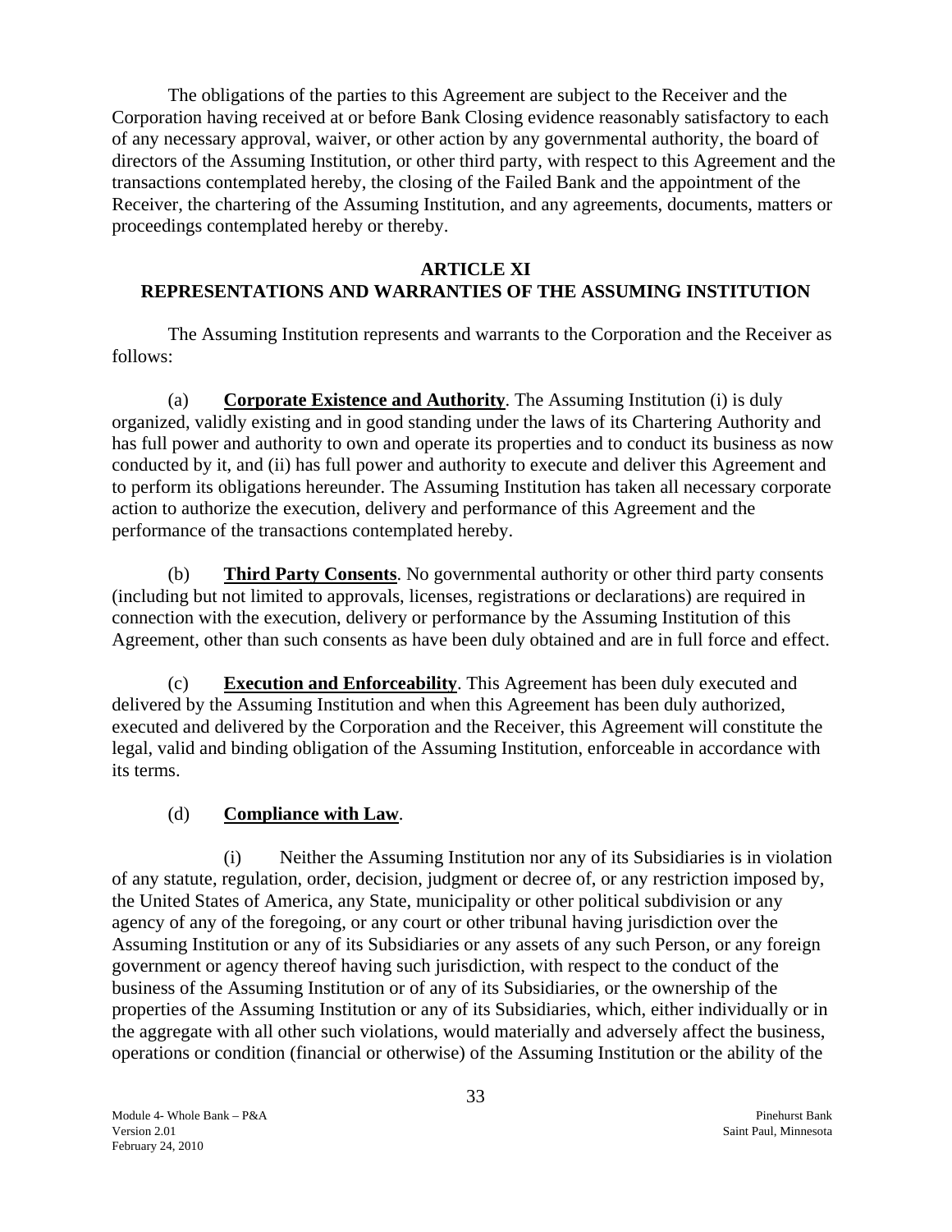The obligations of the parties to this Agreement are subject to the Receiver and the Corporation having received at or before Bank Closing evidence reasonably satisfactory to each of any necessary approval, waiver, or other action by any governmental authority, the board of directors of the Assuming Institution, or other third party, with respect to this Agreement and the transactions contemplated hereby, the closing of the Failed Bank and the appointment of the Receiver, the chartering of the Assuming Institution, and any agreements, documents, matters or proceedings contemplated hereby or thereby.

## ARTICLE XI
## REPRESENTATIONS AND WARRANTIES OF THE ASSUMING INSTITUTION

The Assuming Institution represents and warrants to the Corporation and the Receiver as follows:

(a) **Corporate Existence and Authority**. The Assuming Institution (i) is duly organized, validly existing and in good standing under the laws of its Chartering Authority and has full power and authority to own and operate its properties and to conduct its business as now conducted by it, and (ii) has full power and authority to execute and deliver this Agreement and to perform its obligations hereunder. The Assuming Institution has taken all necessary corporate action to authorize the execution, delivery and performance of this Agreement and the performance of the transactions contemplated hereby.

(b) **Third Party Consents**. No governmental authority or other third party consents (including but not limited to approvals, licenses, registrations or declarations) are required in connection with the execution, delivery or performance by the Assuming Institution of this Agreement, other than such consents as have been duly obtained and are in full force and effect.

(c) **Execution and Enforceability**. This Agreement has been duly executed and delivered by the Assuming Institution and when this Agreement has been duly authorized, executed and delivered by the Corporation and the Receiver, this Agreement will constitute the legal, valid and binding obligation of the Assuming Institution, enforceable in accordance with its terms.

(d) **Compliance with Law**.

(i) Neither the Assuming Institution nor any of its Subsidiaries is in violation of any statute, regulation, order, decision, judgment or decree of, or any restriction imposed by, the United States of America, any State, municipality or other political subdivision or any agency of any of the foregoing, or any court or other tribunal having jurisdiction over the Assuming Institution or any of its Subsidiaries or any assets of any such Person, or any foreign government or agency thereof having such jurisdiction, with respect to the conduct of the business of the Assuming Institution or of any of its Subsidiaries, or the ownership of the properties of the Assuming Institution or any of its Subsidiaries, which, either individually or in the aggregate with all other such violations, would materially and adversely affect the business, operations or condition (financial or otherwise) of the Assuming Institution or the ability of the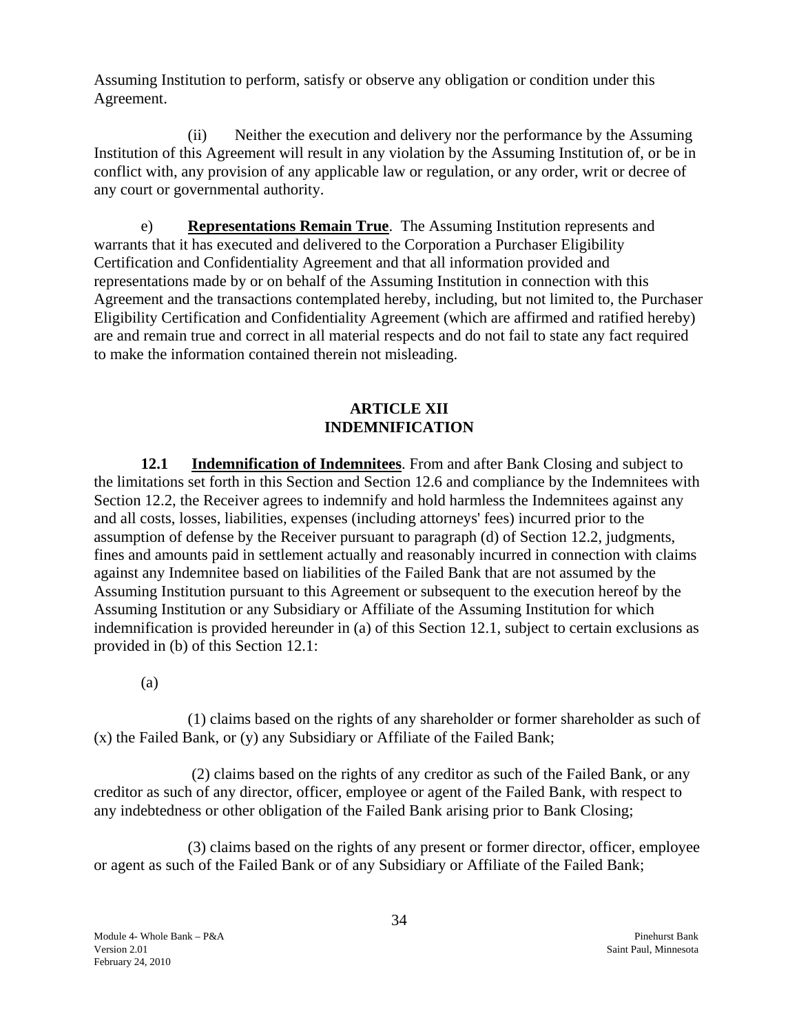Assuming Institution to perform, satisfy or observe any obligation or condition under this Agreement.

(ii) Neither the execution and delivery nor the performance by the Assuming Institution of this Agreement will result in any violation by the Assuming Institution of, or be in conflict with, any provision of any applicable law or regulation, or any order, writ or decree of any court or governmental authority.

e) **Representations Remain True**. The Assuming Institution represents and warrants that it has executed and delivered to the Corporation a Purchaser Eligibility Certification and Confidentiality Agreement and that all information provided and representations made by or on behalf of the Assuming Institution in connection with this Agreement and the transactions contemplated hereby, including, but not limited to, the Purchaser Eligibility Certification and Confidentiality Agreement (which are affirmed and ratified hereby) are and remain true and correct in all material respects and do not fail to state any fact required to make the information contained therein not misleading.

## ARTICLE XII
## INDEMNIFICATION

**12.1 Indemnification of Indemnitees**. From and after Bank Closing and subject to the limitations set forth in this Section and Section 12.6 and compliance by the Indemnitees with Section 12.2, the Receiver agrees to indemnify and hold harmless the Indemnitees against any and all costs, losses, liabilities, expenses (including attorneys' fees) incurred prior to the assumption of defense by the Receiver pursuant to paragraph (d) of Section 12.2, judgments, fines and amounts paid in settlement actually and reasonably incurred in connection with claims against any Indemnitee based on liabilities of the Failed Bank that are not assumed by the Assuming Institution pursuant to this Agreement or subsequent to the execution hereof by the Assuming Institution or any Subsidiary or Affiliate of the Assuming Institution for which indemnification is provided hereunder in (a) of this Section 12.1, subject to certain exclusions as provided in (b) of this Section 12.1:

(a)

(1) claims based on the rights of any shareholder or former shareholder as such of (x) the Failed Bank, or (y) any Subsidiary or Affiliate of the Failed Bank;

(2) claims based on the rights of any creditor as such of the Failed Bank, or any creditor as such of any director, officer, employee or agent of the Failed Bank, with respect to any indebtedness or other obligation of the Failed Bank arising prior to Bank Closing;

(3) claims based on the rights of any present or former director, officer, employee or agent as such of the Failed Bank or of any Subsidiary or Affiliate of the Failed Bank;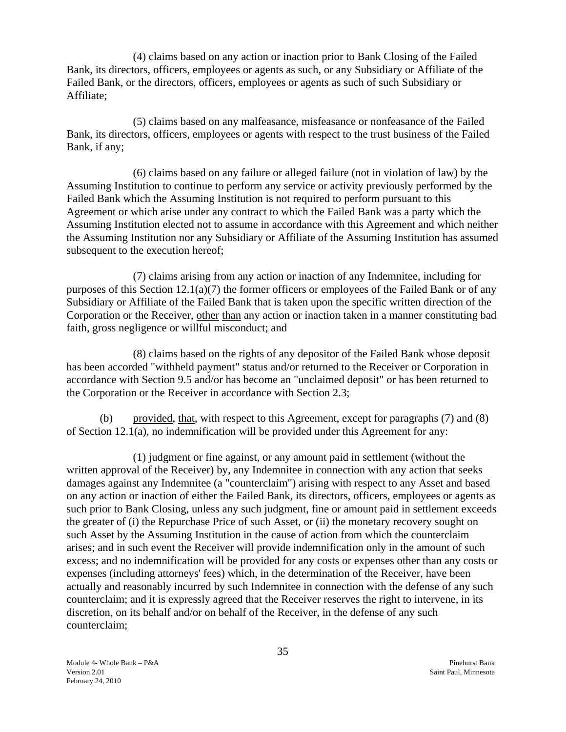(4) claims based on any action or inaction prior to Bank Closing of the Failed Bank, its directors, officers, employees or agents as such, or any Subsidiary or Affiliate of the Failed Bank, or the directors, officers, employees or agents as such of such Subsidiary or Affiliate;

(5) claims based on any malfeasance, misfeasance or nonfeasance of the Failed Bank, its directors, officers, employees or agents with respect to the trust business of the Failed Bank, if any;

(6) claims based on any failure or alleged failure (not in violation of law) by the Assuming Institution to continue to perform any service or activity previously performed by the Failed Bank which the Assuming Institution is not required to perform pursuant to this Agreement or which arise under any contract to which the Failed Bank was a party which the Assuming Institution elected not to assume in accordance with this Agreement and which neither the Assuming Institution nor any Subsidiary or Affiliate of the Assuming Institution has assumed subsequent to the execution hereof;

(7) claims arising from any action or inaction of any Indemnitee, including for purposes of this Section 12.1(a)(7) the former officers or employees of the Failed Bank or of any Subsidiary or Affiliate of the Failed Bank that is taken upon the specific written direction of the Corporation or the Receiver, other than any action or inaction taken in a manner constituting bad faith, gross negligence or willful misconduct; and

(8) claims based on the rights of any depositor of the Failed Bank whose deposit has been accorded "withheld payment" status and/or returned to the Receiver or Corporation in accordance with Section 9.5 and/or has become an "unclaimed deposit" or has been returned to the Corporation or the Receiver in accordance with Section 2.3;

(b) provided, that, with respect to this Agreement, except for paragraphs (7) and (8) of Section 12.1(a), no indemnification will be provided under this Agreement for any:

(1) judgment or fine against, or any amount paid in settlement (without the written approval of the Receiver) by, any Indemnitee in connection with any action that seeks damages against any Indemnitee (a "counterclaim") arising with respect to any Asset and based on any action or inaction of either the Failed Bank, its directors, officers, employees or agents as such prior to Bank Closing, unless any such judgment, fine or amount paid in settlement exceeds the greater of (i) the Repurchase Price of such Asset, or (ii) the monetary recovery sought on such Asset by the Assuming Institution in the cause of action from which the counterclaim arises; and in such event the Receiver will provide indemnification only in the amount of such excess; and no indemnification will be provided for any costs or expenses other than any costs or expenses (including attorneys' fees) which, in the determination of the Receiver, have been actually and reasonably incurred by such Indemnitee in connection with the defense of any such counterclaim; and it is expressly agreed that the Receiver reserves the right to intervene, in its discretion, on its behalf and/or on behalf of the Receiver, in the defense of any such counterclaim;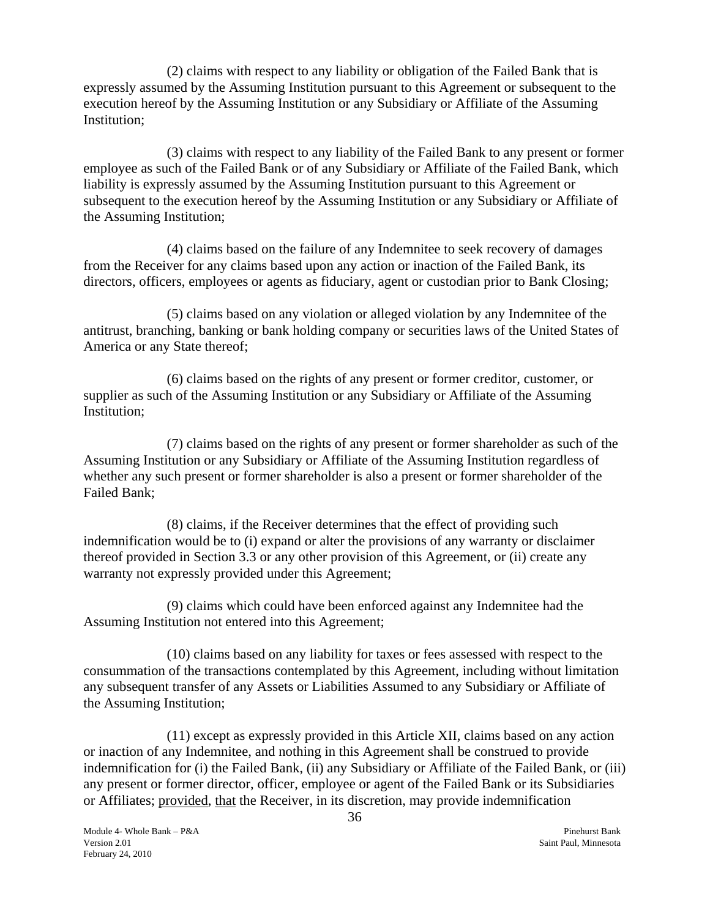(2) claims with respect to any liability or obligation of the Failed Bank that is expressly assumed by the Assuming Institution pursuant to this Agreement or subsequent to the execution hereof by the Assuming Institution or any Subsidiary or Affiliate of the Assuming Institution;

(3) claims with respect to any liability of the Failed Bank to any present or former employee as such of the Failed Bank or of any Subsidiary or Affiliate of the Failed Bank, which liability is expressly assumed by the Assuming Institution pursuant to this Agreement or subsequent to the execution hereof by the Assuming Institution or any Subsidiary or Affiliate of the Assuming Institution;

(4) claims based on the failure of any Indemnitee to seek recovery of damages from the Receiver for any claims based upon any action or inaction of the Failed Bank, its directors, officers, employees or agents as fiduciary, agent or custodian prior to Bank Closing;

(5) claims based on any violation or alleged violation by any Indemnitee of the antitrust, branching, banking or bank holding company or securities laws of the United States of America or any State thereof;

(6) claims based on the rights of any present or former creditor, customer, or supplier as such of the Assuming Institution or any Subsidiary or Affiliate of the Assuming Institution;

(7) claims based on the rights of any present or former shareholder as such of the Assuming Institution or any Subsidiary or Affiliate of the Assuming Institution regardless of whether any such present or former shareholder is also a present or former shareholder of the Failed Bank;

(8) claims, if the Receiver determines that the effect of providing such indemnification would be to (i) expand or alter the provisions of any warranty or disclaimer thereof provided in Section 3.3 or any other provision of this Agreement, or (ii) create any warranty not expressly provided under this Agreement;

(9) claims which could have been enforced against any Indemnitee had the Assuming Institution not entered into this Agreement;

(10) claims based on any liability for taxes or fees assessed with respect to the consummation of the transactions contemplated by this Agreement, including without limitation any subsequent transfer of any Assets or Liabilities Assumed to any Subsidiary or Affiliate of the Assuming Institution;

(11) except as expressly provided in this Article XII, claims based on any action or inaction of any Indemnitee, and nothing in this Agreement shall be construed to provide indemnification for (i) the Failed Bank, (ii) any Subsidiary or Affiliate of the Failed Bank, or (iii) any present or former director, officer, employee or agent of the Failed Bank or its Subsidiaries or Affiliates; provided, that the Receiver, in its discretion, may provide indemnification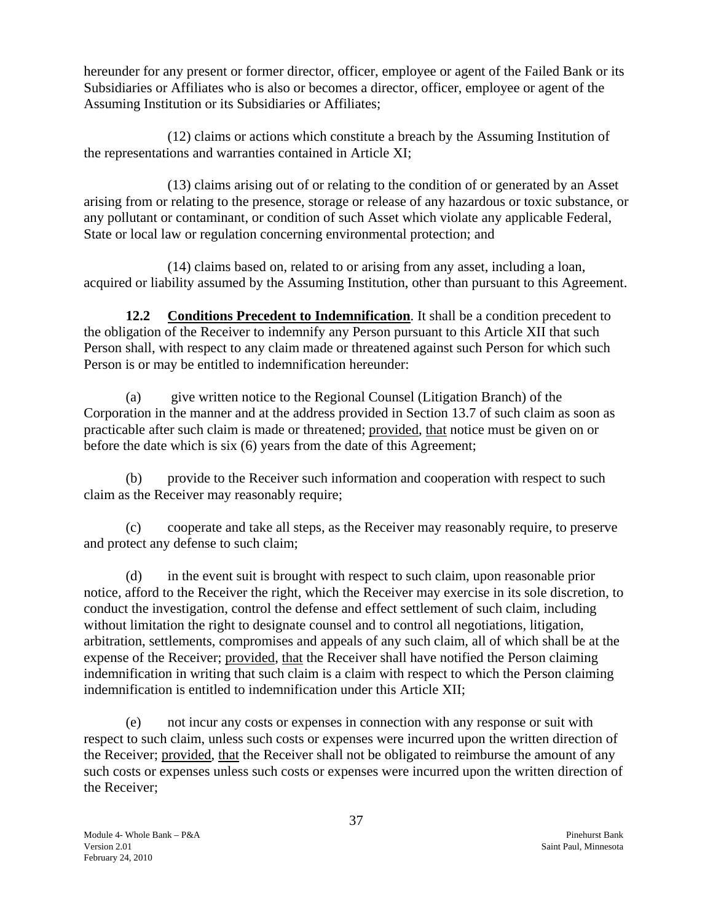hereunder for any present or former director, officer, employee or agent of the Failed Bank or its Subsidiaries or Affiliates who is also or becomes a director, officer, employee or agent of the Assuming Institution or its Subsidiaries or Affiliates;

(12) claims or actions which constitute a breach by the Assuming Institution of the representations and warranties contained in Article XI;

(13) claims arising out of or relating to the condition of or generated by an Asset arising from or relating to the presence, storage or release of any hazardous or toxic substance, or any pollutant or contaminant, or condition of such Asset which violate any applicable Federal, State or local law or regulation concerning environmental protection; and

(14) claims based on, related to or arising from any asset, including a loan, acquired or liability assumed by the Assuming Institution, other than pursuant to this Agreement.

**12.2 Conditions Precedent to Indemnification**. It shall be a condition precedent to the obligation of the Receiver to indemnify any Person pursuant to this Article XII that such Person shall, with respect to any claim made or threatened against such Person for which such Person is or may be entitled to indemnification hereunder:

(a) give written notice to the Regional Counsel (Litigation Branch) of the Corporation in the manner and at the address provided in Section 13.7 of such claim as soon as practicable after such claim is made or threatened; provided, that notice must be given on or before the date which is six (6) years from the date of this Agreement;

(b) provide to the Receiver such information and cooperation with respect to such claim as the Receiver may reasonably require;

(c) cooperate and take all steps, as the Receiver may reasonably require, to preserve and protect any defense to such claim;

(d) in the event suit is brought with respect to such claim, upon reasonable prior notice, afford to the Receiver the right, which the Receiver may exercise in its sole discretion, to conduct the investigation, control the defense and effect settlement of such claim, including without limitation the right to designate counsel and to control all negotiations, litigation, arbitration, settlements, compromises and appeals of any such claim, all of which shall be at the expense of the Receiver; provided, that the Receiver shall have notified the Person claiming indemnification in writing that such claim is a claim with respect to which the Person claiming indemnification is entitled to indemnification under this Article XII;

(e) not incur any costs or expenses in connection with any response or suit with respect to such claim, unless such costs or expenses were incurred upon the written direction of the Receiver; provided, that the Receiver shall not be obligated to reimburse the amount of any such costs or expenses unless such costs or expenses were incurred upon the written direction of the Receiver;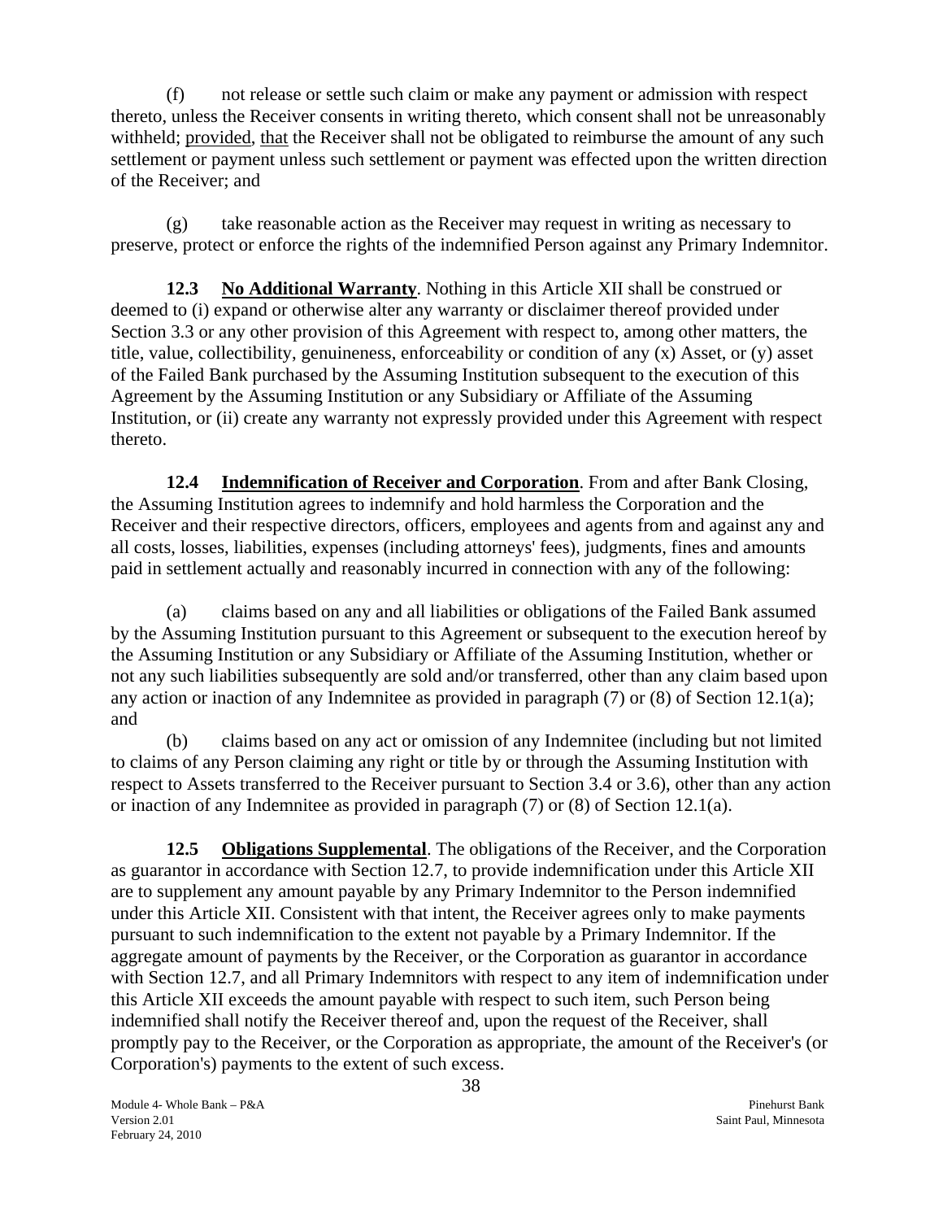(f) not release or settle such claim or make any payment or admission with respect thereto, unless the Receiver consents in writing thereto, which consent shall not be unreasonably withheld; provided, that the Receiver shall not be obligated to reimburse the amount of any such settlement or payment unless such settlement or payment was effected upon the written direction of the Receiver; and

(g) take reasonable action as the Receiver may request in writing as necessary to preserve, protect or enforce the rights of the indemnified Person against any Primary Indemnitor.

**12.3 No Additional Warranty**. Nothing in this Article XII shall be construed or deemed to (i) expand or otherwise alter any warranty or disclaimer thereof provided under Section 3.3 or any other provision of this Agreement with respect to, among other matters, the title, value, collectibility, genuineness, enforceability or condition of any (x) Asset, or (y) asset of the Failed Bank purchased by the Assuming Institution subsequent to the execution of this Agreement by the Assuming Institution or any Subsidiary or Affiliate of the Assuming Institution, or (ii) create any warranty not expressly provided under this Agreement with respect thereto.

**12.4 Indemnification of Receiver and Corporation**. From and after Bank Closing, the Assuming Institution agrees to indemnify and hold harmless the Corporation and the Receiver and their respective directors, officers, employees and agents from and against any and all costs, losses, liabilities, expenses (including attorneys' fees), judgments, fines and amounts paid in settlement actually and reasonably incurred in connection with any of the following:

(a) claims based on any and all liabilities or obligations of the Failed Bank assumed by the Assuming Institution pursuant to this Agreement or subsequent to the execution hereof by the Assuming Institution or any Subsidiary or Affiliate of the Assuming Institution, whether or not any such liabilities subsequently are sold and/or transferred, other than any claim based upon any action or inaction of any Indemnitee as provided in paragraph (7) or (8) of Section 12.1(a); and

(b) claims based on any act or omission of any Indemnitee (including but not limited to claims of any Person claiming any right or title by or through the Assuming Institution with respect to Assets transferred to the Receiver pursuant to Section 3.4 or 3.6), other than any action or inaction of any Indemnitee as provided in paragraph (7) or (8) of Section 12.1(a).

**12.5 Obligations Supplemental**. The obligations of the Receiver, and the Corporation as guarantor in accordance with Section 12.7, to provide indemnification under this Article XII are to supplement any amount payable by any Primary Indemnitor to the Person indemnified under this Article XII. Consistent with that intent, the Receiver agrees only to make payments pursuant to such indemnification to the extent not payable by a Primary Indemnitor. If the aggregate amount of payments by the Receiver, or the Corporation as guarantor in accordance with Section 12.7, and all Primary Indemnitors with respect to any item of indemnification under this Article XII exceeds the amount payable with respect to such item, such Person being indemnified shall notify the Receiver thereof and, upon the request of the Receiver, shall promptly pay to the Receiver, or the Corporation as appropriate, the amount of the Receiver's (or Corporation's) payments to the extent of such excess.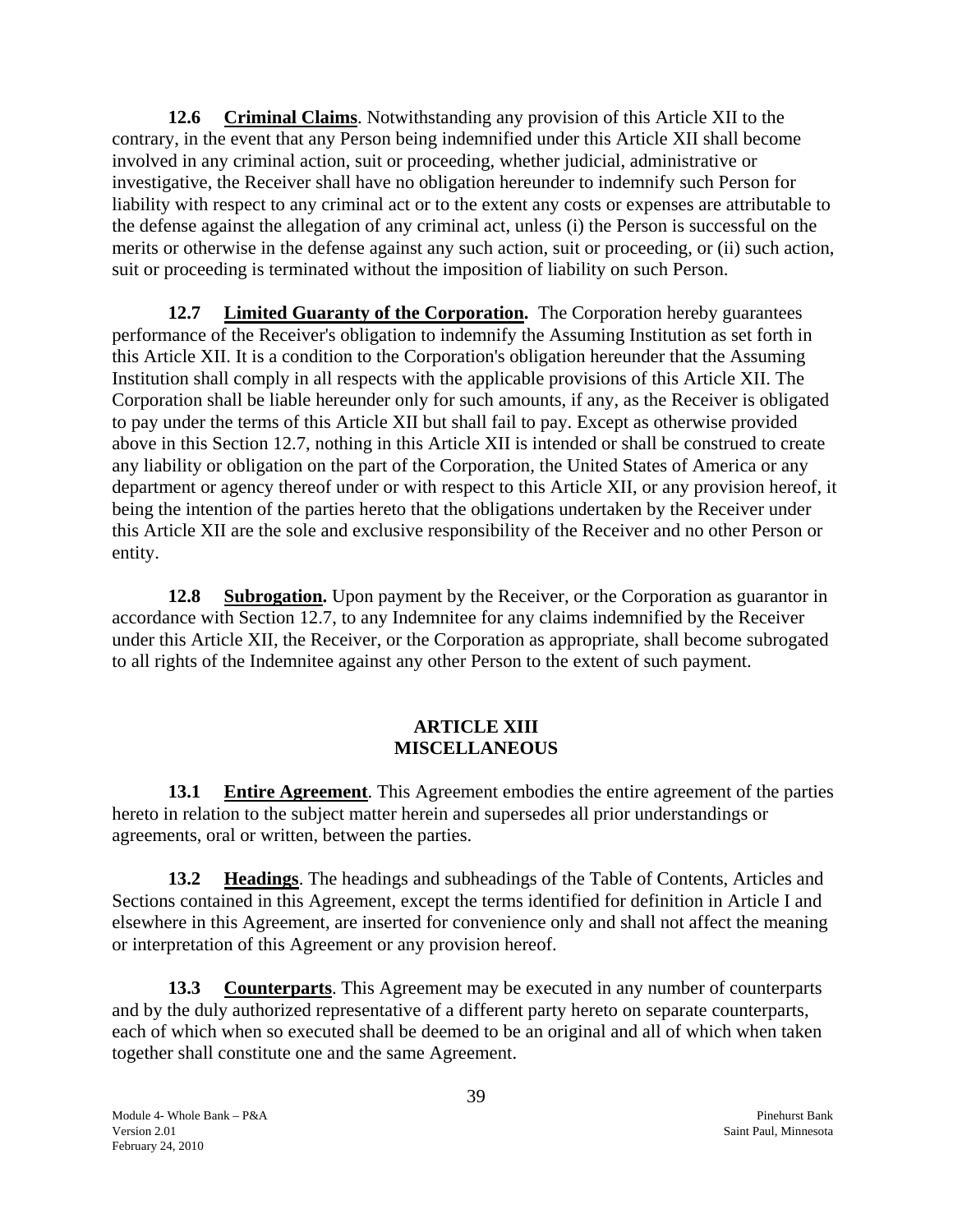**12.6 Criminal Claims**. Notwithstanding any provision of this Article XII to the contrary, in the event that any Person being indemnified under this Article XII shall become involved in any criminal action, suit or proceeding, whether judicial, administrative or investigative, the Receiver shall have no obligation hereunder to indemnify such Person for liability with respect to any criminal act or to the extent any costs or expenses are attributable to the defense against the allegation of any criminal act, unless (i) the Person is successful on the merits or otherwise in the defense against any such action, suit or proceeding, or (ii) such action, suit or proceeding is terminated without the imposition of liability on such Person.

**12.7 Limited Guaranty of the Corporation.** The Corporation hereby guarantees performance of the Receiver's obligation to indemnify the Assuming Institution as set forth in this Article XII. It is a condition to the Corporation's obligation hereunder that the Assuming Institution shall comply in all respects with the applicable provisions of this Article XII. The Corporation shall be liable hereunder only for such amounts, if any, as the Receiver is obligated to pay under the terms of this Article XII but shall fail to pay. Except as otherwise provided above in this Section 12.7, nothing in this Article XII is intended or shall be construed to create any liability or obligation on the part of the Corporation, the United States of America or any department or agency thereof under or with respect to this Article XII, or any provision hereof, it being the intention of the parties hereto that the obligations undertaken by the Receiver under this Article XII are the sole and exclusive responsibility of the Receiver and no other Person or entity.

**12.8 Subrogation.** Upon payment by the Receiver, or the Corporation as guarantor in accordance with Section 12.7, to any Indemnitee for any claims indemnified by the Receiver under this Article XII, the Receiver, or the Corporation as appropriate, shall become subrogated to all rights of the Indemnitee against any other Person to the extent of such payment.

## ARTICLE XIII
## MISCELLANEOUS

**13.1 Entire Agreement**. This Agreement embodies the entire agreement of the parties hereto in relation to the subject matter herein and supersedes all prior understandings or agreements, oral or written, between the parties.

**13.2 Headings**. The headings and subheadings of the Table of Contents, Articles and Sections contained in this Agreement, except the terms identified for definition in Article I and elsewhere in this Agreement, are inserted for convenience only and shall not affect the meaning or interpretation of this Agreement or any provision hereof.

**13.3 Counterparts**. This Agreement may be executed in any number of counterparts and by the duly authorized representative of a different party hereto on separate counterparts, each of which when so executed shall be deemed to be an original and all of which when taken together shall constitute one and the same Agreement.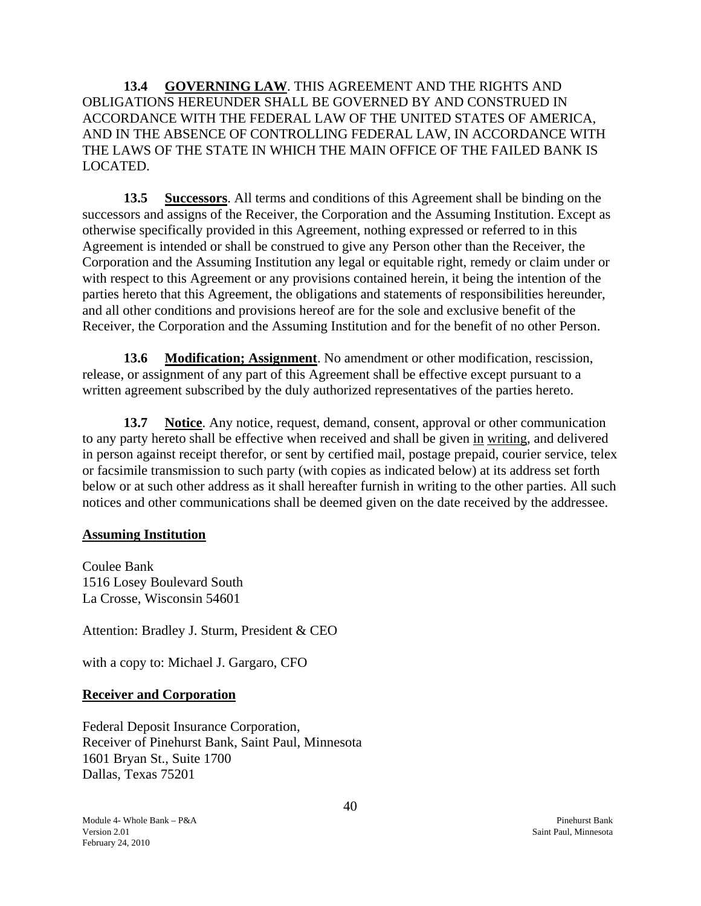**13.4 GOVERNING LAW**. THIS AGREEMENT AND THE RIGHTS AND OBLIGATIONS HEREUNDER SHALL BE GOVERNED BY AND CONSTRUED IN ACCORDANCE WITH THE FEDERAL LAW OF THE UNITED STATES OF AMERICA, AND IN THE ABSENCE OF CONTROLLING FEDERAL LAW, IN ACCORDANCE WITH THE LAWS OF THE STATE IN WHICH THE MAIN OFFICE OF THE FAILED BANK IS LOCATED.

**13.5 Successors**. All terms and conditions of this Agreement shall be binding on the successors and assigns of the Receiver, the Corporation and the Assuming Institution. Except as otherwise specifically provided in this Agreement, nothing expressed or referred to in this Agreement is intended or shall be construed to give any Person other than the Receiver, the Corporation and the Assuming Institution any legal or equitable right, remedy or claim under or with respect to this Agreement or any provisions contained herein, it being the intention of the parties hereto that this Agreement, the obligations and statements of responsibilities hereunder, and all other conditions and provisions hereof are for the sole and exclusive benefit of the Receiver, the Corporation and the Assuming Institution and for the benefit of no other Person.

**13.6 Modification; Assignment**. No amendment or other modification, rescission, release, or assignment of any part of this Agreement shall be effective except pursuant to a written agreement subscribed by the duly authorized representatives of the parties hereto.

**13.7 Notice**. Any notice, request, demand, consent, approval or other communication to any party hereto shall be effective when received and shall be given in writing, and delivered in person against receipt therefor, or sent by certified mail, postage prepaid, courier service, telex or facsimile transmission to such party (with copies as indicated below) at its address set forth below or at such other address as it shall hereafter furnish in writing to the other parties. All such notices and other communications shall be deemed given on the date received by the addressee.

**Assuming Institution**

Coulee Bank
1516 Losey Boulevard South
La Crosse, Wisconsin 54601

Attention: Bradley J. Sturm, President & CEO

with a copy to: Michael J. Gargaro, CFO

**Receiver and Corporation**

Federal Deposit Insurance Corporation,
Receiver of Pinehurst Bank, Saint Paul, Minnesota
1601 Bryan St., Suite 1700
Dallas, Texas 75201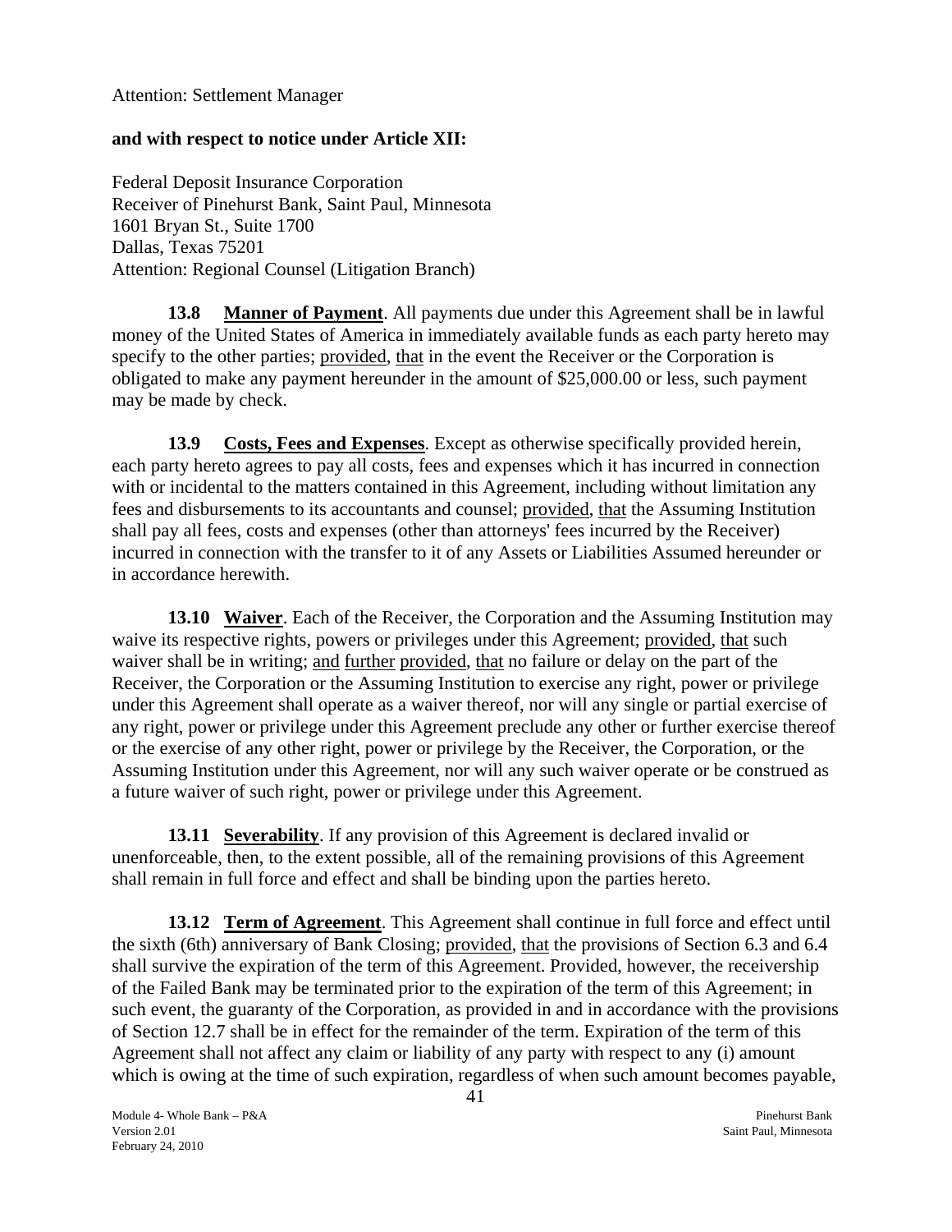Attention: Settlement Manager

**and with respect to notice under Article XII:**

Federal Deposit Insurance Corporation
Receiver of Pinehurst Bank, Saint Paul, Minnesota
1601 Bryan St., Suite 1700
Dallas, Texas 75201
Attention: Regional Counsel (Litigation Branch)

**13.8 Manner of Payment**. All payments due under this Agreement shall be in lawful money of the United States of America in immediately available funds as each party hereto may specify to the other parties; provided, that in the event the Receiver or the Corporation is obligated to make any payment hereunder in the amount of $25,000.00 or less, such payment may be made by check.

**13.9 Costs, Fees and Expenses**. Except as otherwise specifically provided herein, each party hereto agrees to pay all costs, fees and expenses which it has incurred in connection with or incidental to the matters contained in this Agreement, including without limitation any fees and disbursements to its accountants and counsel; provided, that the Assuming Institution shall pay all fees, costs and expenses (other than attorneys' fees incurred by the Receiver) incurred in connection with the transfer to it of any Assets or Liabilities Assumed hereunder or in accordance herewith.

**13.10 Waiver**. Each of the Receiver, the Corporation and the Assuming Institution may waive its respective rights, powers or privileges under this Agreement; provided, that such waiver shall be in writing; and further provided, that no failure or delay on the part of the Receiver, the Corporation or the Assuming Institution to exercise any right, power or privilege under this Agreement shall operate as a waiver thereof, nor will any single or partial exercise of any right, power or privilege under this Agreement preclude any other or further exercise thereof or the exercise of any other right, power or privilege by the Receiver, the Corporation, or the Assuming Institution under this Agreement, nor will any such waiver operate or be construed as a future waiver of such right, power or privilege under this Agreement.

**13.11 Severability**. If any provision of this Agreement is declared invalid or unenforceable, then, to the extent possible, all of the remaining provisions of this Agreement shall remain in full force and effect and shall be binding upon the parties hereto.

**13.12 Term of Agreement**. This Agreement shall continue in full force and effect until the sixth (6th) anniversary of Bank Closing; provided, that the provisions of Section 6.3 and 6.4 shall survive the expiration of the term of this Agreement. Provided, however, the receivership of the Failed Bank may be terminated prior to the expiration of the term of this Agreement; in such event, the guaranty of the Corporation, as provided in and in accordance with the provisions of Section 12.7 shall be in effect for the remainder of the term. Expiration of the term of this Agreement shall not affect any claim or liability of any party with respect to any (i) amount which is owing at the time of such expiration, regardless of when such amount becomes payable,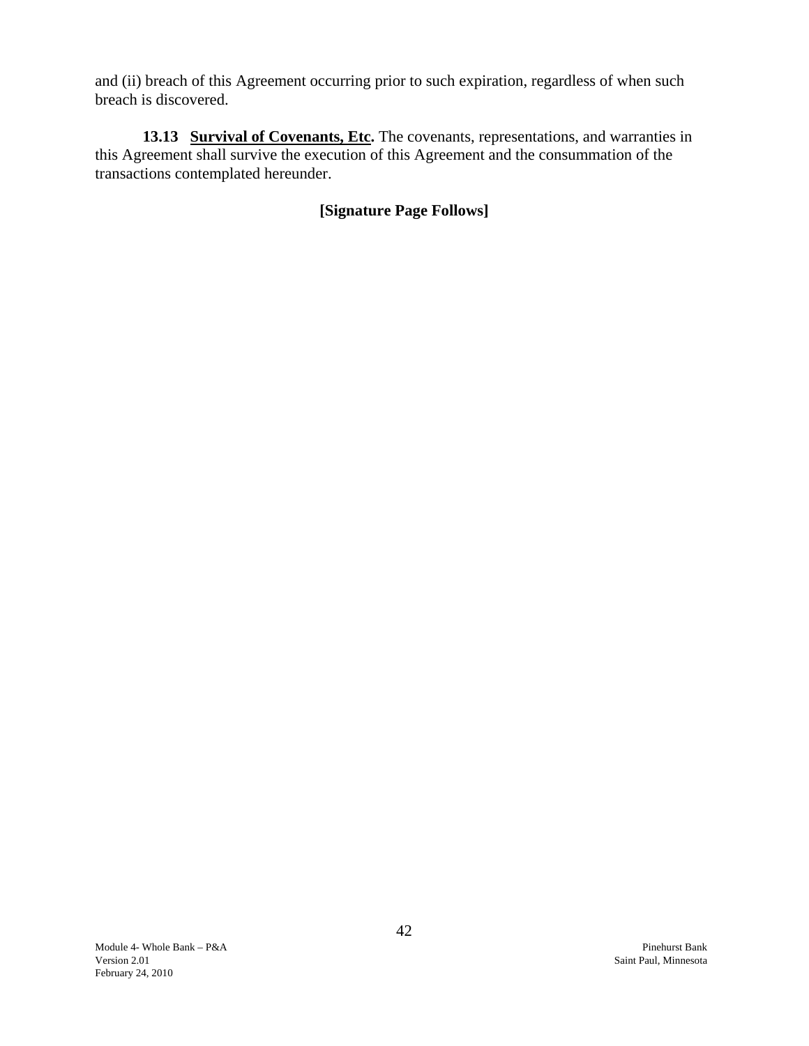and (ii) breach of this Agreement occurring prior to such expiration, regardless of when such breach is discovered.

**13.13 Survival of Covenants, Etc.** The covenants, representations, and warranties in this Agreement shall survive the execution of this Agreement and the consummation of the transactions contemplated hereunder.

**[Signature Page Follows]**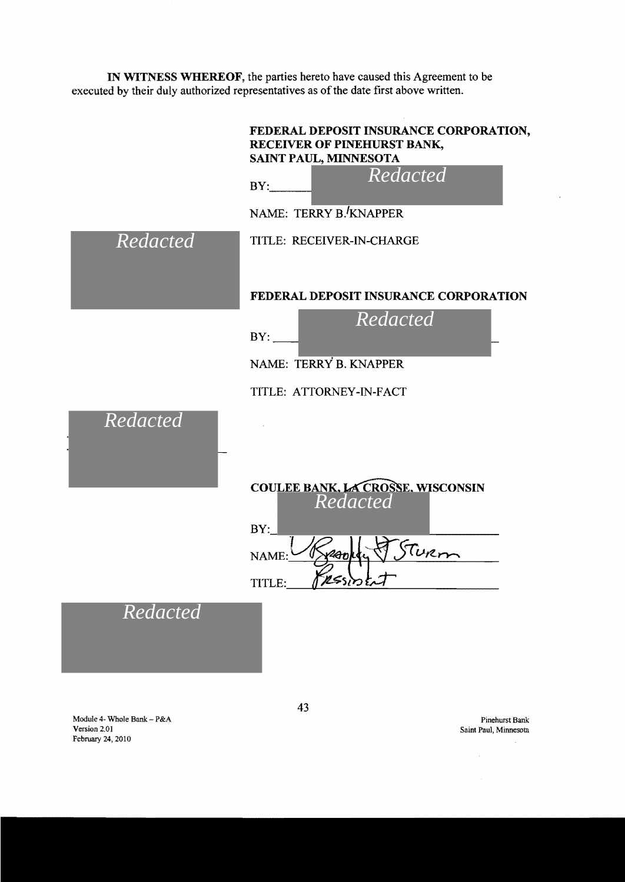**IN WITNESS WHEREOF**, the parties hereto have caused this Agreement to be executed by their duly authorized representatives as of the date first above written.

**FEDERAL DEPOSIT INSURANCE CORPORATION, RECEIVER OF PINEHURST BANK, SAINT PAUL, MINNESOTA**

BY: *Redacted*

NAME: TERRY B. KNAPPER

*Redacted*

TITLE: RECEIVER-IN-CHARGE

**FEDERAL DEPOSIT INSURANCE CORPORATION**

BY: *Redacted*

NAME: TERRY B. KNAPPER

TITLE: ATTORNEY-IN-FACT

*Redacted*

**COULEE BANK, LA CROSSE, WISCONSIN**

BY: *Redacted*

NAME: Bradley J Sturm

TITLE: President

*Redacted*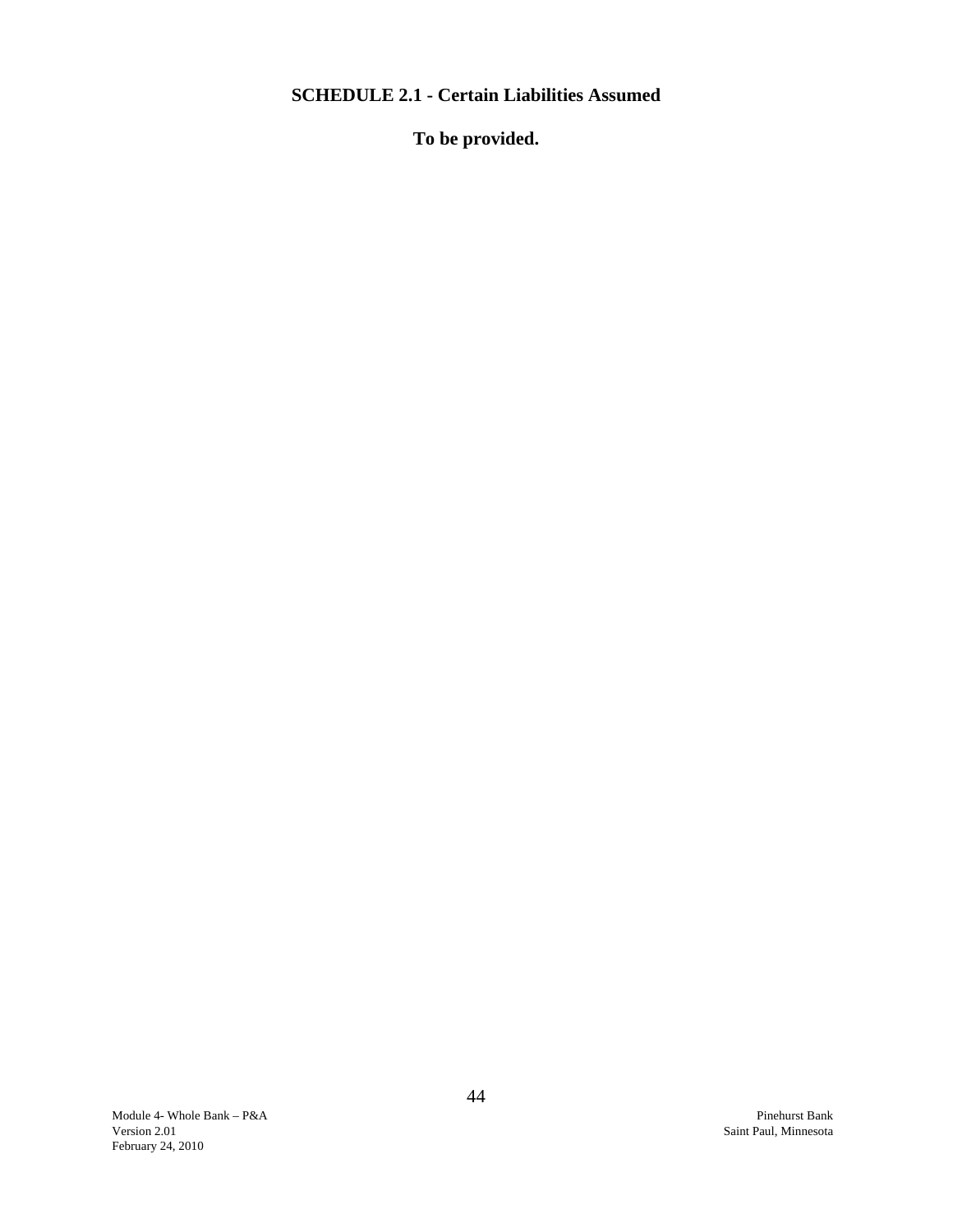# SCHEDULE 2.1 - Certain Liabilities Assumed

**To be provided.**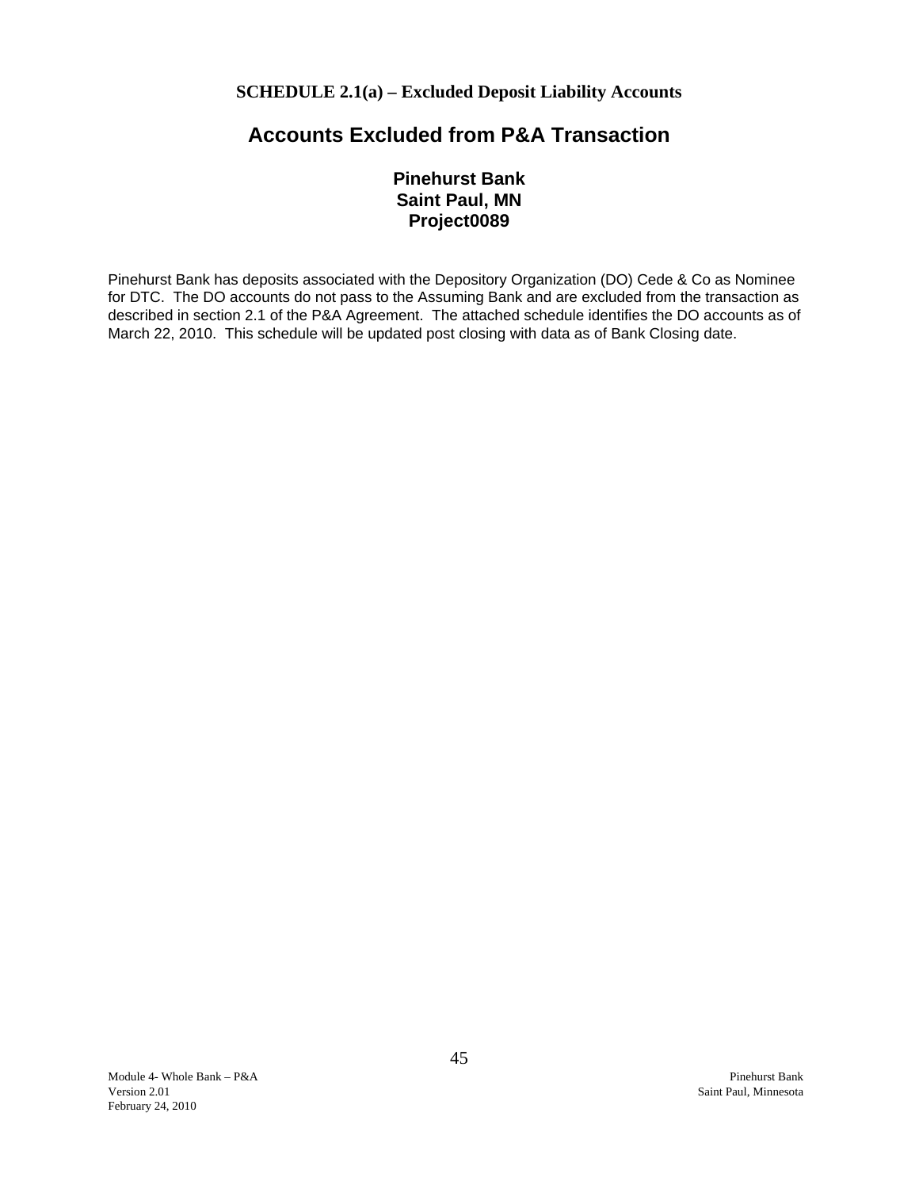**SCHEDULE 2.1(a) – Excluded Deposit Liability Accounts**

# Accounts Excluded from P&A Transaction

### Pinehurst Bank
### Saint Paul, MN
### Project0089

Pinehurst Bank has deposits associated with the Depository Organization (DO) Cede & Co as Nominee for DTC. The DO accounts do not pass to the Assuming Bank and are excluded from the transaction as described in section 2.1 of the P&A Agreement. The attached schedule identifies the DO accounts as of March 22, 2010. This schedule will be updated post closing with data as of Bank Closing date.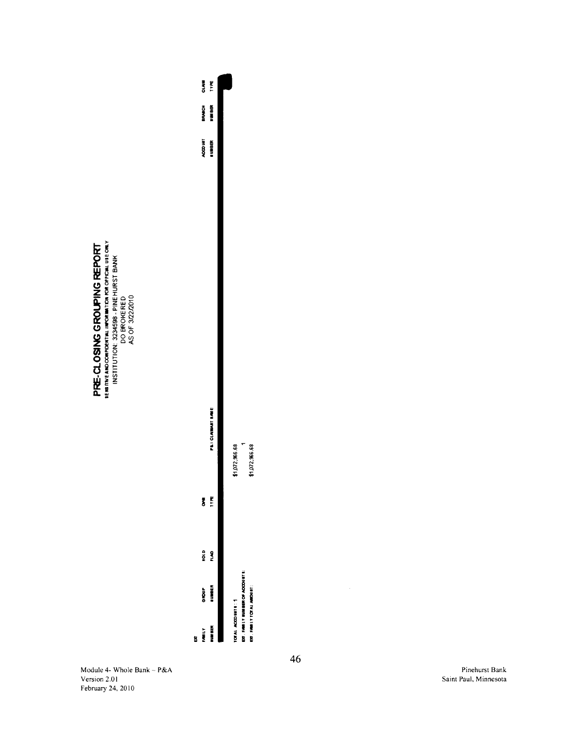# PRE-CLOSING GROUPING REPORT

SENSITIVE AND CONFIDENTIAL INFORMATION FOR OFFICIAL USE ONLY

INSTITUTION: 3234598 - PINEHURST BANK

DO BROKERED

AS OF 3/22/2010

| EXT FAMILY NUMBER | GROUP NUMBER | HOLD FLAG | OWN TYPE | P&I CLAIMANT BASE | ACCOUNT NUMBER | BRANCH NUMBER | CLAIM TYPE |
|---|---|---|---|---|---|---|---|
| | | | | | | | |

| | |
|---|---|
| TOTAL ACCOUNTS : 1 | $1,072,966.68 |
| EXT. FAMILY NUMBER OF ACCOUNTS: | 1 |
| EXT. FAMILY TOTAL AMOUNT: | $1,072,966.68 |

Module 4- Whole Bank – P&A
Version 2.01
February 24, 2010

Pinehurst Bank
Saint Paul, Minnesota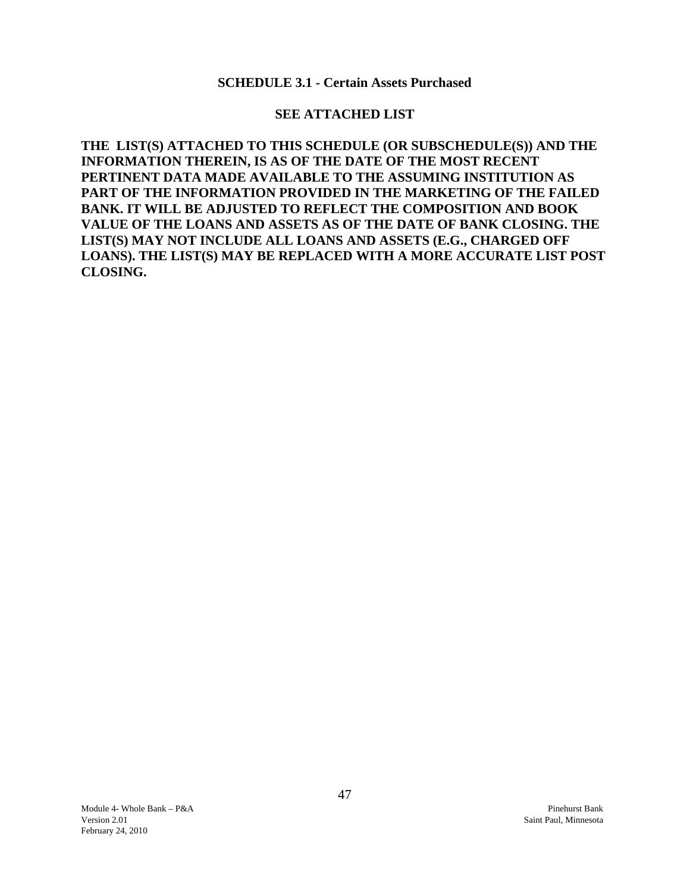## SCHEDULE 3.1 - Certain Assets Purchased

**SEE ATTACHED LIST**

**THE LIST(S) ATTACHED TO THIS SCHEDULE (OR SUBSCHEDULE(S)) AND THE INFORMATION THEREIN, IS AS OF THE DATE OF THE MOST RECENT PERTINENT DATA MADE AVAILABLE TO THE ASSUMING INSTITUTION AS PART OF THE INFORMATION PROVIDED IN THE MARKETING OF THE FAILED BANK. IT WILL BE ADJUSTED TO REFLECT THE COMPOSITION AND BOOK VALUE OF THE LOANS AND ASSETS AS OF THE DATE OF BANK CLOSING. THE LIST(S) MAY NOT INCLUDE ALL LOANS AND ASSETS (E.G., CHARGED OFF LOANS). THE LIST(S) MAY BE REPLACED WITH A MORE ACCURATE LIST POST CLOSING.**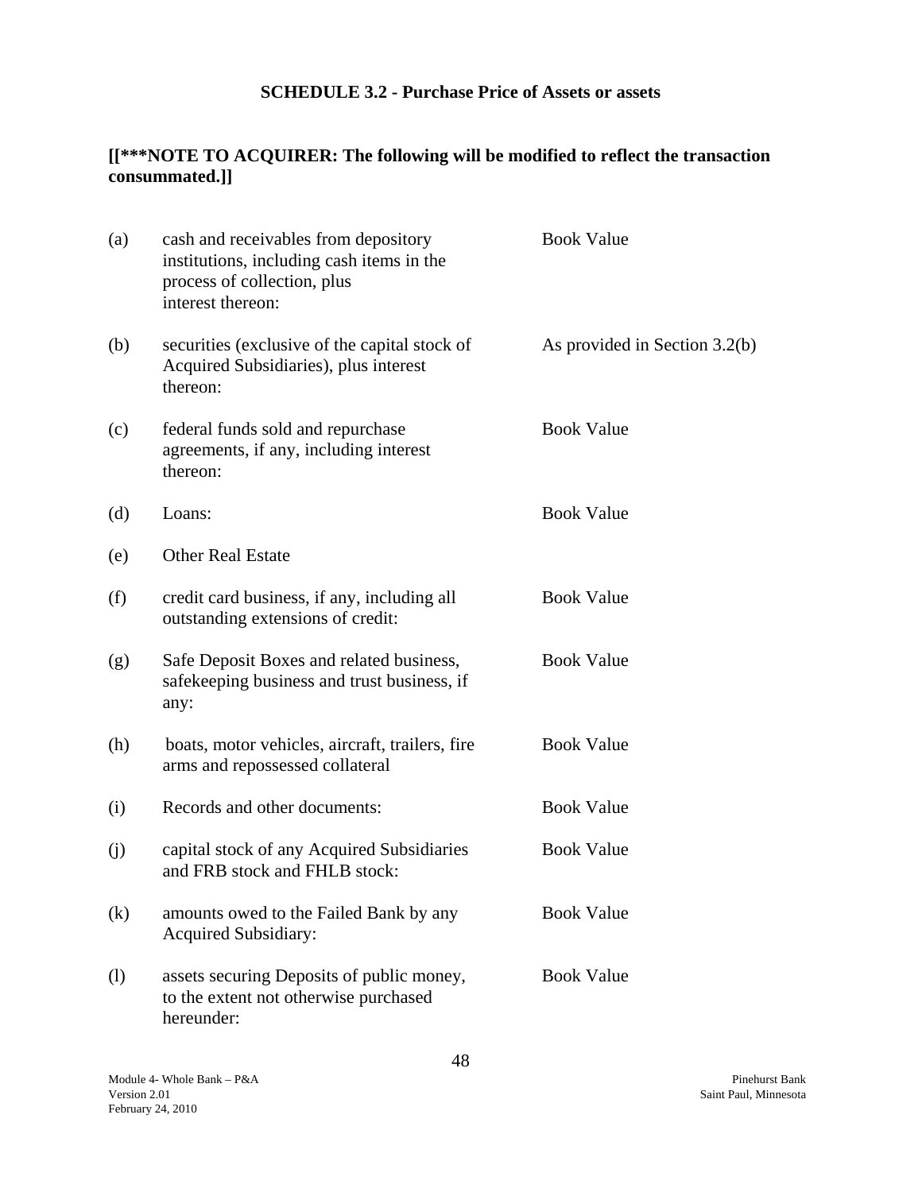### SCHEDULE 3.2 - Purchase Price of Assets or assets

**[[***NOTE TO ACQUIRER: The following will be modified to reflect the transaction consummated.]]**

| | | |
|---|---|---|
| (a) | cash and receivables from depository institutions, including cash items in the process of collection, plus interest thereon: | Book Value |
| (b) | securities (exclusive of the capital stock of Acquired Subsidiaries), plus interest thereon: | As provided in Section 3.2(b) |
| (c) | federal funds sold and repurchase agreements, if any, including interest thereon: | Book Value |
| (d) | Loans: | Book Value |
| (e) | Other Real Estate | |
| (f) | credit card business, if any, including all outstanding extensions of credit: | Book Value |
| (g) | Safe Deposit Boxes and related business, safekeeping business and trust business, if any: | Book Value |
| (h) | boats, motor vehicles, aircraft, trailers, fire arms and repossessed collateral | Book Value |
| (i) | Records and other documents: | Book Value |
| (j) | capital stock of any Acquired Subsidiaries and FRB stock and FHLB stock: | Book Value |
| (k) | amounts owed to the Failed Bank by any Acquired Subsidiary: | Book Value |
| (l) | assets securing Deposits of public money, to the extent not otherwise purchased hereunder: | Book Value |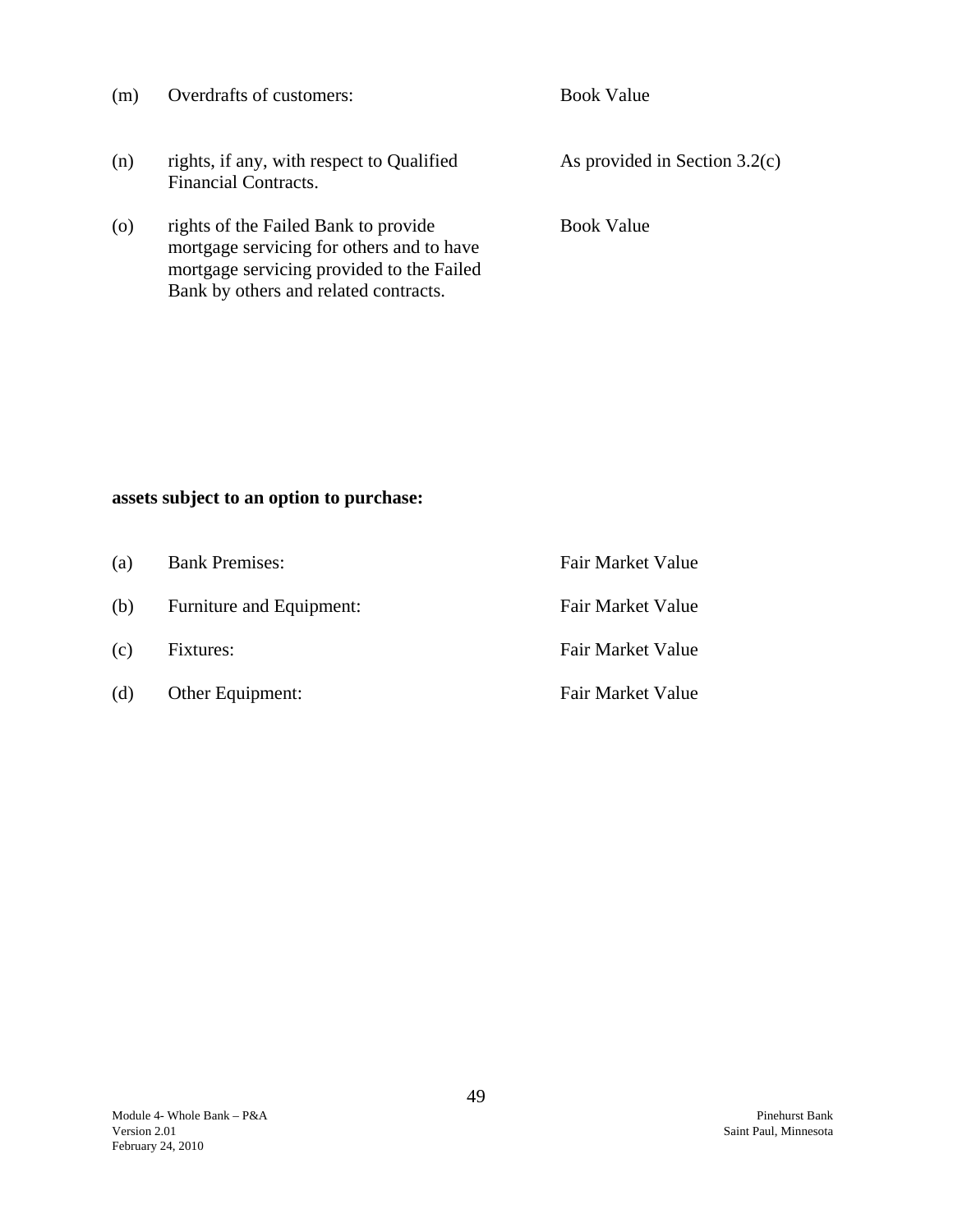| | | |
|---|---|---|
| (m) | Overdrafts of customers: | Book Value |
| (n) | rights, if any, with respect to Qualified Financial Contracts. | As provided in Section 3.2(c) |
| (o) | rights of the Failed Bank to provide mortgage servicing for others and to have mortgage servicing provided to the Failed Bank by others and related contracts. | Book Value |

**assets subject to an option to purchase:**

| | | |
|---|---|---|
| (a) | Bank Premises: | Fair Market Value |
| (b) | Furniture and Equipment: | Fair Market Value |
| (c) | Fixtures: | Fair Market Value |
| (d) | Other Equipment: | Fair Market Value |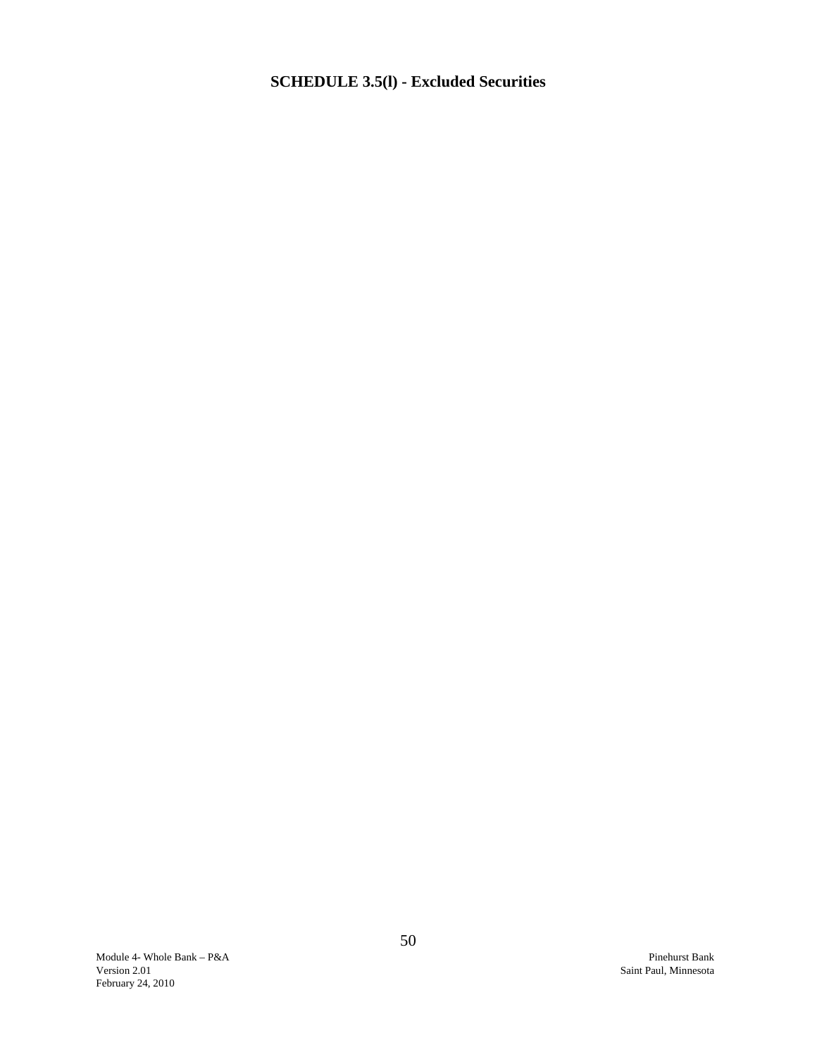## SCHEDULE 3.5(l) - Excluded Securities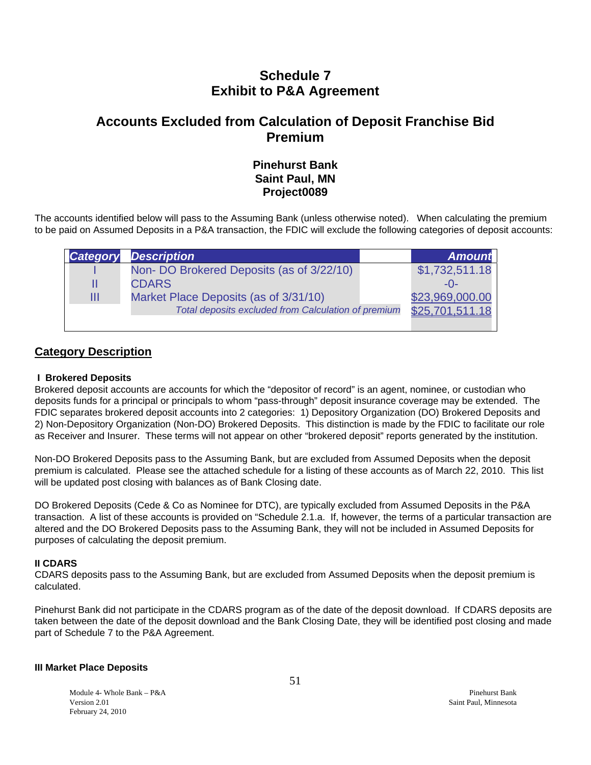# Schedule 7
# Exhibit to P&A Agreement

## Accounts Excluded from Calculation of Deposit Franchise Bid Premium

### Pinehurst Bank
### Saint Paul, MN
### Project0089

The accounts identified below will pass to the Assuming Bank (unless otherwise noted). When calculating the premium to be paid on Assumed Deposits in a P&A transaction, the FDIC will exclude the following categories of deposit accounts:

| *Category* | *Description* | *Amount* |
|---|---|---|
| I | Non- DO Brokered Deposits (as of 3/22/10) | $1,732,511.18 |
| II | CDARS | -0- |
| III | Market Place Deposits (as of 3/31/10) | $23,969,000.00 |
| | *Total deposits excluded from Calculation of premium* | $25,701,511.18 |

## Category Description

**I Brokered Deposits**

Brokered deposit accounts are accounts for which the "depositor of record" is an agent, nominee, or custodian who deposits funds for a principal or principals to whom "pass-through" deposit insurance coverage may be extended. The FDIC separates brokered deposit accounts into 2 categories: 1) Depository Organization (DO) Brokered Deposits and 2) Non-Depository Organization (Non-DO) Brokered Deposits. This distinction is made by the FDIC to facilitate our role as Receiver and Insurer. These terms will not appear on other "brokered deposit" reports generated by the institution.

Non-DO Brokered Deposits pass to the Assuming Bank, but are excluded from Assumed Deposits when the deposit premium is calculated. Please see the attached schedule for a listing of these accounts as of March 22, 2010. This list will be updated post closing with balances as of Bank Closing date.

DO Brokered Deposits (Cede & Co as Nominee for DTC), are typically excluded from Assumed Deposits in the P&A transaction. A list of these accounts is provided on "Schedule 2.1.a. If, however, the terms of a particular transaction are altered and the DO Brokered Deposits pass to the Assuming Bank, they will not be included in Assumed Deposits for purposes of calculating the deposit premium.

**II CDARS**

CDARS deposits pass to the Assuming Bank, but are excluded from Assumed Deposits when the deposit premium is calculated.

Pinehurst Bank did not participate in the CDARS program as of the date of the deposit download. If CDARS deposits are taken between the date of the deposit download and the Bank Closing Date, they will be identified post closing and made part of Schedule 7 to the P&A Agreement.

**III Market Place Deposits**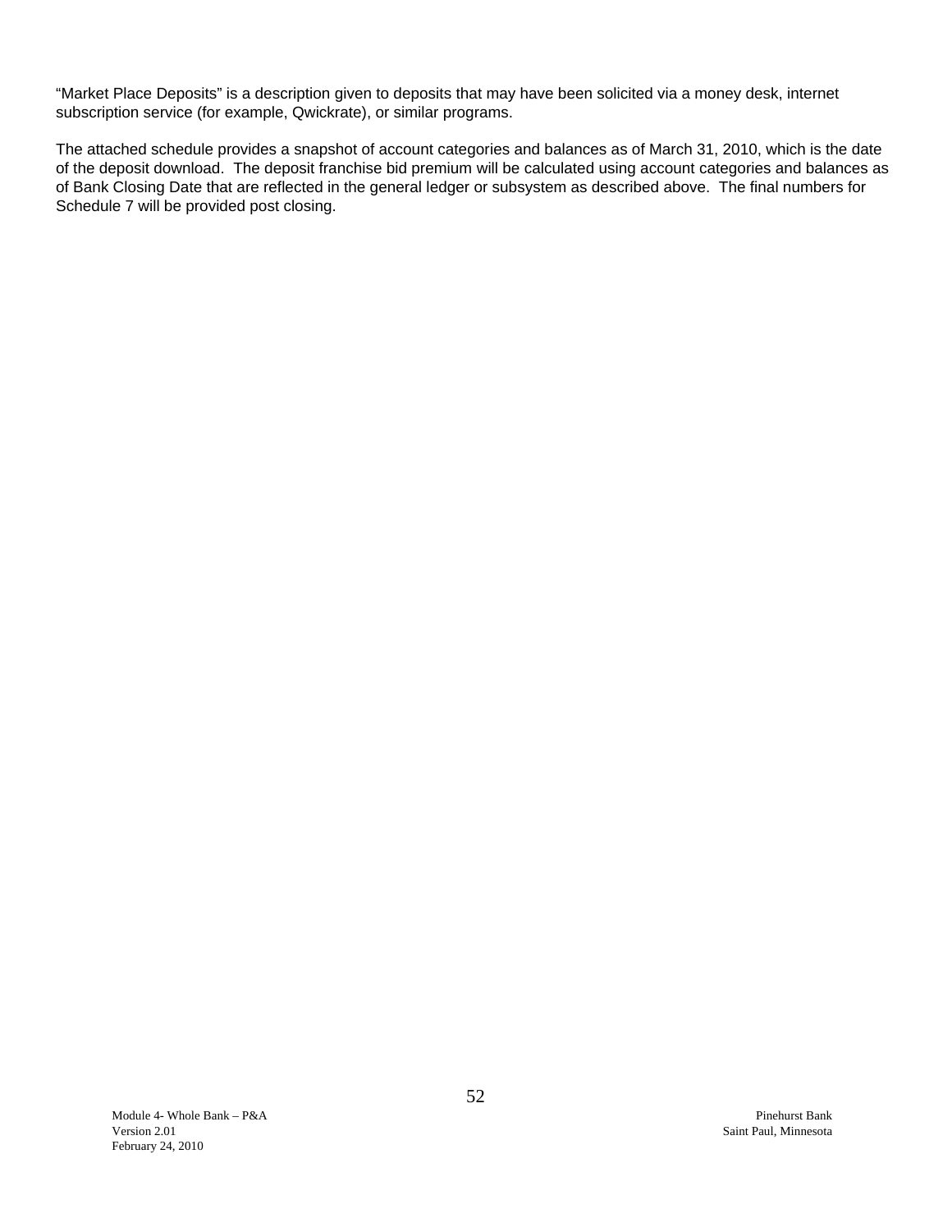"Market Place Deposits" is a description given to deposits that may have been solicited via a money desk, internet subscription service (for example, Qwickrate), or similar programs.

The attached schedule provides a snapshot of account categories and balances as of March 31, 2010, which is the date of the deposit download. The deposit franchise bid premium will be calculated using account categories and balances as of Bank Closing Date that are reflected in the general ledger or subsystem as described above. The final numbers for Schedule 7 will be provided post closing.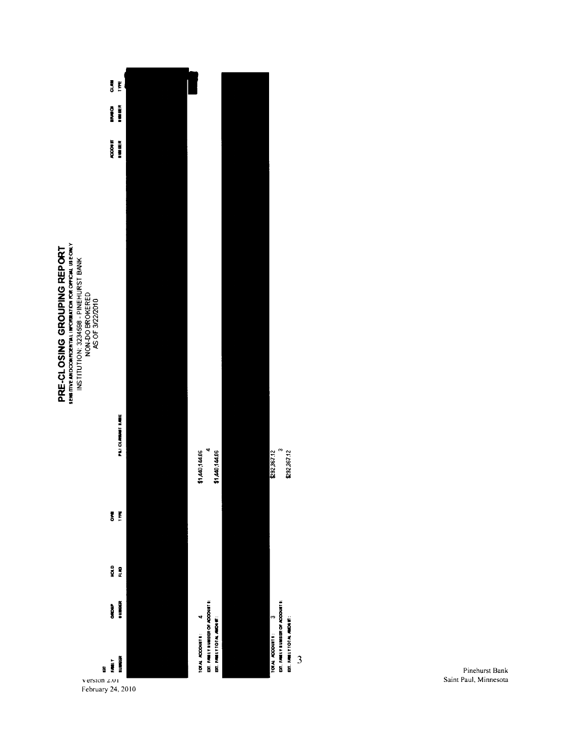# PRE-CLOSING GROUPING REPORT

SENSITIVE AND CONFIDENTIAL INFORMATION FOR OFFICIAL USE ONLY

INSTITUTION: 3234598 - PINEHURST BANK

NON-DO BROKERED

AS OF 3/22/2010

| EXT FAMILY NUMBER | GROUP NUMBER | HOLD FLAG | OWN TYPE | P&I CLAIMANT NAME | ACCOUNT NUMBER | BRANCH NUMBER | CLAIM TYPE |
|---|---|---|---|---|---|---|---|

TOTAL ACCOUNTS: 4 $1,440,144.06

EXT. FAMILY NUMBER OF ACCOUNTS: 4

EXT. FAMILY TOTAL AMOUNT: $1,440,144.06

TOTAL ACCOUNTS: 3 $292,367.12

EXT. FAMILY NUMBER OF ACCOUNTS: 3

EXT. FAMILY TOTAL AMOUNT: $292,367.12

Version 2.01

February 24, 2010

Pinehurst Bank
Saint Paul, Minnesota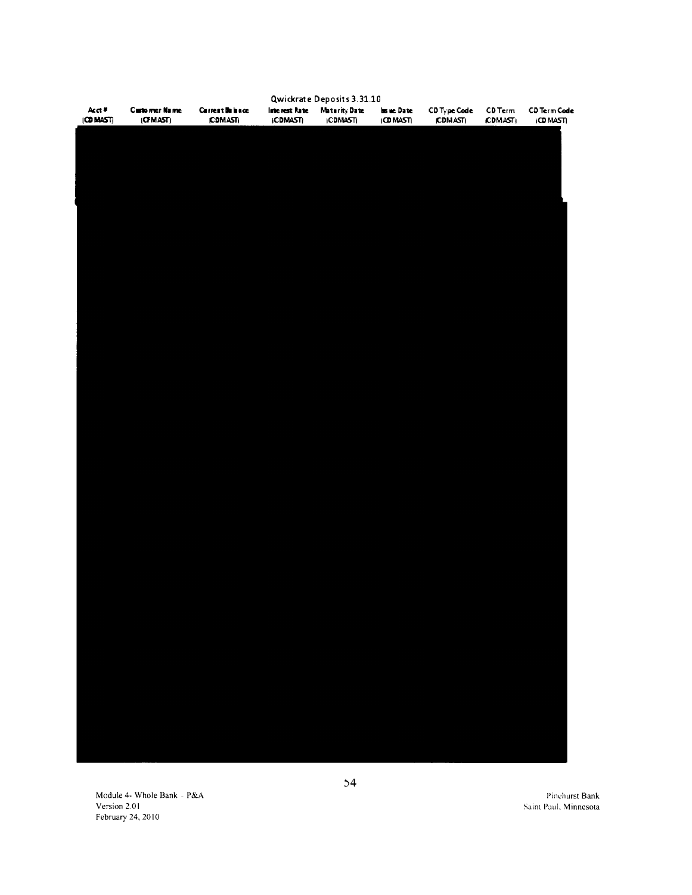Qwickrate Deposits 3.31.10

| Acct # (CD MAST) | Customer Name (CFMAST) | Current Balance (CDMAST) | Interest Rate (CDMAST) | Maturity Date (CDMAST) | Issue Date (CD MAST) | CD Type Code (CDMAST) | CD Term (CDMAST) | CD Term Code (CD MAST) |
|---|---|---|---|---|---|---|---|---|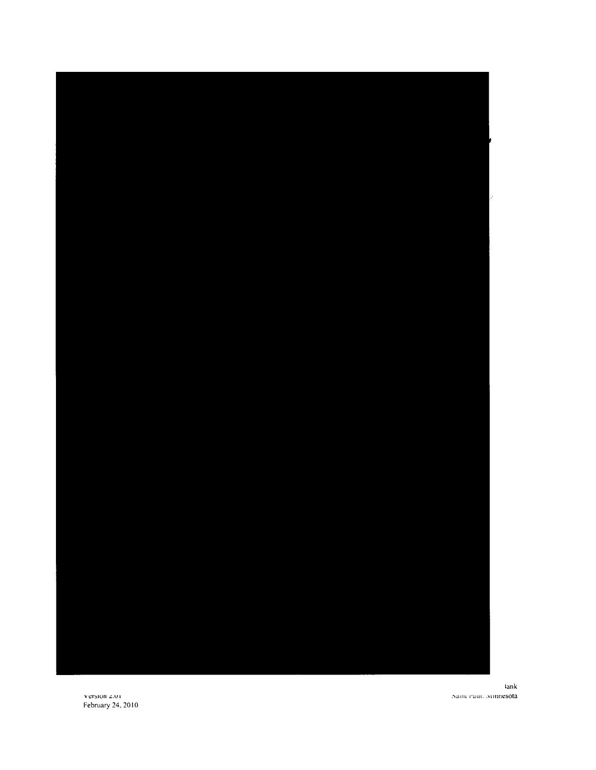Version 2.01
February 24, 2010

Bank
Saint Paul, Minnesota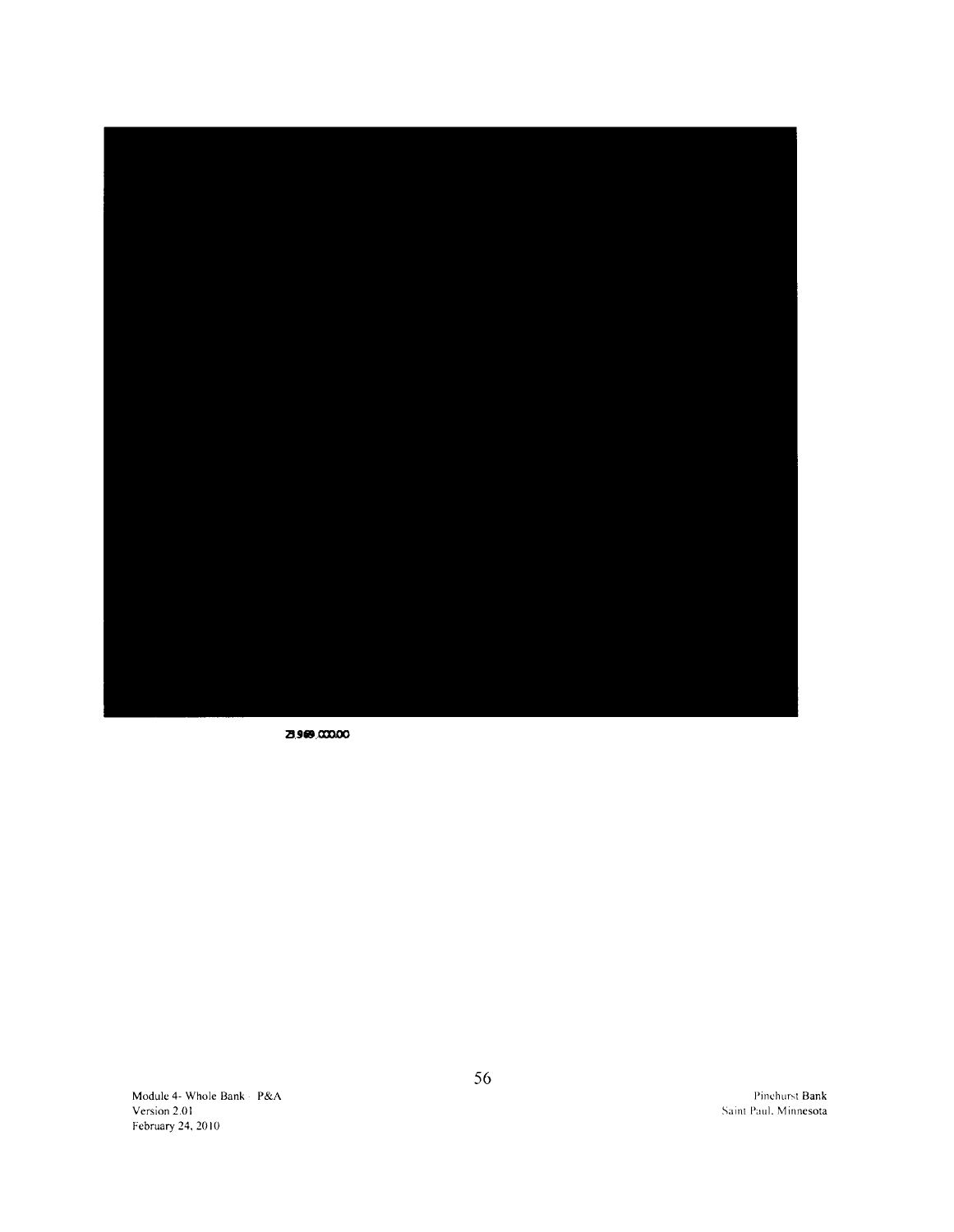23,969,000.00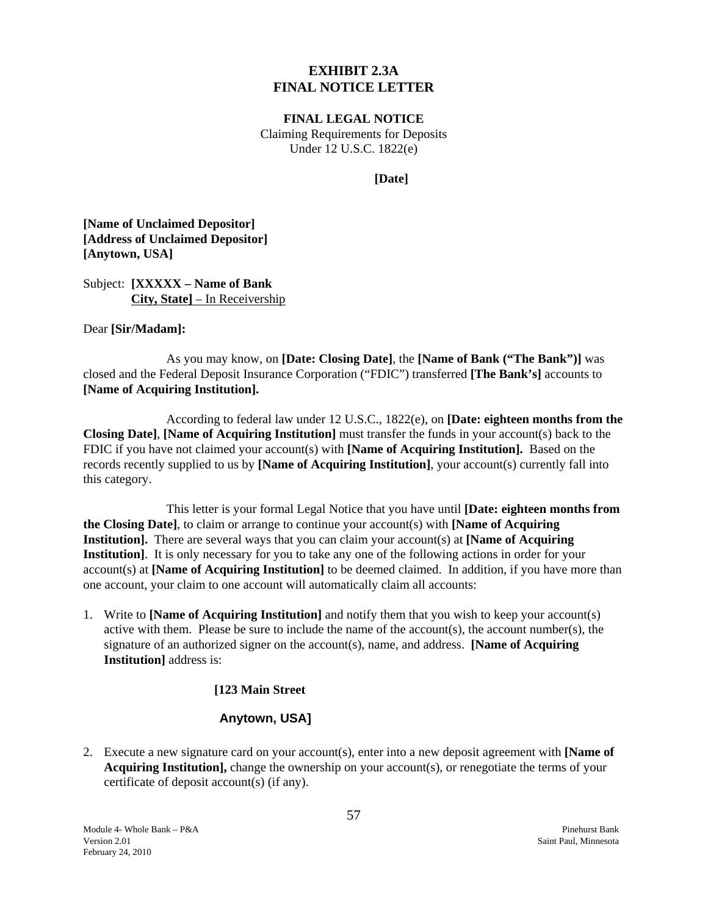# EXHIBIT 2.3A
# FINAL NOTICE LETTER

**FINAL LEGAL NOTICE**

Claiming Requirements for Deposits
Under 12 U.S.C. 1822(e)

**[Date]**

**[Name of Unclaimed Depositor]**
**[Address of Unclaimed Depositor]**
**[Anytown, USA]**

Subject: **[XXXXX – Name of Bank**
**City, State]** – In Receivership

Dear **[Sir/Madam]:**

As you may know, on **[Date: Closing Date]**, the **[Name of Bank ("The Bank")]** was closed and the Federal Deposit Insurance Corporation ("FDIC") transferred **[The Bank's]** accounts to **[Name of Acquiring Institution].**

According to federal law under 12 U.S.C., 1822(e), on **[Date: eighteen months from the Closing Date]**, **[Name of Acquiring Institution]** must transfer the funds in your account(s) back to the FDIC if you have not claimed your account(s) with **[Name of Acquiring Institution].** Based on the records recently supplied to us by **[Name of Acquiring Institution]**, your account(s) currently fall into this category.

This letter is your formal Legal Notice that you have until **[Date: eighteen months from the Closing Date]**, to claim or arrange to continue your account(s) with **[Name of Acquiring Institution].** There are several ways that you can claim your account(s) at **[Name of Acquiring Institution]**. It is only necessary for you to take any one of the following actions in order for your account(s) at **[Name of Acquiring Institution]** to be deemed claimed. In addition, if you have more than one account, your claim to one account will automatically claim all accounts:

1. Write to **[Name of Acquiring Institution]** and notify them that you wish to keep your account(s) active with them. Please be sure to include the name of the account(s), the account number(s), the signature of an authorized signer on the account(s), name, and address. **[Name of Acquiring Institution]** address is:

   **[123 Main Street**

   **Anytown, USA]**

2. Execute a new signature card on your account(s), enter into a new deposit agreement with **[Name of Acquiring Institution],** change the ownership on your account(s), or renegotiate the terms of your certificate of deposit account(s) (if any).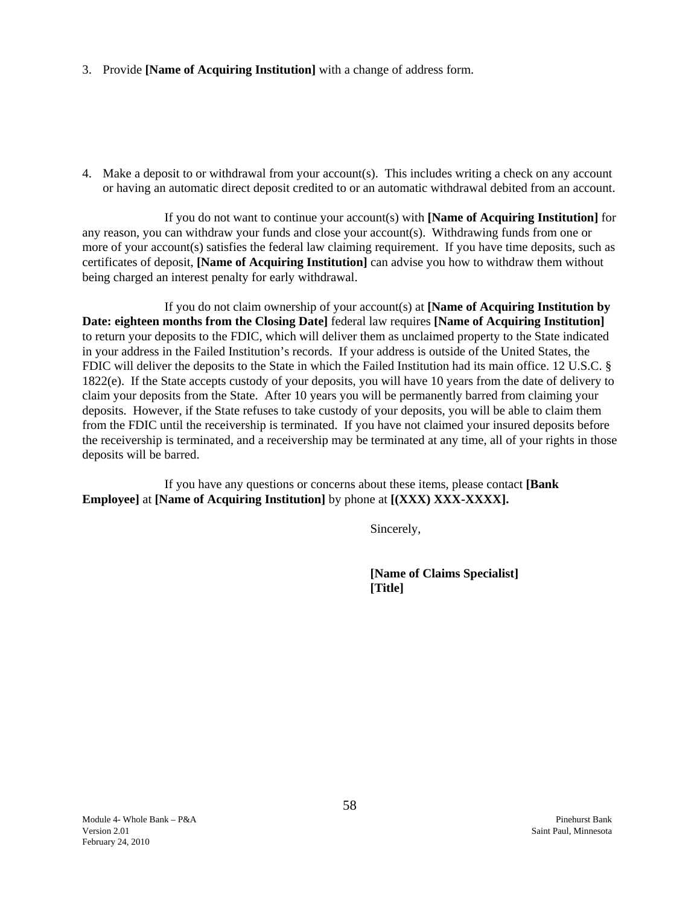3. Provide **[Name of Acquiring Institution]** with a change of address form.

4. Make a deposit to or withdrawal from your account(s). This includes writing a check on any account or having an automatic direct deposit credited to or an automatic withdrawal debited from an account.

If you do not want to continue your account(s) with **[Name of Acquiring Institution]** for any reason, you can withdraw your funds and close your account(s). Withdrawing funds from one or more of your account(s) satisfies the federal law claiming requirement. If you have time deposits, such as certificates of deposit, **[Name of Acquiring Institution]** can advise you how to withdraw them without being charged an interest penalty for early withdrawal.

If you do not claim ownership of your account(s) at **[Name of Acquiring Institution by Date: eighteen months from the Closing Date]** federal law requires **[Name of Acquiring Institution]** to return your deposits to the FDIC, which will deliver them as unclaimed property to the State indicated in your address in the Failed Institution's records. If your address is outside of the United States, the FDIC will deliver the deposits to the State in which the Failed Institution had its main office. 12 U.S.C. § 1822(e). If the State accepts custody of your deposits, you will have 10 years from the date of delivery to claim your deposits from the State. After 10 years you will be permanently barred from claiming your deposits. However, if the State refuses to take custody of your deposits, you will be able to claim them from the FDIC until the receivership is terminated. If you have not claimed your insured deposits before the receivership is terminated, and a receivership may be terminated at any time, all of your rights in those deposits will be barred.

If you have any questions or concerns about these items, please contact **[Bank Employee]** at **[Name of Acquiring Institution]** by phone at **[(XXX) XXX-XXXX].**

Sincerely,

**[Name of Claims Specialist]**
**[Title]**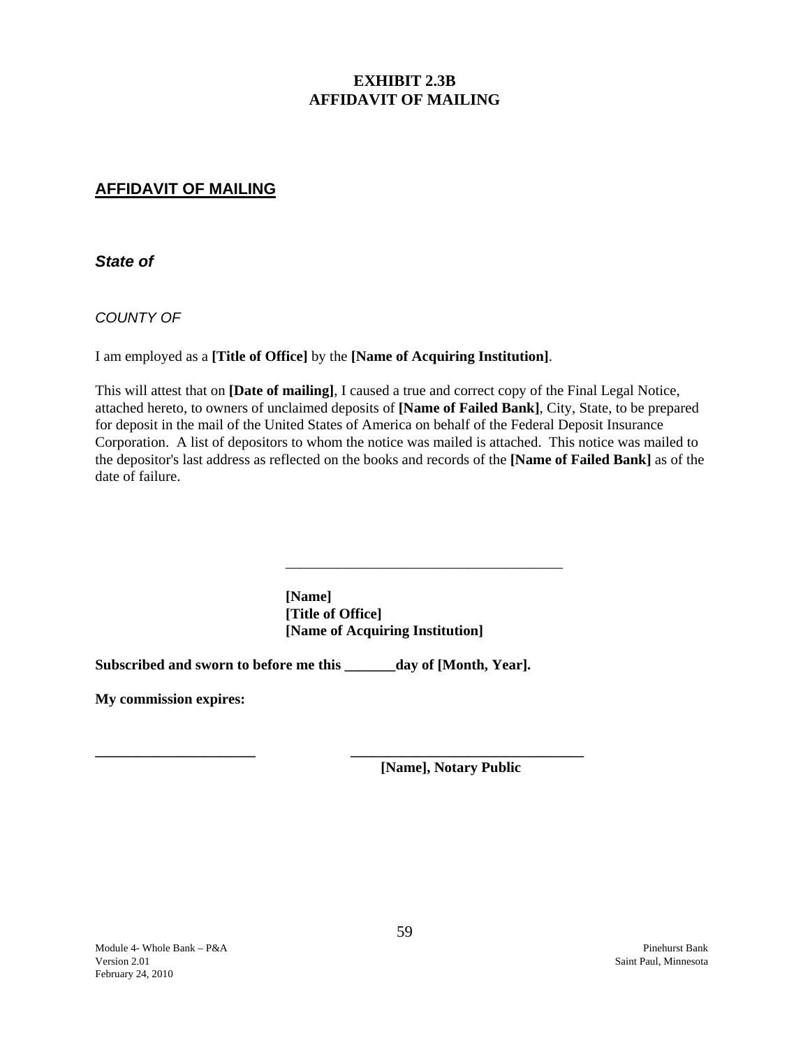# EXHIBIT 2.3B
# AFFIDAVIT OF MAILING

## AFFIDAVIT OF MAILING

***State of***

*COUNTY OF*

I am employed as a **[Title of Office]** by the **[Name of Acquiring Institution]**.

This will attest that on **[Date of mailing]**, I caused a true and correct copy of the Final Legal Notice, attached hereto, to owners of unclaimed deposits of **[Name of Failed Bank]**, City, State, to be prepared for deposit in the mail of the United States of America on behalf of the Federal Deposit Insurance Corporation. A list of depositors to whom the notice was mailed is attached. This notice was mailed to the depositor's last address as reflected on the books and records of the **[Name of Failed Bank]** as of the date of failure.

\_\_\_\_\_\_\_\_\_\_\_\_\_\_\_\_\_\_\_\_\_\_\_\_\_\_\_\_\_\_\_\_\_\_\_\_\_\_\_

**[Name]**
**[Title of Office]**
**[Name of Acquiring Institution]**

**Subscribed and sworn to before me this \_\_\_\_\_\_\_day of [Month, Year].**

**My commission expires:**

**\_\_\_\_\_\_\_\_\_\_\_\_\_\_\_\_\_\_\_\_\_\_** **\_\_\_\_\_\_\_\_\_\_\_\_\_\_\_\_\_\_\_\_\_\_\_\_\_\_\_\_\_\_\_\_\_\_**
**[Name], Notary Public**

Module 4- Whole Bank – P&A
Version 2.01
February 24, 2010

Pinehurst Bank
Saint Paul, Minnesota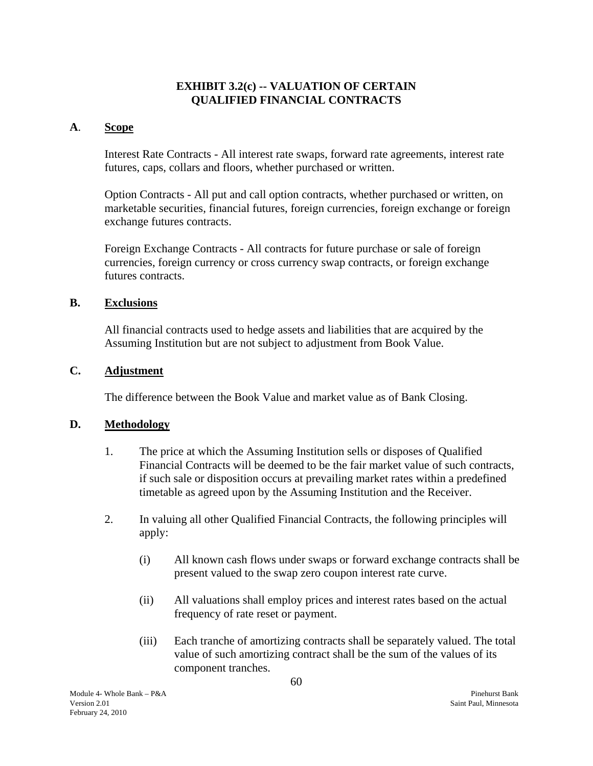# EXHIBIT 3.2(c) -- VALUATION OF CERTAIN QUALIFIED FINANCIAL CONTRACTS

## A. Scope

Interest Rate Contracts - All interest rate swaps, forward rate agreements, interest rate futures, caps, collars and floors, whether purchased or written.

Option Contracts - All put and call option contracts, whether purchased or written, on marketable securities, financial futures, foreign currencies, foreign exchange or foreign exchange futures contracts.

Foreign Exchange Contracts - All contracts for future purchase or sale of foreign currencies, foreign currency or cross currency swap contracts, or foreign exchange futures contracts.

## B. Exclusions

All financial contracts used to hedge assets and liabilities that are acquired by the Assuming Institution but are not subject to adjustment from Book Value.

## C. Adjustment

The difference between the Book Value and market value as of Bank Closing.

## D. Methodology

1. The price at which the Assuming Institution sells or disposes of Qualified Financial Contracts will be deemed to be the fair market value of such contracts, if such sale or disposition occurs at prevailing market rates within a predefined timetable as agreed upon by the Assuming Institution and the Receiver.

2. In valuing all other Qualified Financial Contracts, the following principles will apply:

   (i) All known cash flows under swaps or forward exchange contracts shall be present valued to the swap zero coupon interest rate curve.

   (ii) All valuations shall employ prices and interest rates based on the actual frequency of rate reset or payment.

   (iii) Each tranche of amortizing contracts shall be separately valued. The total value of such amortizing contract shall be the sum of the values of its component tranches.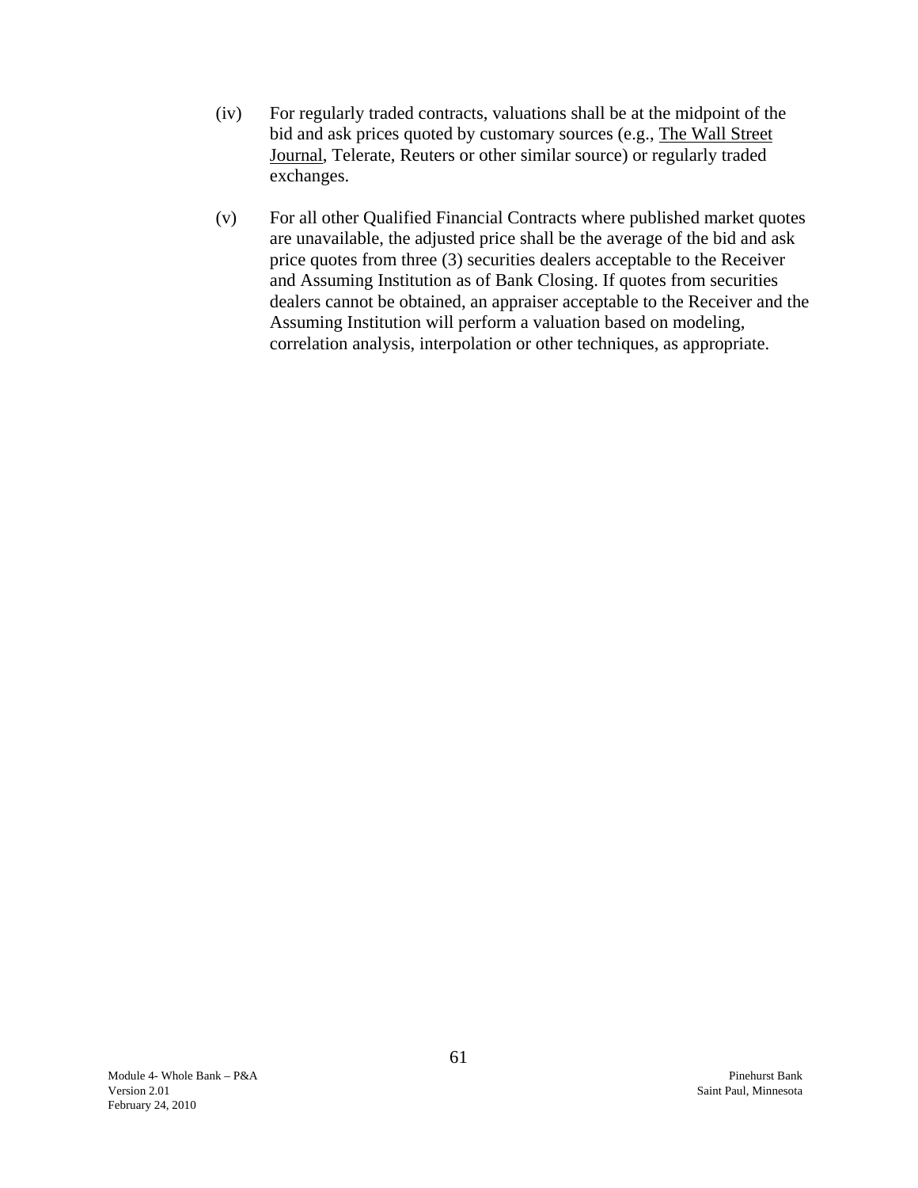(iv) For regularly traded contracts, valuations shall be at the midpoint of the bid and ask prices quoted by customary sources (e.g., The Wall Street Journal, Telerate, Reuters or other similar source) or regularly traded exchanges.

(v) For all other Qualified Financial Contracts where published market quotes are unavailable, the adjusted price shall be the average of the bid and ask price quotes from three (3) securities dealers acceptable to the Receiver and Assuming Institution as of Bank Closing. If quotes from securities dealers cannot be obtained, an appraiser acceptable to the Receiver and the Assuming Institution will perform a valuation based on modeling, correlation analysis, interpolation or other techniques, as appropriate.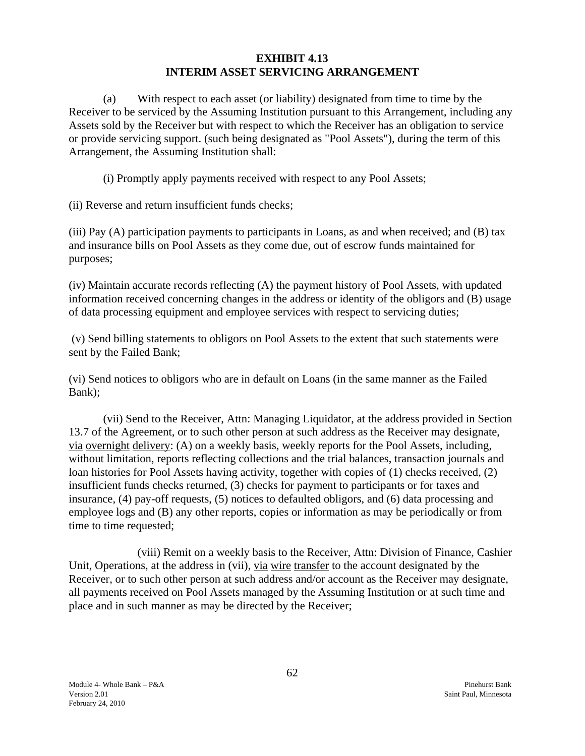# EXHIBIT 4.13
# INTERIM ASSET SERVICING ARRANGEMENT

(a) With respect to each asset (or liability) designated from time to time by the Receiver to be serviced by the Assuming Institution pursuant to this Arrangement, including any Assets sold by the Receiver but with respect to which the Receiver has an obligation to service or provide servicing support. (such being designated as "Pool Assets"), during the term of this Arrangement, the Assuming Institution shall:

(i) Promptly apply payments received with respect to any Pool Assets;

(ii) Reverse and return insufficient funds checks;

(iii) Pay (A) participation payments to participants in Loans, as and when received; and (B) tax and insurance bills on Pool Assets as they come due, out of escrow funds maintained for purposes;

(iv) Maintain accurate records reflecting (A) the payment history of Pool Assets, with updated information received concerning changes in the address or identity of the obligors and (B) usage of data processing equipment and employee services with respect to servicing duties;

(v) Send billing statements to obligors on Pool Assets to the extent that such statements were sent by the Failed Bank;

(vi) Send notices to obligors who are in default on Loans (in the same manner as the Failed Bank);

(vii) Send to the Receiver, Attn: Managing Liquidator, at the address provided in Section 13.7 of the Agreement, or to such other person at such address as the Receiver may designate, via overnight delivery: (A) on a weekly basis, weekly reports for the Pool Assets, including, without limitation, reports reflecting collections and the trial balances, transaction journals and loan histories for Pool Assets having activity, together with copies of (1) checks received, (2) insufficient funds checks returned, (3) checks for payment to participants or for taxes and insurance, (4) pay-off requests, (5) notices to defaulted obligors, and (6) data processing and employee logs and (B) any other reports, copies or information as may be periodically or from time to time requested;

(viii) Remit on a weekly basis to the Receiver, Attn: Division of Finance, Cashier Unit, Operations, at the address in (vii), via wire transfer to the account designated by the Receiver, or to such other person at such address and/or account as the Receiver may designate, all payments received on Pool Assets managed by the Assuming Institution or at such time and place and in such manner as may be directed by the Receiver;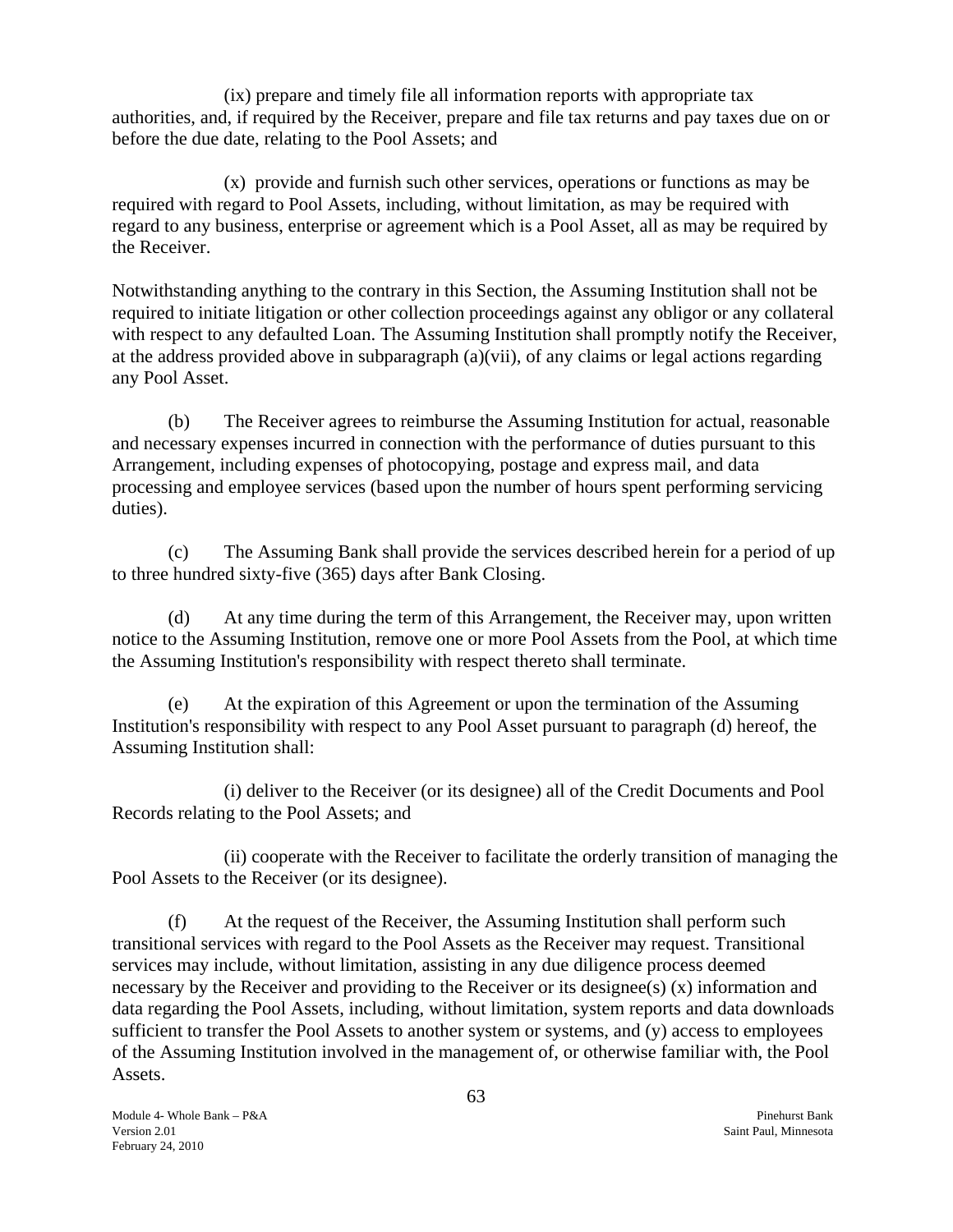(ix) prepare and timely file all information reports with appropriate tax authorities, and, if required by the Receiver, prepare and file tax returns and pay taxes due on or before the due date, relating to the Pool Assets; and

(x) provide and furnish such other services, operations or functions as may be required with regard to Pool Assets, including, without limitation, as may be required with regard to any business, enterprise or agreement which is a Pool Asset, all as may be required by the Receiver.

Notwithstanding anything to the contrary in this Section, the Assuming Institution shall not be required to initiate litigation or other collection proceedings against any obligor or any collateral with respect to any defaulted Loan. The Assuming Institution shall promptly notify the Receiver, at the address provided above in subparagraph (a)(vii), of any claims or legal actions regarding any Pool Asset.

(b) The Receiver agrees to reimburse the Assuming Institution for actual, reasonable and necessary expenses incurred in connection with the performance of duties pursuant to this Arrangement, including expenses of photocopying, postage and express mail, and data processing and employee services (based upon the number of hours spent performing servicing duties).

(c) The Assuming Bank shall provide the services described herein for a period of up to three hundred sixty-five (365) days after Bank Closing.

(d) At any time during the term of this Arrangement, the Receiver may, upon written notice to the Assuming Institution, remove one or more Pool Assets from the Pool, at which time the Assuming Institution's responsibility with respect thereto shall terminate.

(e) At the expiration of this Agreement or upon the termination of the Assuming Institution's responsibility with respect to any Pool Asset pursuant to paragraph (d) hereof, the Assuming Institution shall:

(i) deliver to the Receiver (or its designee) all of the Credit Documents and Pool Records relating to the Pool Assets; and

(ii) cooperate with the Receiver to facilitate the orderly transition of managing the Pool Assets to the Receiver (or its designee).

(f) At the request of the Receiver, the Assuming Institution shall perform such transitional services with regard to the Pool Assets as the Receiver may request. Transitional services may include, without limitation, assisting in any due diligence process deemed necessary by the Receiver and providing to the Receiver or its designee(s) (x) information and data regarding the Pool Assets, including, without limitation, system reports and data downloads sufficient to transfer the Pool Assets to another system or systems, and (y) access to employees of the Assuming Institution involved in the management of, or otherwise familiar with, the Pool Assets.